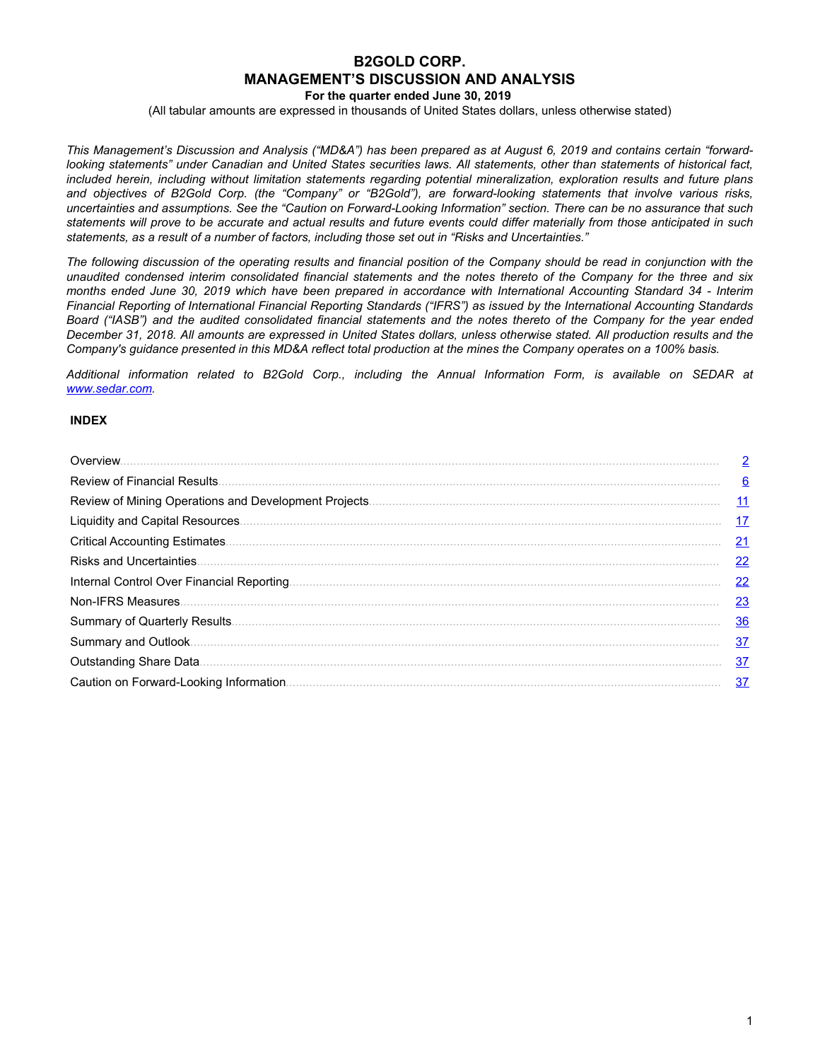# B2GOLD CORP.
# MANAGEMENT'S DISCUSSION AND ANALYSIS

**For the quarter ended June 30, 2019**

(All tabular amounts are expressed in thousands of United States dollars, unless otherwise stated)

*This Management's Discussion and Analysis ("MD&A") has been prepared as at August 6, 2019 and contains certain "forward-looking statements" under Canadian and United States securities laws. All statements, other than statements of historical fact, included herein, including without limitation statements regarding potential mineralization, exploration results and future plans and objectives of B2Gold Corp. (the "Company" or "B2Gold"), are forward-looking statements that involve various risks, uncertainties and assumptions. See the "Caution on Forward-Looking Information" section. There can be no assurance that such statements will prove to be accurate and actual results and future events could differ materially from those anticipated in such statements, as a result of a number of factors, including those set out in "Risks and Uncertainties."*

*The following discussion of the operating results and financial position of the Company should be read in conjunction with the unaudited condensed interim consolidated financial statements and the notes thereto of the Company for the three and six months ended June 30, 2019 which have been prepared in accordance with International Accounting Standard 34 - Interim Financial Reporting of International Financial Reporting Standards ("IFRS") as issued by the International Accounting Standards Board ("IASB") and the audited consolidated financial statements and the notes thereto of the Company for the year ended December 31, 2018. All amounts are expressed in United States dollars, unless otherwise stated. All production results and the Company's guidance presented in this MD&A reflect total production at the mines the Company operates on a 100% basis.*

*Additional information related to B2Gold Corp., including the Annual Information Form, is available on SEDAR at www.sedar.com.*

**INDEX**

| | |
|---|---|
| Overview | 2 |
| Review of Financial Results | 6 |
| Review of Mining Operations and Development Projects | 11 |
| Liquidity and Capital Resources | 17 |
| Critical Accounting Estimates | 21 |
| Risks and Uncertainties | 22 |
| Internal Control Over Financial Reporting | 22 |
| Non-IFRS Measures | 23 |
| Summary of Quarterly Results | 36 |
| Summary and Outlook | 37 |
| Outstanding Share Data | 37 |
| Caution on Forward-Looking Information | 37 |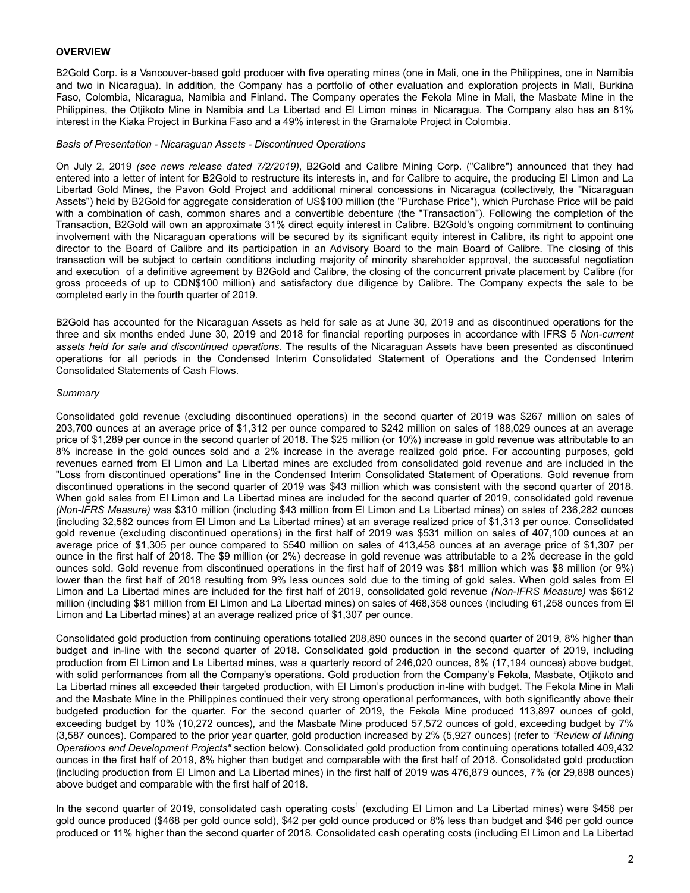## OVERVIEW

B2Gold Corp. is a Vancouver-based gold producer with five operating mines (one in Mali, one in the Philippines, one in Namibia and two in Nicaragua). In addition, the Company has a portfolio of other evaluation and exploration projects in Mali, Burkina Faso, Colombia, Nicaragua, Namibia and Finland. The Company operates the Fekola Mine in Mali, the Masbate Mine in the Philippines, the Otjikoto Mine in Namibia and La Libertad and El Limon mines in Nicaragua. The Company also has an 81% interest in the Kiaka Project in Burkina Faso and a 49% interest in the Gramalote Project in Colombia.

*Basis of Presentation - Nicaraguan Assets - Discontinued Operations*

On July 2, 2019 *(see news release dated 7/2/2019)*, B2Gold and Calibre Mining Corp. ("Calibre") announced that they had entered into a letter of intent for B2Gold to restructure its interests in, and for Calibre to acquire, the producing El Limon and La Libertad Gold Mines, the Pavon Gold Project and additional mineral concessions in Nicaragua (collectively, the "Nicaraguan Assets") held by B2Gold for aggregate consideration of US$100 million (the "Purchase Price"), which Purchase Price will be paid with a combination of cash, common shares and a convertible debenture (the "Transaction"). Following the completion of the Transaction, B2Gold will own an approximate 31% direct equity interest in Calibre. B2Gold's ongoing commitment to continuing involvement with the Nicaraguan operations will be secured by its significant equity interest in Calibre, its right to appoint one director to the Board of Calibre and its participation in an Advisory Board to the main Board of Calibre. The closing of this transaction will be subject to certain conditions including majority of minority shareholder approval, the successful negotiation and execution of a definitive agreement by B2Gold and Calibre, the closing of the concurrent private placement by Calibre (for gross proceeds of up to CDN$100 million) and satisfactory due diligence by Calibre. The Company expects the sale to be completed early in the fourth quarter of 2019.

B2Gold has accounted for the Nicaraguan Assets as held for sale as at June 30, 2019 and as discontinued operations for the three and six months ended June 30, 2019 and 2018 for financial reporting purposes in accordance with IFRS 5 *Non-current assets held for sale and discontinued operations*. The results of the Nicaraguan Assets have been presented as discontinued operations for all periods in the Condensed Interim Consolidated Statement of Operations and the Condensed Interim Consolidated Statements of Cash Flows.

*Summary*

Consolidated gold revenue (excluding discontinued operations) in the second quarter of 2019 was $267 million on sales of 203,700 ounces at an average price of $1,312 per ounce compared to $242 million on sales of 188,029 ounces at an average price of $1,289 per ounce in the second quarter of 2018. The $25 million (or 10%) increase in gold revenue was attributable to an 8% increase in the gold ounces sold and a 2% increase in the average realized gold price. For accounting purposes, gold revenues earned from El Limon and La Libertad mines are excluded from consolidated gold revenue and are included in the "Loss from discontinued operations" line in the Condensed Interim Consolidated Statement of Operations. Gold revenue from discontinued operations in the second quarter of 2019 was $43 million which was consistent with the second quarter of 2018. When gold sales from El Limon and La Libertad mines are included for the second quarter of 2019, consolidated gold revenue *(Non-IFRS Measure)* was $310 million (including $43 million from El Limon and La Libertad mines) on sales of 236,282 ounces (including 32,582 ounces from El Limon and La Libertad mines) at an average realized price of $1,313 per ounce. Consolidated gold revenue (excluding discontinued operations) in the first half of 2019 was $531 million on sales of 407,100 ounces at an average price of $1,305 per ounce compared to $540 million on sales of 413,458 ounces at an average price of $1,307 per ounce in the first half of 2018. The $9 million (or 2%) decrease in gold revenue was attributable to a 2% decrease in the gold ounces sold. Gold revenue from discontinued operations in the first half of 2019 was $81 million which was $8 million (or 9%) lower than the first half of 2018 resulting from 9% less ounces sold due to the timing of gold sales. When gold sales from El Limon and La Libertad mines are included for the first half of 2019, consolidated gold revenue *(Non-IFRS Measure)* was $612 million (including $81 million from El Limon and La Libertad mines) on sales of 468,358 ounces (including 61,258 ounces from El Limon and La Libertad mines) at an average realized price of $1,307 per ounce.

Consolidated gold production from continuing operations totalled 208,890 ounces in the second quarter of 2019, 8% higher than budget and in-line with the second quarter of 2018. Consolidated gold production in the second quarter of 2019, including production from El Limon and La Libertad mines, was a quarterly record of 246,020 ounces, 8% (17,194 ounces) above budget, with solid performances from all the Company's operations. Gold production from the Company's Fekola, Masbate, Otjikoto and La Libertad mines all exceeded their targeted production, with El Limon's production in-line with budget. The Fekola Mine in Mali and the Masbate Mine in the Philippines continued their very strong operational performances, with both significantly above their budgeted production for the quarter. For the second quarter of 2019, the Fekola Mine produced 113,897 ounces of gold, exceeding budget by 10% (10,272 ounces), and the Masbate Mine produced 57,572 ounces of gold, exceeding budget by 7% (3,587 ounces). Compared to the prior year quarter, gold production increased by 2% (5,927 ounces) (refer to *"Review of Mining Operations and Development Projects"* section below). Consolidated gold production from continuing operations totalled 409,432 ounces in the first half of 2019, 8% higher than budget and comparable with the first half of 2018. Consolidated gold production (including production from El Limon and La Libertad mines) in the first half of 2019 was 476,879 ounces, 7% (or 29,898 ounces) above budget and comparable with the first half of 2018.

In the second quarter of 2019, consolidated cash operating costs[1] (excluding El Limon and La Libertad mines) were $456 per gold ounce produced ($468 per gold ounce sold), $42 per gold ounce produced or 8% less than budget and $46 per gold ounce produced or 11% higher than the second quarter of 2018. Consolidated cash operating costs (including El Limon and La Libertad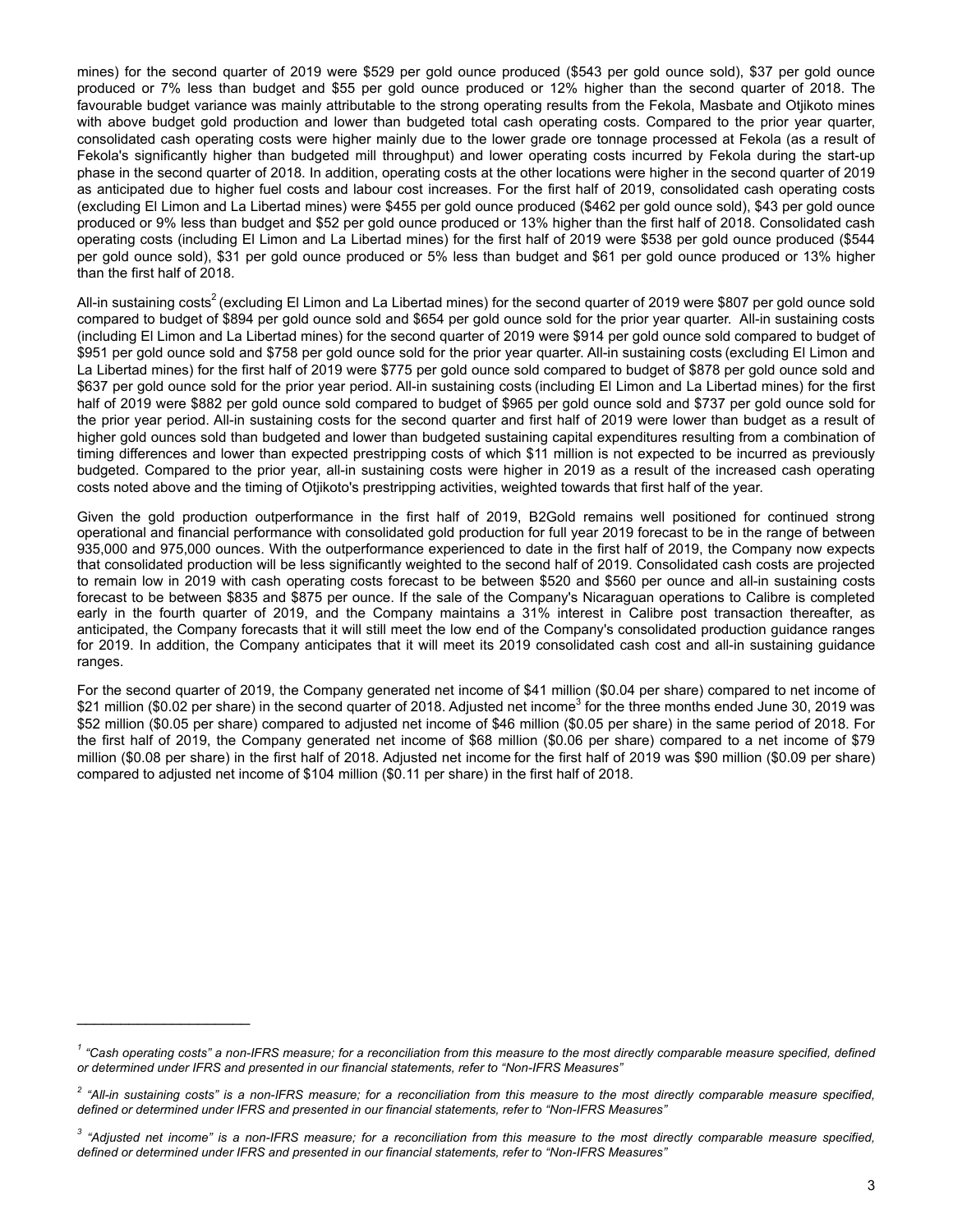mines) for the second quarter of 2019 were $529 per gold ounce produced ($543 per gold ounce sold), $37 per gold ounce produced or 7% less than budget and $55 per gold ounce produced or 12% higher than the second quarter of 2018. The favourable budget variance was mainly attributable to the strong operating results from the Fekola, Masbate and Otjikoto mines with above budget gold production and lower than budgeted total cash operating costs. Compared to the prior year quarter, consolidated cash operating costs were higher mainly due to the lower grade ore tonnage processed at Fekola (as a result of Fekola's significantly higher than budgeted mill throughput) and lower operating costs incurred by Fekola during the start-up phase in the second quarter of 2018. In addition, operating costs at the other locations were higher in the second quarter of 2019 as anticipated due to higher fuel costs and labour cost increases. For the first half of 2019, consolidated cash operating costs (excluding El Limon and La Libertad mines) were $455 per gold ounce produced ($462 per gold ounce sold), $43 per gold ounce produced or 9% less than budget and $52 per gold ounce produced or 13% higher than the first half of 2018. Consolidated cash operating costs (including El Limon and La Libertad mines) for the first half of 2019 were $538 per gold ounce produced ($544 per gold ounce sold), $31 per gold ounce produced or 5% less than budget and $61 per gold ounce produced or 13% higher than the first half of 2018.

All-in sustaining costs[2] (excluding El Limon and La Libertad mines) for the second quarter of 2019 were $807 per gold ounce sold compared to budget of $894 per gold ounce sold and $654 per gold ounce sold for the prior year quarter. All-in sustaining costs (including El Limon and La Libertad mines) for the second quarter of 2019 were $914 per gold ounce sold compared to budget of $951 per gold ounce sold and $758 per gold ounce sold for the prior year quarter. All-in sustaining costs (excluding El Limon and La Libertad mines) for the first half of 2019 were $775 per gold ounce sold compared to budget of $878 per gold ounce sold and $637 per gold ounce sold for the prior year period. All-in sustaining costs (including El Limon and La Libertad mines) for the first half of 2019 were $882 per gold ounce sold compared to budget of $965 per gold ounce sold and $737 per gold ounce sold for the prior year period. All-in sustaining costs for the second quarter and first half of 2019 were lower than budget as a result of higher gold ounces sold than budgeted and lower than budgeted sustaining capital expenditures resulting from a combination of timing differences and lower than expected prestripping costs of which $11 million is not expected to be incurred as previously budgeted. Compared to the prior year, all-in sustaining costs were higher in 2019 as a result of the increased cash operating costs noted above and the timing of Otjikoto's prestripping activities, weighted towards that first half of the year.

Given the gold production outperformance in the first half of 2019, B2Gold remains well positioned for continued strong operational and financial performance with consolidated gold production for full year 2019 forecast to be in the range of between 935,000 and 975,000 ounces. With the outperformance experienced to date in the first half of 2019, the Company now expects that consolidated production will be less significantly weighted to the second half of 2019. Consolidated cash costs are projected to remain low in 2019 with cash operating costs forecast to be between $520 and $560 per ounce and all-in sustaining costs forecast to be between $835 and $875 per ounce. If the sale of the Company's Nicaraguan operations to Calibre is completed early in the fourth quarter of 2019, and the Company maintains a 31% interest in Calibre post transaction thereafter, as anticipated, the Company forecasts that it will still meet the low end of the Company's consolidated production guidance ranges for 2019. In addition, the Company anticipates that it will meet its 2019 consolidated cash cost and all-in sustaining guidance ranges.

For the second quarter of 2019, the Company generated net income of $41 million ($0.04 per share) compared to net income of $21 million ($0.02 per share) in the second quarter of 2018. Adjusted net income[3] for the three months ended June 30, 2019 was $52 million ($0.05 per share) compared to adjusted net income of $46 million ($0.05 per share) in the same period of 2018. For the first half of 2019, the Company generated net income of $68 million ($0.06 per share) compared to a net income of $79 million ($0.08 per share) in the first half of 2018. Adjusted net income for the first half of 2019 was $90 million ($0.09 per share) compared to adjusted net income of $104 million ($0.11 per share) in the first half of 2018.

---

[1] *"Cash operating costs" a non-IFRS measure; for a reconciliation from this measure to the most directly comparable measure specified, defined or determined under IFRS and presented in our financial statements, refer to "Non-IFRS Measures"*

[2] *"All-in sustaining costs" is a non-IFRS measure; for a reconciliation from this measure to the most directly comparable measure specified, defined or determined under IFRS and presented in our financial statements, refer to "Non-IFRS Measures"*

[3] *"Adjusted net income" is a non-IFRS measure; for a reconciliation from this measure to the most directly comparable measure specified, defined or determined under IFRS and presented in our financial statements, refer to "Non-IFRS Measures"*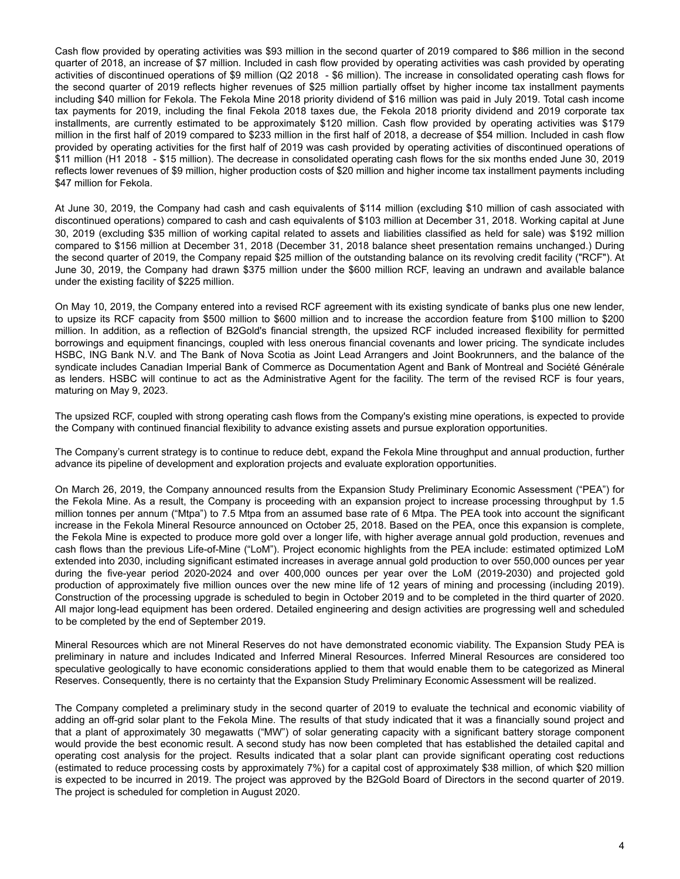Cash flow provided by operating activities was $93 million in the second quarter of 2019 compared to $86 million in the second quarter of 2018, an increase of $7 million. Included in cash flow provided by operating activities was cash provided by operating activities of discontinued operations of $9 million (Q2 2018 - $6 million). The increase in consolidated operating cash flows for the second quarter of 2019 reflects higher revenues of $25 million partially offset by higher income tax installment payments including $40 million for Fekola. The Fekola Mine 2018 priority dividend of $16 million was paid in July 2019. Total cash income tax payments for 2019, including the final Fekola 2018 taxes due, the Fekola 2018 priority dividend and 2019 corporate tax installments, are currently estimated to be approximately $120 million. Cash flow provided by operating activities was $179 million in the first half of 2019 compared to $233 million in the first half of 2018, a decrease of $54 million. Included in cash flow provided by operating activities for the first half of 2019 was cash provided by operating activities of discontinued operations of $11 million (H1 2018 - $15 million). The decrease in consolidated operating cash flows for the six months ended June 30, 2019 reflects lower revenues of $9 million, higher production costs of $20 million and higher income tax installment payments including $47 million for Fekola.

At June 30, 2019, the Company had cash and cash equivalents of $114 million (excluding $10 million of cash associated with discontinued operations) compared to cash and cash equivalents of $103 million at December 31, 2018. Working capital at June 30, 2019 (excluding $35 million of working capital related to assets and liabilities classified as held for sale) was $192 million compared to $156 million at December 31, 2018 (December 31, 2018 balance sheet presentation remains unchanged.) During the second quarter of 2019, the Company repaid $25 million of the outstanding balance on its revolving credit facility ("RCF"). At June 30, 2019, the Company had drawn $375 million under the $600 million RCF, leaving an undrawn and available balance under the existing facility of $225 million.

On May 10, 2019, the Company entered into a revised RCF agreement with its existing syndicate of banks plus one new lender, to upsize its RCF capacity from $500 million to $600 million and to increase the accordion feature from $100 million to $200 million. In addition, as a reflection of B2Gold's financial strength, the upsized RCF included increased flexibility for permitted borrowings and equipment financings, coupled with less onerous financial covenants and lower pricing. The syndicate includes HSBC, ING Bank N.V. and The Bank of Nova Scotia as Joint Lead Arrangers and Joint Bookrunners, and the balance of the syndicate includes Canadian Imperial Bank of Commerce as Documentation Agent and Bank of Montreal and Société Générale as lenders. HSBC will continue to act as the Administrative Agent for the facility. The term of the revised RCF is four years, maturing on May 9, 2023.

The upsized RCF, coupled with strong operating cash flows from the Company's existing mine operations, is expected to provide the Company with continued financial flexibility to advance existing assets and pursue exploration opportunities.

The Company's current strategy is to continue to reduce debt, expand the Fekola Mine throughput and annual production, further advance its pipeline of development and exploration projects and evaluate exploration opportunities.

On March 26, 2019, the Company announced results from the Expansion Study Preliminary Economic Assessment ("PEA") for the Fekola Mine. As a result, the Company is proceeding with an expansion project to increase processing throughput by 1.5 million tonnes per annum ("Mtpa") to 7.5 Mtpa from an assumed base rate of 6 Mtpa. The PEA took into account the significant increase in the Fekola Mineral Resource announced on October 25, 2018. Based on the PEA, once this expansion is complete, the Fekola Mine is expected to produce more gold over a longer life, with higher average annual gold production, revenues and cash flows than the previous Life-of-Mine ("LoM"). Project economic highlights from the PEA include: estimated optimized LoM extended into 2030, including significant estimated increases in average annual gold production to over 550,000 ounces per year during the five-year period 2020-2024 and over 400,000 ounces per year over the LoM (2019-2030) and projected gold production of approximately five million ounces over the new mine life of 12 years of mining and processing (including 2019). Construction of the processing upgrade is scheduled to begin in October 2019 and to be completed in the third quarter of 2020. All major long-lead equipment has been ordered. Detailed engineering and design activities are progressing well and scheduled to be completed by the end of September 2019.

Mineral Resources which are not Mineral Reserves do not have demonstrated economic viability. The Expansion Study PEA is preliminary in nature and includes Indicated and Inferred Mineral Resources. Inferred Mineral Resources are considered too speculative geologically to have economic considerations applied to them that would enable them to be categorized as Mineral Reserves. Consequently, there is no certainty that the Expansion Study Preliminary Economic Assessment will be realized.

The Company completed a preliminary study in the second quarter of 2019 to evaluate the technical and economic viability of adding an off-grid solar plant to the Fekola Mine. The results of that study indicated that it was a financially sound project and that a plant of approximately 30 megawatts ("MW") of solar generating capacity with a significant battery storage component would provide the best economic result. A second study has now been completed that has established the detailed capital and operating cost analysis for the project. Results indicated that a solar plant can provide significant operating cost reductions (estimated to reduce processing costs by approximately 7%) for a capital cost of approximately $38 million, of which $20 million is expected to be incurred in 2019. The project was approved by the B2Gold Board of Directors in the second quarter of 2019. The project is scheduled for completion in August 2020.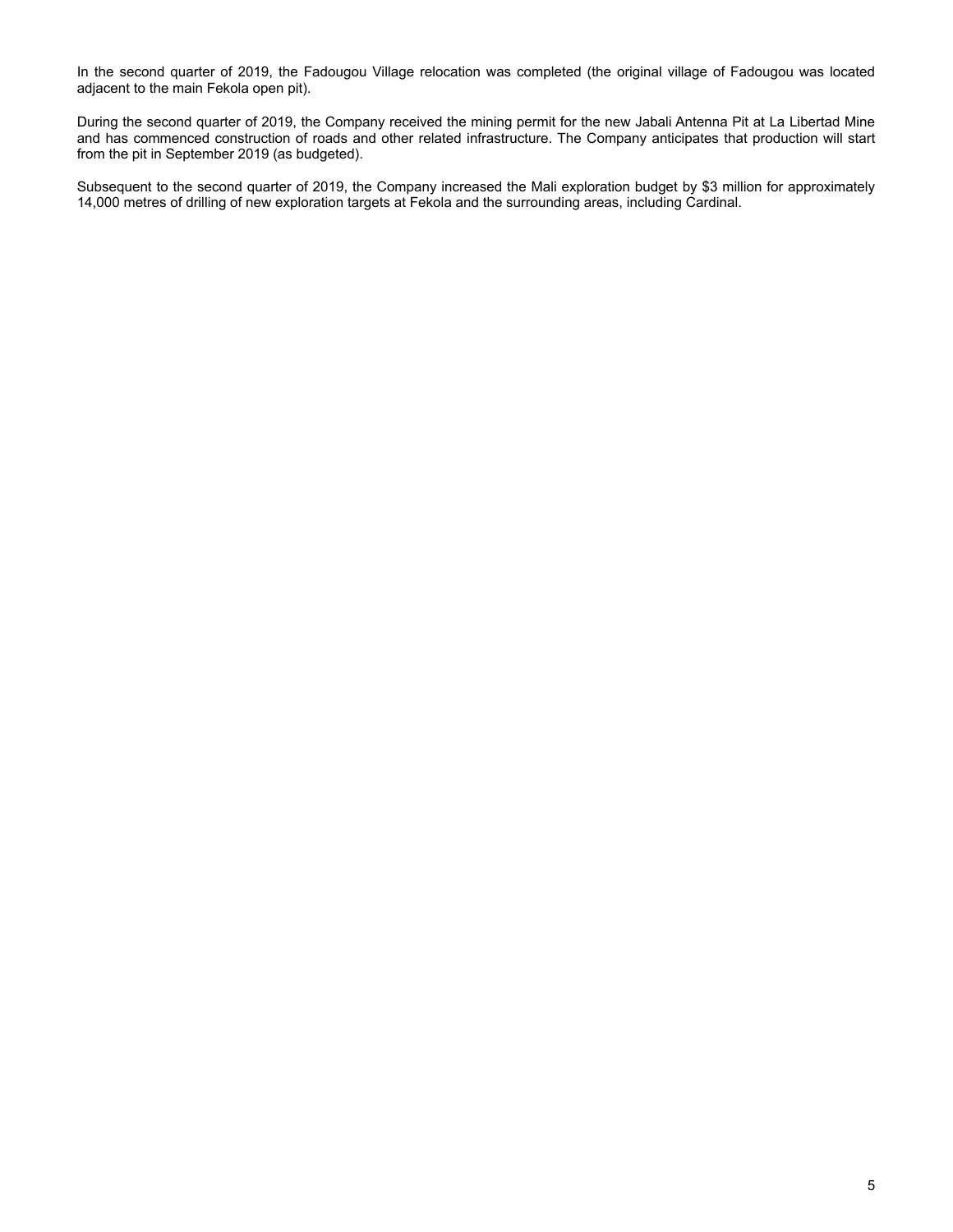In the second quarter of 2019, the Fadougou Village relocation was completed (the original village of Fadougou was located adjacent to the main Fekola open pit).

During the second quarter of 2019, the Company received the mining permit for the new Jabali Antenna Pit at La Libertad Mine and has commenced construction of roads and other related infrastructure. The Company anticipates that production will start from the pit in September 2019 (as budgeted).

Subsequent to the second quarter of 2019, the Company increased the Mali exploration budget by $3 million for approximately 14,000 metres of drilling of new exploration targets at Fekola and the surrounding areas, including Cardinal.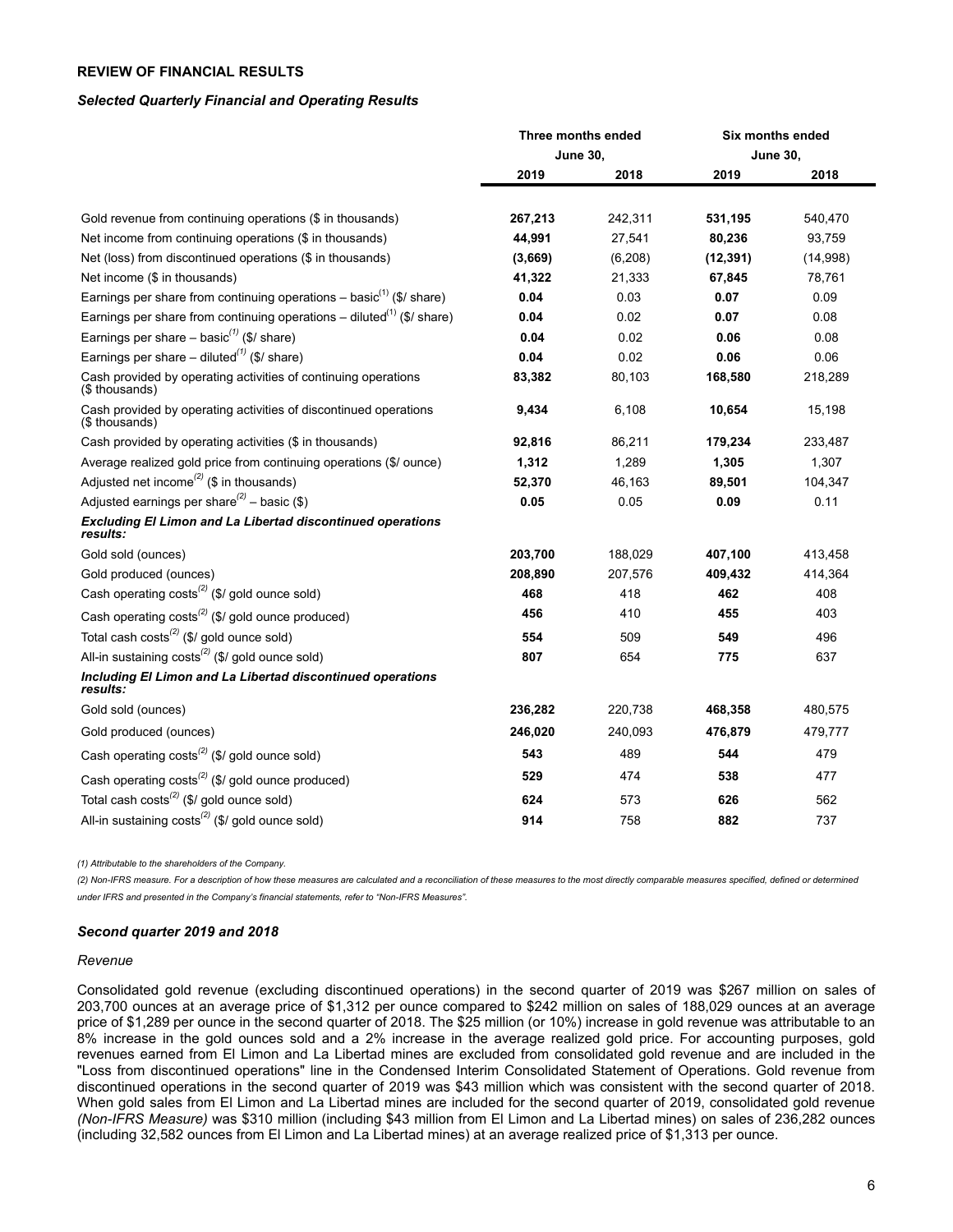## REVIEW OF FINANCIAL RESULTS

### *Selected Quarterly Financial and Operating Results*

| | Three months ended June 30, | | Six months ended June 30, | |
|---|---|---|---|---|
| | **2019** | **2018** | **2019** | **2018** |
| Gold revenue from continuing operations ($ in thousands) | **267,213** | 242,311 | **531,195** | 540,470 |
| Net income from continuing operations ($ in thousands) | **44,991** | 27,541 | **80,236** | 93,759 |
| Net (loss) from discontinued operations ($ in thousands) | **(3,669)** | (6,208) | **(12,391)** | (14,998) |
| Net income ($ in thousands) | **41,322** | 21,333 | **67,845** | 78,761 |
| Earnings per share from continuing operations – basic[(1)] ($/ share) | **0.04** | 0.03 | **0.07** | 0.09 |
| Earnings per share from continuing operations – diluted[(1)] ($/ share) | **0.04** | 0.02 | **0.07** | 0.08 |
| Earnings per share – basic[(1)] ($/ share) | **0.04** | 0.02 | **0.06** | 0.08 |
| Earnings per share – diluted[(1)] ($/ share) | **0.04** | 0.02 | **0.06** | 0.06 |
| Cash provided by operating activities of continuing operations ($ thousands) | **83,382** | 80,103 | **168,580** | 218,289 |
| Cash provided by operating activities of discontinued operations ($ thousands) | **9,434** | 6,108 | **10,654** | 15,198 |
| Cash provided by operating activities ($ in thousands) | **92,816** | 86,211 | **179,234** | 233,487 |
| Average realized gold price from continuing operations ($/ ounce) | **1,312** | 1,289 | **1,305** | 1,307 |
| Adjusted net income[(2)] ($ in thousands) | **52,370** | 46,163 | **89,501** | 104,347 |
| Adjusted earnings per share[(2)] – basic ($) | **0.05** | 0.05 | **0.09** | 0.11 |
| ***Excluding El Limon and La Libertad discontinued operations results:*** | | | | |
| Gold sold (ounces) | **203,700** | 188,029 | **407,100** | 413,458 |
| Gold produced (ounces) | **208,890** | 207,576 | **409,432** | 414,364 |
| Cash operating costs[(2)] ($/ gold ounce sold) | **468** | 418 | **462** | 408 |
| Cash operating costs[(2)] ($/ gold ounce produced) | **456** | 410 | **455** | 403 |
| Total cash costs[(2)] ($/ gold ounce sold) | **554** | 509 | **549** | 496 |
| All-in sustaining costs[(2)] ($/ gold ounce sold) | **807** | 654 | **775** | 637 |
| ***Including El Limon and La Libertad discontinued operations results:*** | | | | |
| Gold sold (ounces) | **236,282** | 220,738 | **468,358** | 480,575 |
| Gold produced (ounces) | **246,020** | 240,093 | **476,879** | 479,777 |
| Cash operating costs[(2)] ($/ gold ounce sold) | **543** | 489 | **544** | 479 |
| Cash operating costs[(2)] ($/ gold ounce produced) | **529** | 474 | **538** | 477 |
| Total cash costs[(2)] ($/ gold ounce sold) | **624** | 573 | **626** | 562 |
| All-in sustaining costs[(2)] ($/ gold ounce sold) | **914** | 758 | **882** | 737 |

*(1) Attributable to the shareholders of the Company.*

*(2) Non-IFRS measure. For a description of how these measures are calculated and a reconciliation of these measures to the most directly comparable measures specified, defined or determined under IFRS and presented in the Company's financial statements, refer to "Non-IFRS Measures".*

### *Second quarter 2019 and 2018*

*Revenue*

Consolidated gold revenue (excluding discontinued operations) in the second quarter of 2019 was $267 million on sales of 203,700 ounces at an average price of $1,312 per ounce compared to $242 million on sales of 188,029 ounces at an average price of $1,289 per ounce in the second quarter of 2018. The $25 million (or 10%) increase in gold revenue was attributable to an 8% increase in the gold ounces sold and a 2% increase in the average realized gold price. For accounting purposes, gold revenues earned from El Limon and La Libertad mines are excluded from consolidated gold revenue and are included in the "Loss from discontinued operations" line in the Condensed Interim Consolidated Statement of Operations. Gold revenue from discontinued operations in the second quarter of 2019 was $43 million which was consistent with the second quarter of 2018. When gold sales from El Limon and La Libertad mines are included for the second quarter of 2019, consolidated gold revenue *(Non-IFRS Measure)* was $310 million (including $43 million from El Limon and La Libertad mines) on sales of 236,282 ounces (including 32,582 ounces from El Limon and La Libertad mines) at an average realized price of $1,313 per ounce.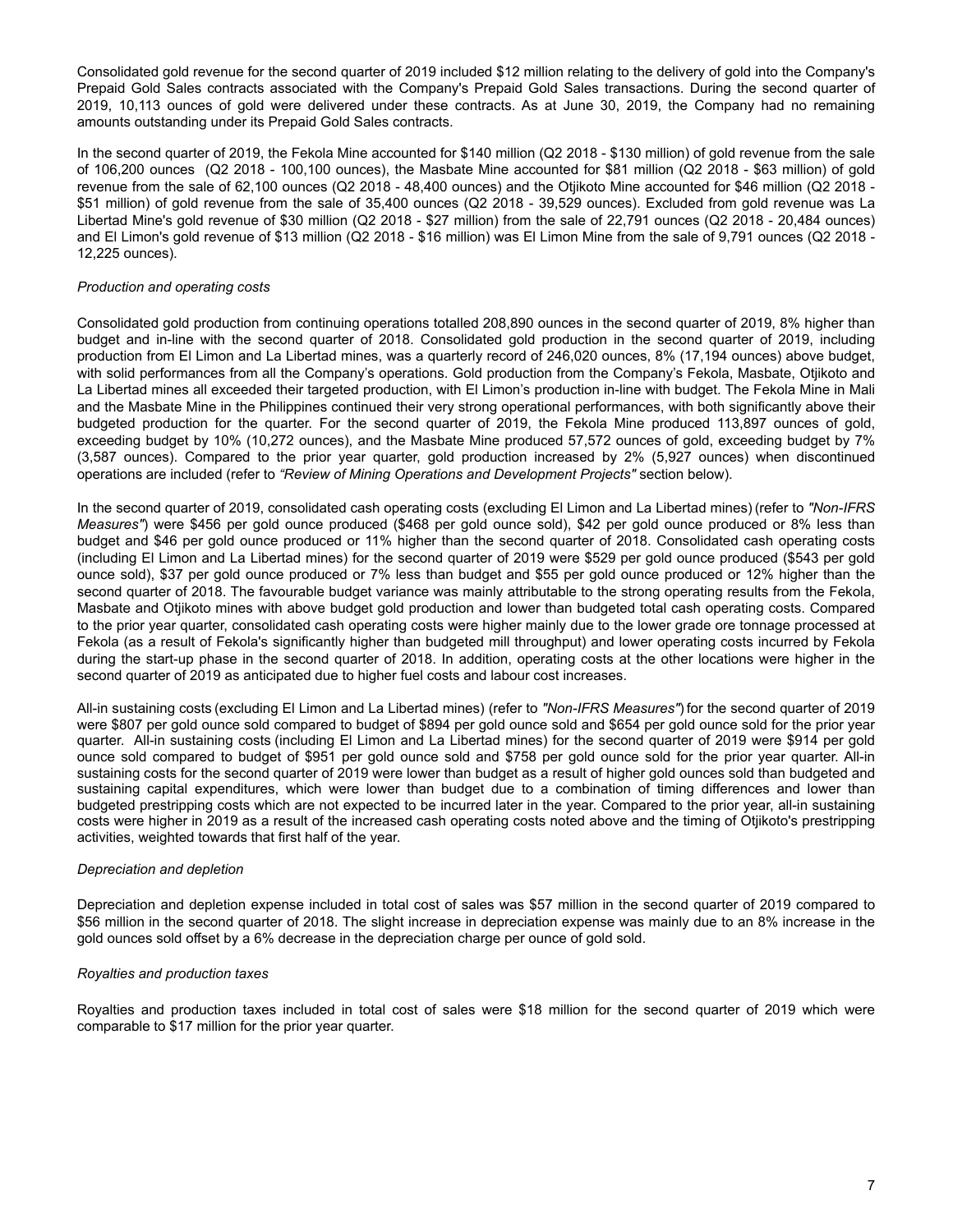Consolidated gold revenue for the second quarter of 2019 included $12 million relating to the delivery of gold into the Company's Prepaid Gold Sales contracts associated with the Company's Prepaid Gold Sales transactions. During the second quarter of 2019, 10,113 ounces of gold were delivered under these contracts. As at June 30, 2019, the Company had no remaining amounts outstanding under its Prepaid Gold Sales contracts.

In the second quarter of 2019, the Fekola Mine accounted for $140 million (Q2 2018 - $130 million) of gold revenue from the sale of 106,200 ounces (Q2 2018 - 100,100 ounces), the Masbate Mine accounted for $81 million (Q2 2018 - $63 million) of gold revenue from the sale of 62,100 ounces (Q2 2018 - 48,400 ounces) and the Otjikoto Mine accounted for $46 million (Q2 2018 - $51 million) of gold revenue from the sale of 35,400 ounces (Q2 2018 - 39,529 ounces). Excluded from gold revenue was La Libertad Mine's gold revenue of $30 million (Q2 2018 - $27 million) from the sale of 22,791 ounces (Q2 2018 - 20,484 ounces) and El Limon's gold revenue of $13 million (Q2 2018 - $16 million) was El Limon Mine from the sale of 9,791 ounces (Q2 2018 - 12,225 ounces).

*Production and operating costs*

Consolidated gold production from continuing operations totalled 208,890 ounces in the second quarter of 2019, 8% higher than budget and in-line with the second quarter of 2018. Consolidated gold production in the second quarter of 2019, including production from El Limon and La Libertad mines, was a quarterly record of 246,020 ounces, 8% (17,194 ounces) above budget, with solid performances from all the Company's operations. Gold production from the Company's Fekola, Masbate, Otjikoto and La Libertad mines all exceeded their targeted production, with El Limon's production in-line with budget. The Fekola Mine in Mali and the Masbate Mine in the Philippines continued their very strong operational performances, with both significantly above their budgeted production for the quarter. For the second quarter of 2019, the Fekola Mine produced 113,897 ounces of gold, exceeding budget by 10% (10,272 ounces), and the Masbate Mine produced 57,572 ounces of gold, exceeding budget by 7% (3,587 ounces). Compared to the prior year quarter, gold production increased by 2% (5,927 ounces) when discontinued operations are included (refer to *"Review of Mining Operations and Development Projects"* section below).

In the second quarter of 2019, consolidated cash operating costs (excluding El Limon and La Libertad mines) (refer to *"Non-IFRS Measures"*) were $456 per gold ounce produced ($468 per gold ounce sold), $42 per gold ounce produced or 8% less than budget and $46 per gold ounce produced or 11% higher than the second quarter of 2018. Consolidated cash operating costs (including El Limon and La Libertad mines) for the second quarter of 2019 were $529 per gold ounce produced ($543 per gold ounce sold), $37 per gold ounce produced or 7% less than budget and $55 per gold ounce produced or 12% higher than the second quarter of 2018. The favourable budget variance was mainly attributable to the strong operating results from the Fekola, Masbate and Otjikoto mines with above budget gold production and lower than budgeted total cash operating costs. Compared to the prior year quarter, consolidated cash operating costs were higher mainly due to the lower grade ore tonnage processed at Fekola (as a result of Fekola's significantly higher than budgeted mill throughput) and lower operating costs incurred by Fekola during the start-up phase in the second quarter of 2018. In addition, operating costs at the other locations were higher in the second quarter of 2019 as anticipated due to higher fuel costs and labour cost increases.

All-in sustaining costs (excluding El Limon and La Libertad mines) (refer to *"Non-IFRS Measures"*) for the second quarter of 2019 were $807 per gold ounce sold compared to budget of $894 per gold ounce sold and $654 per gold ounce sold for the prior year quarter. All-in sustaining costs (including El Limon and La Libertad mines) for the second quarter of 2019 were $914 per gold ounce sold compared to budget of $951 per gold ounce sold and $758 per gold ounce sold for the prior year quarter. All-in sustaining costs for the second quarter of 2019 were lower than budget as a result of higher gold ounces sold than budgeted and sustaining capital expenditures, which were lower than budget due to a combination of timing differences and lower than budgeted prestripping costs which are not expected to be incurred later in the year. Compared to the prior year, all-in sustaining costs were higher in 2019 as a result of the increased cash operating costs noted above and the timing of Otjikoto's prestripping activities, weighted towards that first half of the year.

*Depreciation and depletion*

Depreciation and depletion expense included in total cost of sales was $57 million in the second quarter of 2019 compared to $56 million in the second quarter of 2018. The slight increase in depreciation expense was mainly due to an 8% increase in the gold ounces sold offset by a 6% decrease in the depreciation charge per ounce of gold sold.

*Royalties and production taxes*

Royalties and production taxes included in total cost of sales were $18 million for the second quarter of 2019 which were comparable to $17 million for the prior year quarter.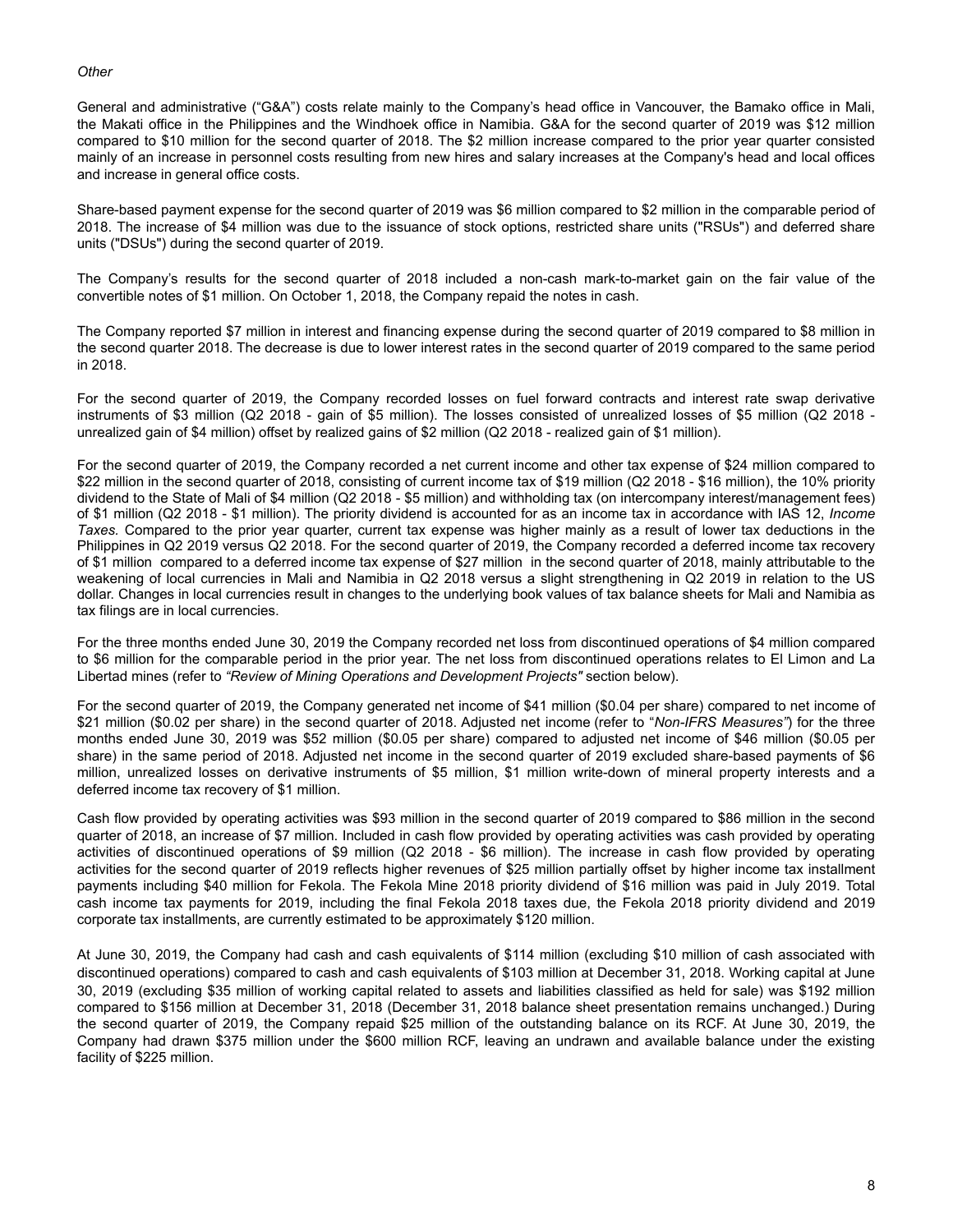*Other*

General and administrative ("G&A") costs relate mainly to the Company's head office in Vancouver, the Bamako office in Mali, the Makati office in the Philippines and the Windhoek office in Namibia. G&A for the second quarter of 2019 was $12 million compared to $10 million for the second quarter of 2018. The $2 million increase compared to the prior year quarter consisted mainly of an increase in personnel costs resulting from new hires and salary increases at the Company's head and local offices and increase in general office costs.

Share-based payment expense for the second quarter of 2019 was $6 million compared to $2 million in the comparable period of 2018. The increase of $4 million was due to the issuance of stock options, restricted share units ("RSUs") and deferred share units ("DSUs") during the second quarter of 2019.

The Company's results for the second quarter of 2018 included a non-cash mark-to-market gain on the fair value of the convertible notes of $1 million. On October 1, 2018, the Company repaid the notes in cash.

The Company reported $7 million in interest and financing expense during the second quarter of 2019 compared to $8 million in the second quarter 2018. The decrease is due to lower interest rates in the second quarter of 2019 compared to the same period in 2018.

For the second quarter of 2019, the Company recorded losses on fuel forward contracts and interest rate swap derivative instruments of $3 million (Q2 2018 - gain of $5 million). The losses consisted of unrealized losses of $5 million (Q2 2018 - unrealized gain of $4 million) offset by realized gains of $2 million (Q2 2018 - realized gain of $1 million).

For the second quarter of 2019, the Company recorded a net current income and other tax expense of $24 million compared to $22 million in the second quarter of 2018, consisting of current income tax of $19 million (Q2 2018 - $16 million), the 10% priority dividend to the State of Mali of $4 million (Q2 2018 - $5 million) and withholding tax (on intercompany interest/management fees) of $1 million (Q2 2018 - $1 million). The priority dividend is accounted for as an income tax in accordance with IAS 12, *Income Taxes.* Compared to the prior year quarter, current tax expense was higher mainly as a result of lower tax deductions in the Philippines in Q2 2019 versus Q2 2018. For the second quarter of 2019, the Company recorded a deferred income tax recovery of $1 million compared to a deferred income tax expense of $27 million in the second quarter of 2018, mainly attributable to the weakening of local currencies in Mali and Namibia in Q2 2018 versus a slight strengthening in Q2 2019 in relation to the US dollar. Changes in local currencies result in changes to the underlying book values of tax balance sheets for Mali and Namibia as tax filings are in local currencies.

For the three months ended June 30, 2019 the Company recorded net loss from discontinued operations of $4 million compared to $6 million for the comparable period in the prior year. The net loss from discontinued operations relates to El Limon and La Libertad mines (refer to *"Review of Mining Operations and Development Projects"* section below).

For the second quarter of 2019, the Company generated net income of $41 million ($0.04 per share) compared to net income of $21 million ($0.02 per share) in the second quarter of 2018. Adjusted net income (refer to "*Non-IFRS Measures*") for the three months ended June 30, 2019 was $52 million ($0.05 per share) compared to adjusted net income of $46 million ($0.05 per share) in the same period of 2018. Adjusted net income in the second quarter of 2019 excluded share-based payments of $6 million, unrealized losses on derivative instruments of $5 million, $1 million write-down of mineral property interests and a deferred income tax recovery of $1 million.

Cash flow provided by operating activities was $93 million in the second quarter of 2019 compared to $86 million in the second quarter of 2018, an increase of $7 million. Included in cash flow provided by operating activities was cash provided by operating activities of discontinued operations of $9 million (Q2 2018 - $6 million). The increase in cash flow provided by operating activities for the second quarter of 2019 reflects higher revenues of $25 million partially offset by higher income tax installment payments including $40 million for Fekola. The Fekola Mine 2018 priority dividend of $16 million was paid in July 2019. Total cash income tax payments for 2019, including the final Fekola 2018 taxes due, the Fekola 2018 priority dividend and 2019 corporate tax installments, are currently estimated to be approximately $120 million.

At June 30, 2019, the Company had cash and cash equivalents of $114 million (excluding $10 million of cash associated with discontinued operations) compared to cash and cash equivalents of $103 million at December 31, 2018. Working capital at June 30, 2019 (excluding $35 million of working capital related to assets and liabilities classified as held for sale) was $192 million compared to $156 million at December 31, 2018 (December 31, 2018 balance sheet presentation remains unchanged.) During the second quarter of 2019, the Company repaid $25 million of the outstanding balance on its RCF. At June 30, 2019, the Company had drawn $375 million under the $600 million RCF, leaving an undrawn and available balance under the existing facility of $225 million.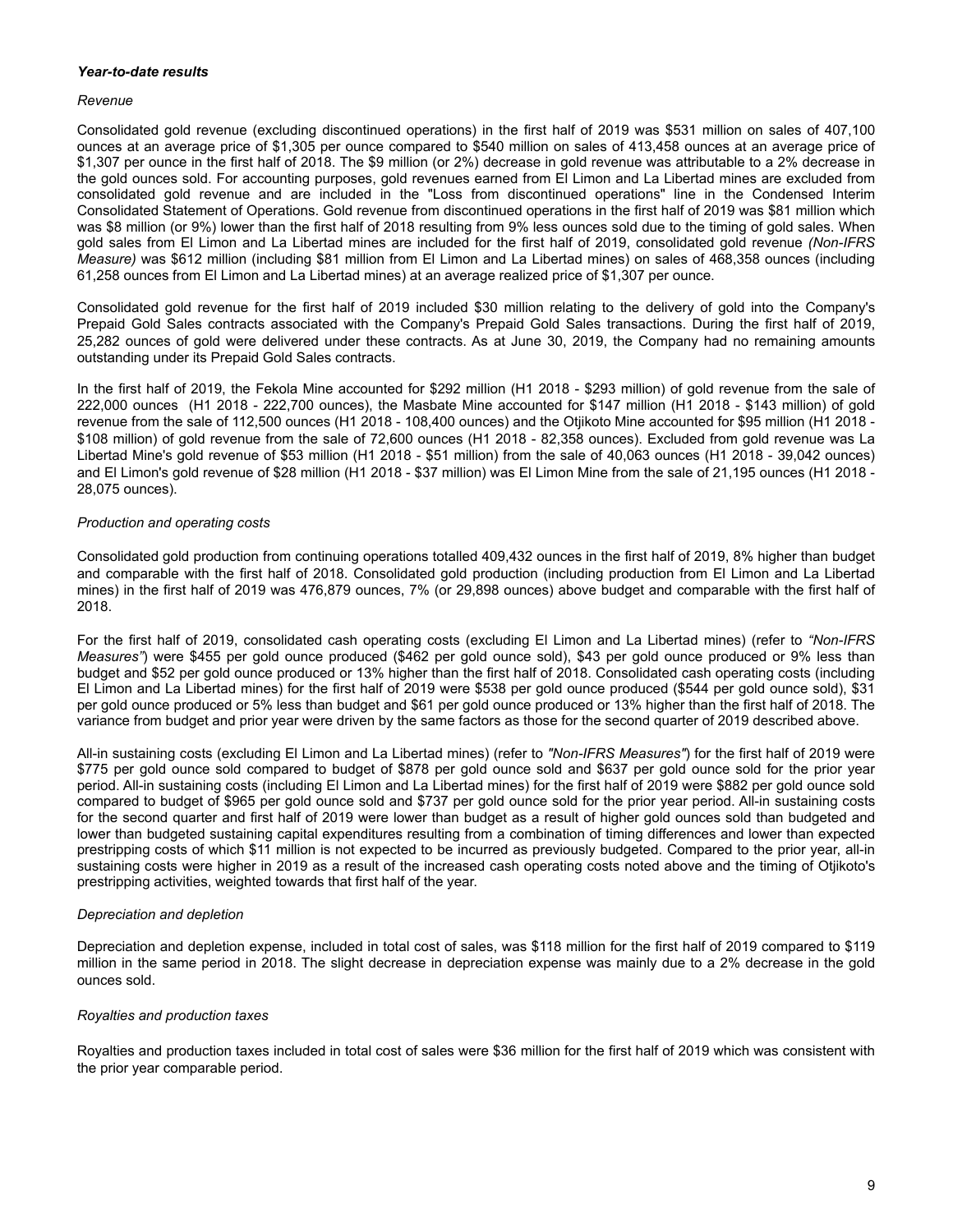***Year-to-date results***

*Revenue*

Consolidated gold revenue (excluding discontinued operations) in the first half of 2019 was $531 million on sales of 407,100 ounces at an average price of $1,305 per ounce compared to $540 million on sales of 413,458 ounces at an average price of $1,307 per ounce in the first half of 2018. The $9 million (or 2%) decrease in gold revenue was attributable to a 2% decrease in the gold ounces sold. For accounting purposes, gold revenues earned from El Limon and La Libertad mines are excluded from consolidated gold revenue and are included in the "Loss from discontinued operations" line in the Condensed Interim Consolidated Statement of Operations. Gold revenue from discontinued operations in the first half of 2019 was $81 million which was $8 million (or 9%) lower than the first half of 2018 resulting from 9% less ounces sold due to the timing of gold sales. When gold sales from El Limon and La Libertad mines are included for the first half of 2019, consolidated gold revenue *(Non-IFRS Measure)* was $612 million (including $81 million from El Limon and La Libertad mines) on sales of 468,358 ounces (including 61,258 ounces from El Limon and La Libertad mines) at an average realized price of $1,307 per ounce.

Consolidated gold revenue for the first half of 2019 included $30 million relating to the delivery of gold into the Company's Prepaid Gold Sales contracts associated with the Company's Prepaid Gold Sales transactions. During the first half of 2019, 25,282 ounces of gold were delivered under these contracts. As at June 30, 2019, the Company had no remaining amounts outstanding under its Prepaid Gold Sales contracts.

In the first half of 2019, the Fekola Mine accounted for $292 million (H1 2018 - $293 million) of gold revenue from the sale of 222,000 ounces (H1 2018 - 222,700 ounces), the Masbate Mine accounted for $147 million (H1 2018 - $143 million) of gold revenue from the sale of 112,500 ounces (H1 2018 - 108,400 ounces) and the Otjikoto Mine accounted for $95 million (H1 2018 - $108 million) of gold revenue from the sale of 72,600 ounces (H1 2018 - 82,358 ounces). Excluded from gold revenue was La Libertad Mine's gold revenue of $53 million (H1 2018 - $51 million) from the sale of 40,063 ounces (H1 2018 - 39,042 ounces) and El Limon's gold revenue of $28 million (H1 2018 - $37 million) was El Limon Mine from the sale of 21,195 ounces (H1 2018 - 28,075 ounces).

*Production and operating costs*

Consolidated gold production from continuing operations totalled 409,432 ounces in the first half of 2019, 8% higher than budget and comparable with the first half of 2018. Consolidated gold production (including production from El Limon and La Libertad mines) in the first half of 2019 was 476,879 ounces, 7% (or 29,898 ounces) above budget and comparable with the first half of 2018.

For the first half of 2019, consolidated cash operating costs (excluding El Limon and La Libertad mines) (refer to *"Non-IFRS Measures"*) were $455 per gold ounce produced ($462 per gold ounce sold), $43 per gold ounce produced or 9% less than budget and $52 per gold ounce produced or 13% higher than the first half of 2018. Consolidated cash operating costs (including El Limon and La Libertad mines) for the first half of 2019 were $538 per gold ounce produced ($544 per gold ounce sold), $31 per gold ounce produced or 5% less than budget and $61 per gold ounce produced or 13% higher than the first half of 2018. The variance from budget and prior year were driven by the same factors as those for the second quarter of 2019 described above.

All-in sustaining costs (excluding El Limon and La Libertad mines) (refer to *"Non-IFRS Measures"*) for the first half of 2019 were $775 per gold ounce sold compared to budget of $878 per gold ounce sold and $637 per gold ounce sold for the prior year period. All-in sustaining costs (including El Limon and La Libertad mines) for the first half of 2019 were $882 per gold ounce sold compared to budget of $965 per gold ounce sold and $737 per gold ounce sold for the prior year period. All-in sustaining costs for the second quarter and first half of 2019 were lower than budget as a result of higher gold ounces sold than budgeted and lower than budgeted sustaining capital expenditures resulting from a combination of timing differences and lower than expected prestripping costs of which $11 million is not expected to be incurred as previously budgeted. Compared to the prior year, all-in sustaining costs were higher in 2019 as a result of the increased cash operating costs noted above and the timing of Otjikoto's prestripping activities, weighted towards that first half of the year.

*Depreciation and depletion*

Depreciation and depletion expense, included in total cost of sales, was $118 million for the first half of 2019 compared to $119 million in the same period in 2018. The slight decrease in depreciation expense was mainly due to a 2% decrease in the gold ounces sold.

*Royalties and production taxes*

Royalties and production taxes included in total cost of sales were $36 million for the first half of 2019 which was consistent with the prior year comparable period.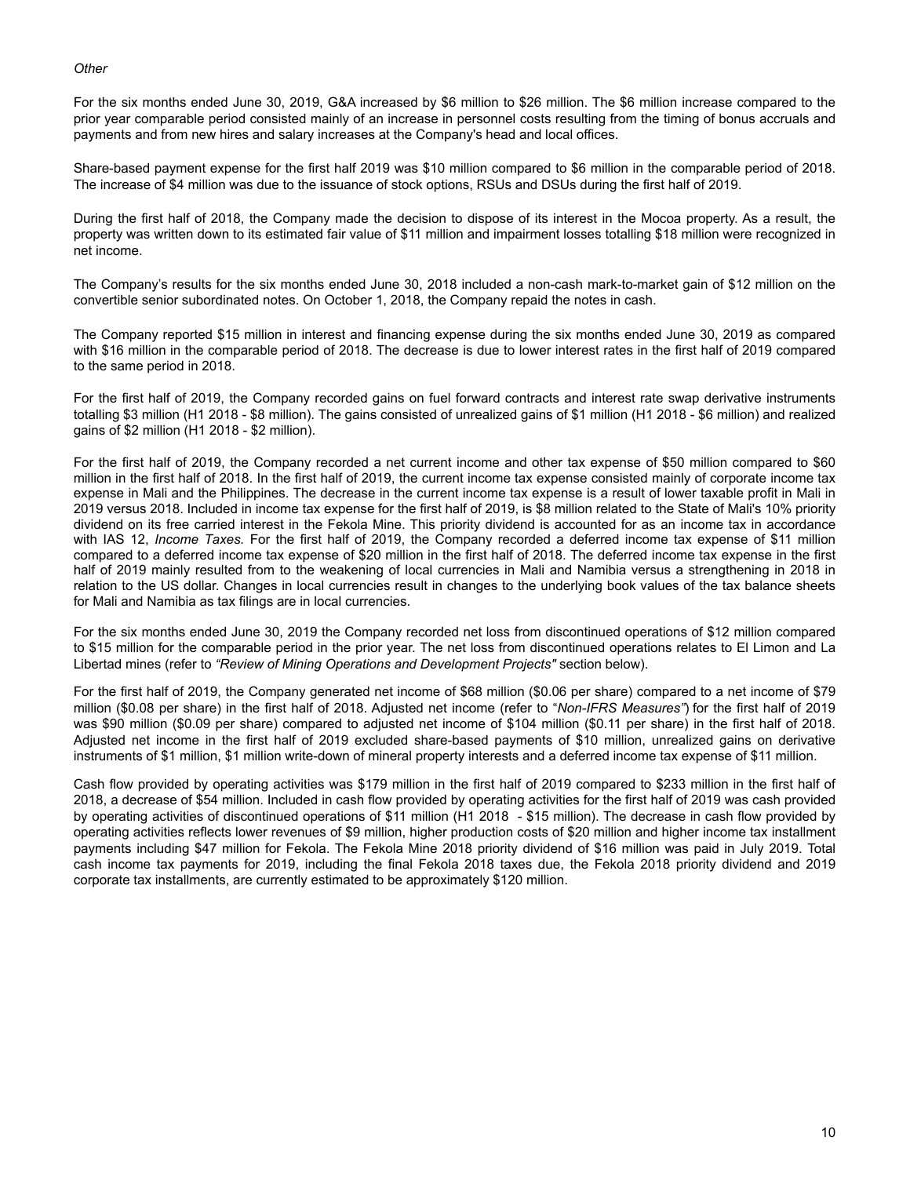*Other*

For the six months ended June 30, 2019, G&A increased by $6 million to $26 million. The $6 million increase compared to the prior year comparable period consisted mainly of an increase in personnel costs resulting from the timing of bonus accruals and payments and from new hires and salary increases at the Company's head and local offices.

Share-based payment expense for the first half 2019 was $10 million compared to $6 million in the comparable period of 2018. The increase of $4 million was due to the issuance of stock options, RSUs and DSUs during the first half of 2019.

During the first half of 2018, the Company made the decision to dispose of its interest in the Mocoa property. As a result, the property was written down to its estimated fair value of $11 million and impairment losses totalling $18 million were recognized in net income.

The Company's results for the six months ended June 30, 2018 included a non-cash mark-to-market gain of $12 million on the convertible senior subordinated notes. On October 1, 2018, the Company repaid the notes in cash.

The Company reported $15 million in interest and financing expense during the six months ended June 30, 2019 as compared with $16 million in the comparable period of 2018. The decrease is due to lower interest rates in the first half of 2019 compared to the same period in 2018.

For the first half of 2019, the Company recorded gains on fuel forward contracts and interest rate swap derivative instruments totalling $3 million (H1 2018 - $8 million). The gains consisted of unrealized gains of $1 million (H1 2018 - $6 million) and realized gains of $2 million (H1 2018 - $2 million).

For the first half of 2019, the Company recorded a net current income and other tax expense of $50 million compared to $60 million in the first half of 2018. In the first half of 2019, the current income tax expense consisted mainly of corporate income tax expense in Mali and the Philippines. The decrease in the current income tax expense is a result of lower taxable profit in Mali in 2019 versus 2018. Included in income tax expense for the first half of 2019, is $8 million related to the State of Mali's 10% priority dividend on its free carried interest in the Fekola Mine. This priority dividend is accounted for as an income tax in accordance with IAS 12, *Income Taxes.* For the first half of 2019, the Company recorded a deferred income tax expense of $11 million compared to a deferred income tax expense of $20 million in the first half of 2018. The deferred income tax expense in the first half of 2019 mainly resulted from to the weakening of local currencies in Mali and Namibia versus a strengthening in 2018 in relation to the US dollar. Changes in local currencies result in changes to the underlying book values of the tax balance sheets for Mali and Namibia as tax filings are in local currencies.

For the six months ended June 30, 2019 the Company recorded net loss from discontinued operations of $12 million compared to $15 million for the comparable period in the prior year. The net loss from discontinued operations relates to El Limon and La Libertad mines (refer to *"Review of Mining Operations and Development Projects"* section below).

For the first half of 2019, the Company generated net income of $68 million ($0.06 per share) compared to a net income of $79 million ($0.08 per share) in the first half of 2018. Adjusted net income (refer to "*Non-IFRS Measures"*) for the first half of 2019 was $90 million ($0.09 per share) compared to adjusted net income of $104 million ($0.11 per share) in the first half of 2018. Adjusted net income in the first half of 2019 excluded share-based payments of $10 million, unrealized gains on derivative instruments of $1 million, $1 million write-down of mineral property interests and a deferred income tax expense of $11 million.

Cash flow provided by operating activities was $179 million in the first half of 2019 compared to $233 million in the first half of 2018, a decrease of $54 million. Included in cash flow provided by operating activities for the first half of 2019 was cash provided by operating activities of discontinued operations of $11 million (H1 2018 - $15 million). The decrease in cash flow provided by operating activities reflects lower revenues of $9 million, higher production costs of $20 million and higher income tax installment payments including $47 million for Fekola. The Fekola Mine 2018 priority dividend of $16 million was paid in July 2019. Total cash income tax payments for 2019, including the final Fekola 2018 taxes due, the Fekola 2018 priority dividend and 2019 corporate tax installments, are currently estimated to be approximately $120 million.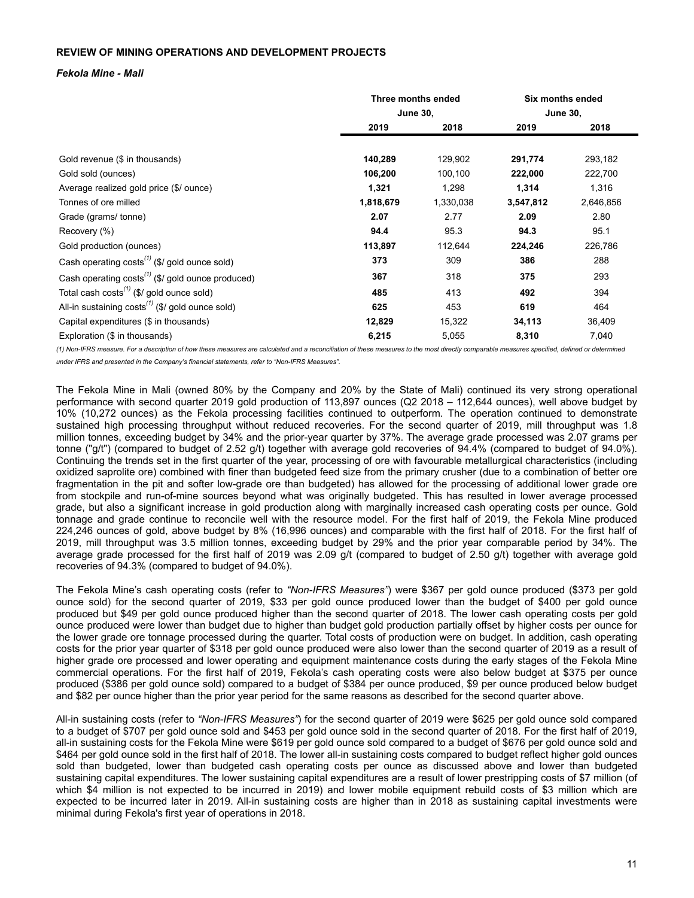## REVIEW OF MINING OPERATIONS AND DEVELOPMENT PROJECTS

### *Fekola Mine - Mali*

| | Three months ended June 30, | | Six months ended June 30, | |
|---|---|---|---|---|
| | **2019** | **2018** | **2019** | **2018** |
| Gold revenue ($ in thousands) | **140,289** | 129,902 | **291,774** | 293,182 |
| Gold sold (ounces) | **106,200** | 100,100 | **222,000** | 222,700 |
| Average realized gold price ($/ ounce) | **1,321** | 1,298 | **1,314** | 1,316 |
| Tonnes of ore milled | **1,818,679** | 1,330,038 | **3,547,812** | 2,646,856 |
| Grade (grams/ tonne) | **2.07** | 2.77 | **2.09** | 2.80 |
| Recovery (%) | **94.4** | 95.3 | **94.3** | 95.1 |
| Gold production (ounces) | **113,897** | 112,644 | **224,246** | 226,786 |
| Cash operating costs[(1)] ($/ gold ounce sold) | **373** | 309 | **386** | 288 |
| Cash operating costs[(1)] ($/ gold ounce produced) | **367** | 318 | **375** | 293 |
| Total cash costs[(1)] ($/ gold ounce sold) | **485** | 413 | **492** | 394 |
| All-in sustaining costs[(1)] ($/ gold ounce sold) | **625** | 453 | **619** | 464 |
| Capital expenditures ($ in thousands) | **12,829** | 15,322 | **34,113** | 36,409 |
| Exploration ($ in thousands) | **6,215** | 5,055 | **8,310** | 7,040 |

*(1) Non-IFRS measure. For a description of how these measures are calculated and a reconciliation of these measures to the most directly comparable measures specified, defined or determined under IFRS and presented in the Company's financial statements, refer to "Non-IFRS Measures".*

The Fekola Mine in Mali (owned 80% by the Company and 20% by the State of Mali) continued its very strong operational performance with second quarter 2019 gold production of 113,897 ounces (Q2 2018 – 112,644 ounces), well above budget by 10% (10,272 ounces) as the Fekola processing facilities continued to outperform. The operation continued to demonstrate sustained high processing throughput without reduced recoveries. For the second quarter of 2019, mill throughput was 1.8 million tonnes, exceeding budget by 34% and the prior-year quarter by 37%. The average grade processed was 2.07 grams per tonne ("g/t") (compared to budget of 2.52 g/t) together with average gold recoveries of 94.4% (compared to budget of 94.0%). Continuing the trends set in the first quarter of the year, processing of ore with favourable metallurgical characteristics (including oxidized saprolite ore) combined with finer than budgeted feed size from the primary crusher (due to a combination of better ore fragmentation in the pit and softer low-grade ore than budgeted) has allowed for the processing of additional lower grade ore from stockpile and run-of-mine sources beyond what was originally budgeted. This has resulted in lower average processed grade, but also a significant increase in gold production along with marginally increased cash operating costs per ounce. Gold tonnage and grade continue to reconcile well with the resource model. For the first half of 2019, the Fekola Mine produced 224,246 ounces of gold, above budget by 8% (16,996 ounces) and comparable with the first half of 2018. For the first half of 2019, mill throughput was 3.5 million tonnes, exceeding budget by 29% and the prior year comparable period by 34%. The average grade processed for the first half of 2019 was 2.09 g/t (compared to budget of 2.50 g/t) together with average gold recoveries of 94.3% (compared to budget of 94.0%).

The Fekola Mine's cash operating costs (refer to *"Non-IFRS Measures"*) were $367 per gold ounce produced ($373 per gold ounce sold) for the second quarter of 2019, $33 per gold ounce produced lower than the budget of $400 per gold ounce produced but $49 per gold ounce produced higher than the second quarter of 2018. The lower cash operating costs per gold ounce produced were lower than budget due to higher than budget gold production partially offset by higher costs per ounce for the lower grade ore tonnage processed during the quarter. Total costs of production were on budget. In addition, cash operating costs for the prior year quarter of $318 per gold ounce produced were also lower than the second quarter of 2019 as a result of higher grade ore processed and lower operating and equipment maintenance costs during the early stages of the Fekola Mine commercial operations. For the first half of 2019, Fekola's cash operating costs were also below budget at $375 per ounce produced ($386 per gold ounce sold) compared to a budget of $384 per ounce produced, $9 per ounce produced below budget and $82 per ounce higher than the prior year period for the same reasons as described for the second quarter above.

All-in sustaining costs (refer to *"Non-IFRS Measures"*) for the second quarter of 2019 were $625 per gold ounce sold compared to a budget of $707 per gold ounce sold and $453 per gold ounce sold in the second quarter of 2018. For the first half of 2019, all-in sustaining costs for the Fekola Mine were $619 per gold ounce sold compared to a budget of $676 per gold ounce sold and $464 per gold ounce sold in the first half of 2018. The lower all-in sustaining costs compared to budget reflect higher gold ounces sold than budgeted, lower than budgeted cash operating costs per ounce as discussed above and lower than budgeted sustaining capital expenditures. The lower sustaining capital expenditures are a result of lower prestripping costs of $7 million (of which $4 million is not expected to be incurred in 2019) and lower mobile equipment rebuild costs of $3 million which are expected to be incurred later in 2019. All-in sustaining costs are higher than in 2018 as sustaining capital investments were minimal during Fekola's first year of operations in 2018.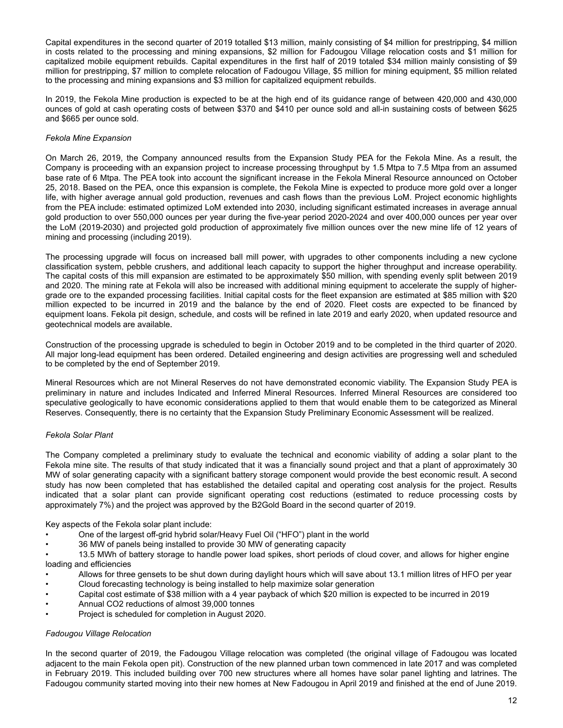Capital expenditures in the second quarter of 2019 totalled $13 million, mainly consisting of $4 million for prestripping, $4 million in costs related to the processing and mining expansions, $2 million for Fadougou Village relocation costs and $1 million for capitalized mobile equipment rebuilds. Capital expenditures in the first half of 2019 totaled $34 million mainly consisting of $9 million for prestripping, $7 million to complete relocation of Fadougou Village, $5 million for mining equipment, $5 million related to the processing and mining expansions and $3 million for capitalized equipment rebuilds.

In 2019, the Fekola Mine production is expected to be at the high end of its guidance range of between 420,000 and 430,000 ounces of gold at cash operating costs of between $370 and $410 per ounce sold and all-in sustaining costs of between $625 and $665 per ounce sold.

*Fekola Mine Expansion*

On March 26, 2019, the Company announced results from the Expansion Study PEA for the Fekola Mine. As a result, the Company is proceeding with an expansion project to increase processing throughput by 1.5 Mtpa to 7.5 Mtpa from an assumed base rate of 6 Mtpa. The PEA took into account the significant increase in the Fekola Mineral Resource announced on October 25, 2018. Based on the PEA, once this expansion is complete, the Fekola Mine is expected to produce more gold over a longer life, with higher average annual gold production, revenues and cash flows than the previous LoM. Project economic highlights from the PEA include: estimated optimized LoM extended into 2030, including significant estimated increases in average annual gold production to over 550,000 ounces per year during the five-year period 2020-2024 and over 400,000 ounces per year over the LoM (2019-2030) and projected gold production of approximately five million ounces over the new mine life of 12 years of mining and processing (including 2019).

The processing upgrade will focus on increased ball mill power, with upgrades to other components including a new cyclone classification system, pebble crushers, and additional leach capacity to support the higher throughput and increase operability. The capital costs of this mill expansion are estimated to be approximately $50 million, with spending evenly split between 2019 and 2020. The mining rate at Fekola will also be increased with additional mining equipment to accelerate the supply of higher-grade ore to the expanded processing facilities. Initial capital costs for the fleet expansion are estimated at $85 million with $20 million expected to be incurred in 2019 and the balance by the end of 2020. Fleet costs are expected to be financed by equipment loans. Fekola pit design, schedule, and costs will be refined in late 2019 and early 2020, when updated resource and geotechnical models are available.

Construction of the processing upgrade is scheduled to begin in October 2019 and to be completed in the third quarter of 2020. All major long-lead equipment has been ordered. Detailed engineering and design activities are progressing well and scheduled to be completed by the end of September 2019.

Mineral Resources which are not Mineral Reserves do not have demonstrated economic viability. The Expansion Study PEA is preliminary in nature and includes Indicated and Inferred Mineral Resources. Inferred Mineral Resources are considered too speculative geologically to have economic considerations applied to them that would enable them to be categorized as Mineral Reserves. Consequently, there is no certainty that the Expansion Study Preliminary Economic Assessment will be realized.

*Fekola Solar Plant*

The Company completed a preliminary study to evaluate the technical and economic viability of adding a solar plant to the Fekola mine site. The results of that study indicated that it was a financially sound project and that a plant of approximately 30 MW of solar generating capacity with a significant battery storage component would provide the best economic result. A second study has now been completed that has established the detailed capital and operating cost analysis for the project. Results indicated that a solar plant can provide significant operating cost reductions (estimated to reduce processing costs by approximately 7%) and the project was approved by the B2Gold Board in the second quarter of 2019.

Key aspects of the Fekola solar plant include:

- One of the largest off-grid hybrid solar/Heavy Fuel Oil ("HFO") plant in the world
- 36 MW of panels being installed to provide 30 MW of generating capacity
- 13.5 MWh of battery storage to handle power load spikes, short periods of cloud cover, and allows for higher engine loading and efficiencies
- Allows for three gensets to be shut down during daylight hours which will save about 13.1 million litres of HFO per year
- Cloud forecasting technology is being installed to help maximize solar generation
- Capital cost estimate of $38 million with a 4 year payback of which $20 million is expected to be incurred in 2019
- Annual $CO_2$ reductions of almost 39,000 tonnes
- Project is scheduled for completion in August 2020.

*Fadougou Village Relocation*

In the second quarter of 2019, the Fadougou Village relocation was completed (the original village of Fadougou was located adjacent to the main Fekola open pit). Construction of the new planned urban town commenced in late 2017 and was completed in February 2019. This included building over 700 new structures where all homes have solar panel lighting and latrines. The Fadougou community started moving into their new homes at New Fadougou in April 2019 and finished at the end of June 2019.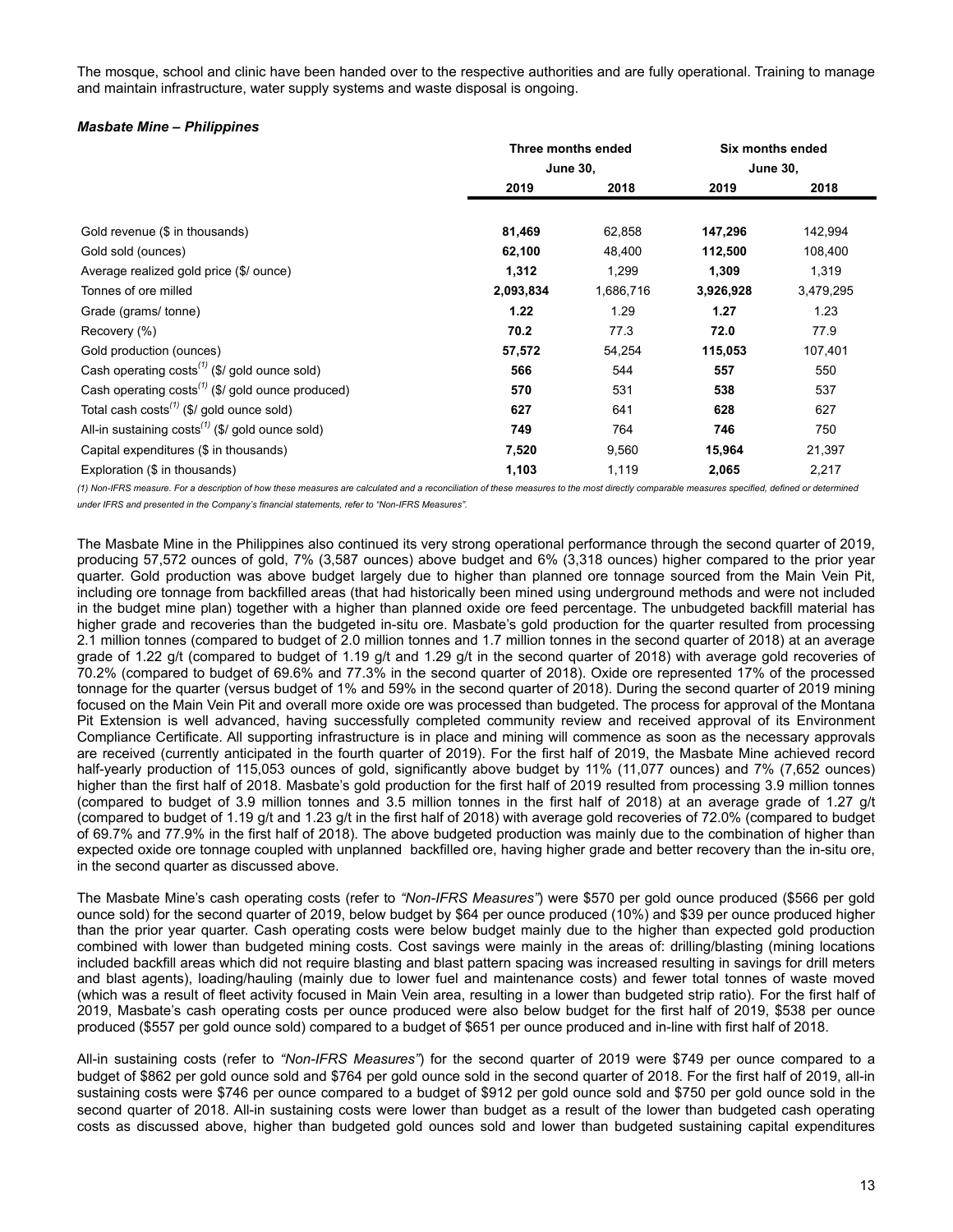The mosque, school and clinic have been handed over to the respective authorities and are fully operational. Training to manage and maintain infrastructure, water supply systems and waste disposal is ongoing.

***Masbate Mine – Philippines***

| | Three months ended June 30, | | Six months ended June 30, | |
|---|---|---|---|---|
| | **2019** | **2018** | **2019** | **2018** |
| Gold revenue ($ in thousands) | **81,469** | 62,858 | **147,296** | 142,994 |
| Gold sold (ounces) | **62,100** | 48,400 | **112,500** | 108,400 |
| Average realized gold price ($/ ounce) | **1,312** | 1,299 | **1,309** | 1,319 |
| Tonnes of ore milled | **2,093,834** | 1,686,716 | **3,926,928** | 3,479,295 |
| Grade (grams/ tonne) | **1.22** | 1.29 | **1.27** | 1.23 |
| Recovery (%) | **70.2** | 77.3 | **72.0** | 77.9 |
| Gold production (ounces) | **57,572** | 54,254 | **115,053** | 107,401 |
| Cash operating costs[(1)] ($/ gold ounce sold) | **566** | 544 | **557** | 550 |
| Cash operating costs[(1)] ($/ gold ounce produced) | **570** | 531 | **538** | 537 |
| Total cash costs[(1)] ($/ gold ounce sold) | **627** | 641 | **628** | 627 |
| All-in sustaining costs[(1)] ($/ gold ounce sold) | **749** | 764 | **746** | 750 |
| Capital expenditures ($ in thousands) | **7,520** | 9,560 | **15,964** | 21,397 |
| Exploration ($ in thousands) | **1,103** | 1,119 | **2,065** | 2,217 |

*(1) Non-IFRS measure. For a description of how these measures are calculated and a reconciliation of these measures to the most directly comparable measures specified, defined or determined under IFRS and presented in the Company's financial statements, refer to "Non-IFRS Measures".*

The Masbate Mine in the Philippines also continued its very strong operational performance through the second quarter of 2019, producing 57,572 ounces of gold, 7% (3,587 ounces) above budget and 6% (3,318 ounces) higher compared to the prior year quarter. Gold production was above budget largely due to higher than planned ore tonnage sourced from the Main Vein Pit, including ore tonnage from backfilled areas (that had historically been mined using underground methods and were not included in the budget mine plan) together with a higher than planned oxide ore feed percentage. The unbudgeted backfill material has higher grade and recoveries than the budgeted in-situ ore. Masbate's gold production for the quarter resulted from processing 2.1 million tonnes (compared to budget of 2.0 million tonnes and 1.7 million tonnes in the second quarter of 2018) at an average grade of 1.22 g/t (compared to budget of 1.19 g/t and 1.29 g/t in the second quarter of 2018) with average gold recoveries of 70.2% (compared to budget of 69.6% and 77.3% in the second quarter of 2018). Oxide ore represented 17% of the processed tonnage for the quarter (versus budget of 1% and 59% in the second quarter of 2018). During the second quarter of 2019 mining focused on the Main Vein Pit and overall more oxide ore was processed than budgeted. The process for approval of the Montana Pit Extension is well advanced, having successfully completed community review and received approval of its Environment Compliance Certificate. All supporting infrastructure is in place and mining will commence as soon as the necessary approvals are received (currently anticipated in the fourth quarter of 2019). For the first half of 2019, the Masbate Mine achieved record half-yearly production of 115,053 ounces of gold, significantly above budget by 11% (11,077 ounces) and 7% (7,652 ounces) higher than the first half of 2018. Masbate's gold production for the first half of 2019 resulted from processing 3.9 million tonnes (compared to budget of 3.9 million tonnes and 3.5 million tonnes in the first half of 2018) at an average grade of 1.27 g/t (compared to budget of 1.19 g/t and 1.23 g/t in the first half of 2018) with average gold recoveries of 72.0% (compared to budget of 69.7% and 77.9% in the first half of 2018). The above budgeted production was mainly due to the combination of higher than expected oxide ore tonnage coupled with unplanned backfilled ore, having higher grade and better recovery than the in-situ ore, in the second quarter as discussed above.

The Masbate Mine's cash operating costs (refer to *"Non-IFRS Measures"*) were $570 per gold ounce produced ($566 per gold ounce sold) for the second quarter of 2019, below budget by $64 per ounce produced (10%) and $39 per ounce produced higher than the prior year quarter. Cash operating costs were below budget mainly due to the higher than expected gold production combined with lower than budgeted mining costs. Cost savings were mainly in the areas of: drilling/blasting (mining locations included backfill areas which did not require blasting and blast pattern spacing was increased resulting in savings for drill meters and blast agents), loading/hauling (mainly due to lower fuel and maintenance costs) and fewer total tonnes of waste moved (which was a result of fleet activity focused in Main Vein area, resulting in a lower than budgeted strip ratio). For the first half of 2019, Masbate's cash operating costs per ounce produced were also below budget for the first half of 2019, $538 per ounce produced ($557 per gold ounce sold) compared to a budget of $651 per ounce produced and in-line with first half of 2018.

All-in sustaining costs (refer to *"Non-IFRS Measures"*) for the second quarter of 2019 were $749 per ounce compared to a budget of $862 per gold ounce sold and $764 per gold ounce sold in the second quarter of 2018. For the first half of 2019, all-in sustaining costs were $746 per ounce compared to a budget of $912 per gold ounce sold and $750 per gold ounce sold in the second quarter of 2018. All-in sustaining costs were lower than budget as a result of the lower than budgeted cash operating costs as discussed above, higher than budgeted gold ounces sold and lower than budgeted sustaining capital expenditures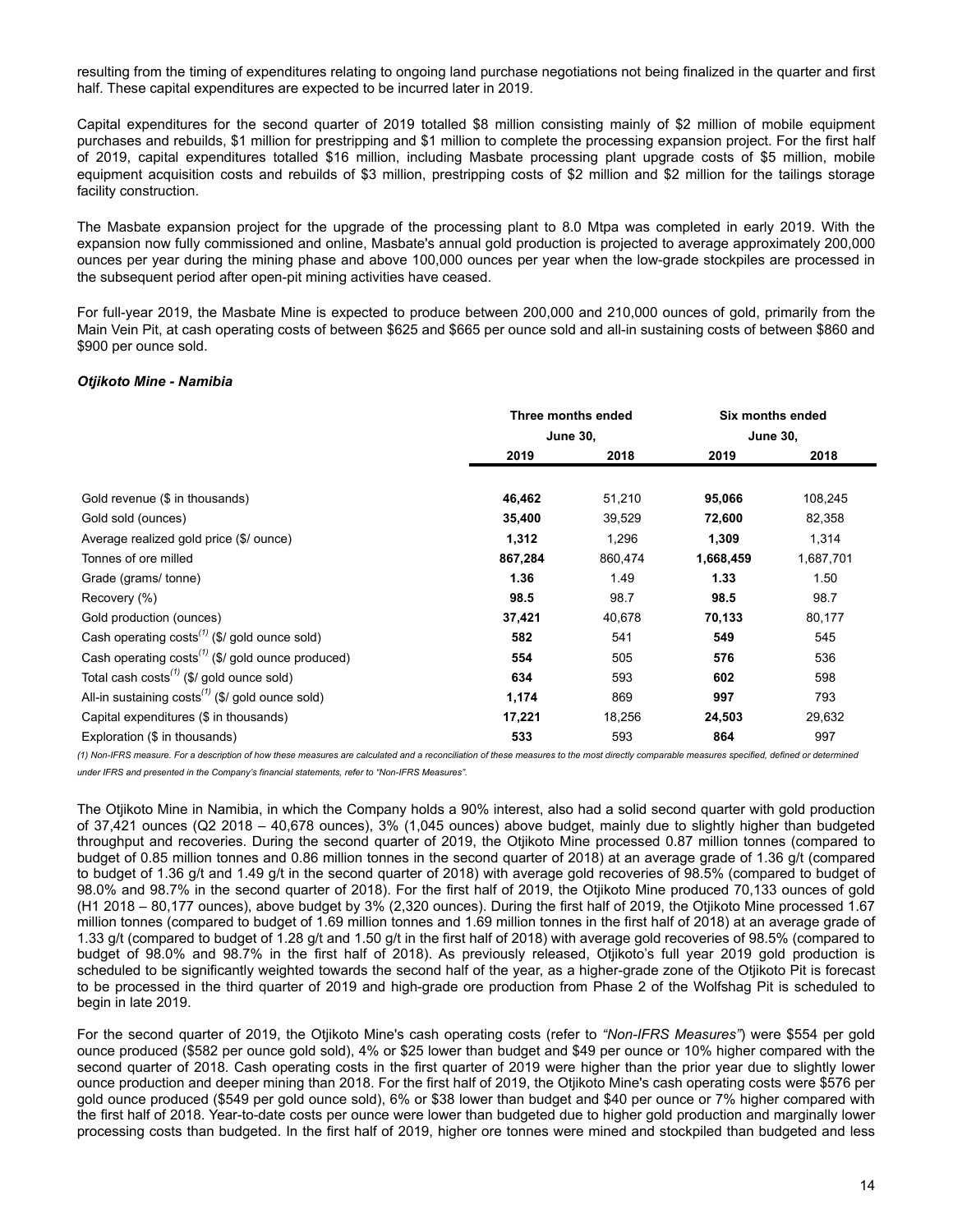resulting from the timing of expenditures relating to ongoing land purchase negotiations not being finalized in the quarter and first half. These capital expenditures are expected to be incurred later in 2019.

Capital expenditures for the second quarter of 2019 totalled $8 million consisting mainly of $2 million of mobile equipment purchases and rebuilds, $1 million for prestripping and $1 million to complete the processing expansion project. For the first half of 2019, capital expenditures totalled $16 million, including Masbate processing plant upgrade costs of $5 million, mobile equipment acquisition costs and rebuilds of $3 million, prestripping costs of $2 million and $2 million for the tailings storage facility construction.

The Masbate expansion project for the upgrade of the processing plant to 8.0 Mtpa was completed in early 2019. With the expansion now fully commissioned and online, Masbate's annual gold production is projected to average approximately 200,000 ounces per year during the mining phase and above 100,000 ounces per year when the low-grade stockpiles are processed in the subsequent period after open-pit mining activities have ceased.

For full-year 2019, the Masbate Mine is expected to produce between 200,000 and 210,000 ounces of gold, primarily from the Main Vein Pit, at cash operating costs of between $625 and $665 per ounce sold and all-in sustaining costs of between $860 and $900 per ounce sold.

### *Otjikoto Mine - Namibia*

| | Three months ended June 30, | | Six months ended June 30, | |
|---|---|---|---|---|
| | **2019** | **2018** | **2019** | **2018** |
| Gold revenue ($ in thousands) | **46,462** | 51,210 | **95,066** | 108,245 |
| Gold sold (ounces) | **35,400** | 39,529 | **72,600** | 82,358 |
| Average realized gold price ($/ ounce) | **1,312** | 1,296 | **1,309** | 1,314 |
| Tonnes of ore milled | **867,284** | 860,474 | **1,668,459** | 1,687,701 |
| Grade (grams/ tonne) | **1.36** | 1.49 | **1.33** | 1.50 |
| Recovery (%) | **98.5** | 98.7 | **98.5** | 98.7 |
| Gold production (ounces) | **37,421** | 40,678 | **70,133** | 80,177 |
| Cash operating costs[(1)] ($/ gold ounce sold) | **582** | 541 | **549** | 545 |
| Cash operating costs[(1)] ($/ gold ounce produced) | **554** | 505 | **576** | 536 |
| Total cash costs[(1)] ($/ gold ounce sold) | **634** | 593 | **602** | 598 |
| All-in sustaining costs[(1)] ($/ gold ounce sold) | **1,174** | 869 | **997** | 793 |
| Capital expenditures ($ in thousands) | **17,221** | 18,256 | **24,503** | 29,632 |
| Exploration ($ in thousands) | **533** | 593 | **864** | 997 |

*(1) Non-IFRS measure. For a description of how these measures are calculated and a reconciliation of these measures to the most directly comparable measures specified, defined or determined under IFRS and presented in the Company's financial statements, refer to "Non-IFRS Measures".*

The Otjikoto Mine in Namibia, in which the Company holds a 90% interest, also had a solid second quarter with gold production of 37,421 ounces (Q2 2018 – 40,678 ounces), 3% (1,045 ounces) above budget, mainly due to slightly higher than budgeted throughput and recoveries. During the second quarter of 2019, the Otjikoto Mine processed 0.87 million tonnes (compared to budget of 0.85 million tonnes and 0.86 million tonnes in the second quarter of 2018) at an average grade of 1.36 g/t (compared to budget of 1.36 g/t and 1.49 g/t in the second quarter of 2018) with average gold recoveries of 98.5% (compared to budget of 98.0% and 98.7% in the second quarter of 2018). For the first half of 2019, the Otjikoto Mine produced 70,133 ounces of gold (H1 2018 – 80,177 ounces), above budget by 3% (2,320 ounces). During the first half of 2019, the Otjikoto Mine processed 1.67 million tonnes (compared to budget of 1.69 million tonnes and 1.69 million tonnes in the first half of 2018) at an average grade of 1.33 g/t (compared to budget of 1.28 g/t and 1.50 g/t in the first half of 2018) with average gold recoveries of 98.5% (compared to budget of 98.0% and 98.7% in the first half of 2018). As previously released, Otjikoto's full year 2019 gold production is scheduled to be significantly weighted towards the second half of the year, as a higher-grade zone of the Otjikoto Pit is forecast to be processed in the third quarter of 2019 and high-grade ore production from Phase 2 of the Wolfshag Pit is scheduled to begin in late 2019.

For the second quarter of 2019, the Otjikoto Mine's cash operating costs (refer to *"Non-IFRS Measures"*) were $554 per gold ounce produced ($582 per ounce gold sold), 4% or $25 lower than budget and $49 per ounce or 10% higher compared with the second quarter of 2018. Cash operating costs in the first quarter of 2019 were higher than the prior year due to slightly lower ounce production and deeper mining than 2018. For the first half of 2019, the Otjikoto Mine's cash operating costs were $576 per gold ounce produced ($549 per gold ounce sold), 6% or $38 lower than budget and $40 per ounce or 7% higher compared with the first half of 2018. Year-to-date costs per ounce were lower than budgeted due to higher gold production and marginally lower processing costs than budgeted. In the first half of 2019, higher ore tonnes were mined and stockpiled than budgeted and less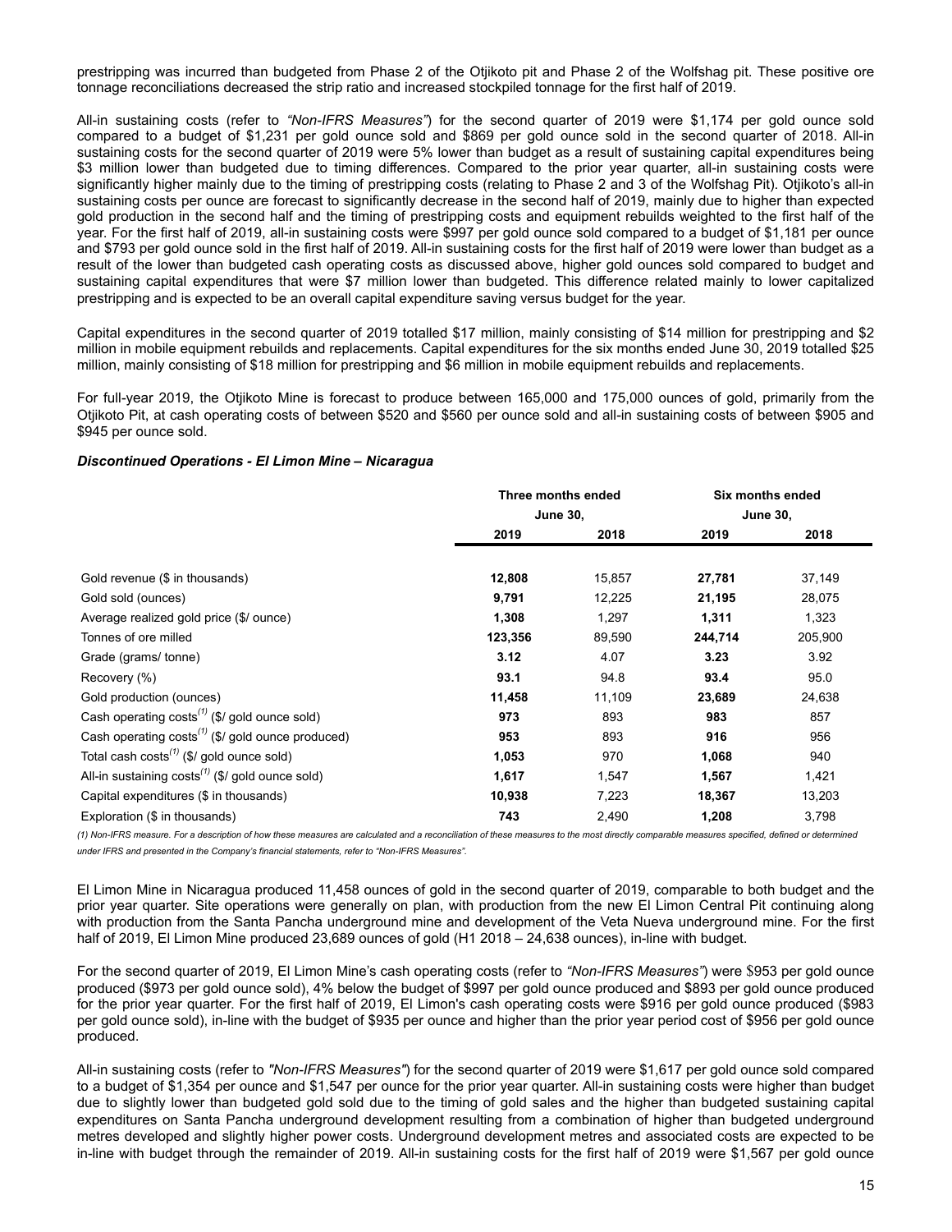prestripping was incurred than budgeted from Phase 2 of the Otjikoto pit and Phase 2 of the Wolfshag pit. These positive ore tonnage reconciliations decreased the strip ratio and increased stockpiled tonnage for the first half of 2019.

All-in sustaining costs (refer to *"Non-IFRS Measures"*) for the second quarter of 2019 were $1,174 per gold ounce sold compared to a budget of $1,231 per gold ounce sold and $869 per gold ounce sold in the second quarter of 2018. All-in sustaining costs for the second quarter of 2019 were 5% lower than budget as a result of sustaining capital expenditures being $3 million lower than budgeted due to timing differences. Compared to the prior year quarter, all-in sustaining costs were significantly higher mainly due to the timing of prestripping costs (relating to Phase 2 and 3 of the Wolfshag Pit). Otjikoto's all-in sustaining costs per ounce are forecast to significantly decrease in the second half of 2019, mainly due to higher than expected gold production in the second half and the timing of prestripping costs and equipment rebuilds weighted to the first half of the year. For the first half of 2019, all-in sustaining costs were $997 per gold ounce sold compared to a budget of $1,181 per ounce and $793 per gold ounce sold in the first half of 2019. All-in sustaining costs for the first half of 2019 were lower than budget as a result of the lower than budgeted cash operating costs as discussed above, higher gold ounces sold compared to budget and sustaining capital expenditures that were $7 million lower than budgeted. This difference related mainly to lower capitalized prestripping and is expected to be an overall capital expenditure saving versus budget for the year.

Capital expenditures in the second quarter of 2019 totalled $17 million, mainly consisting of $14 million for prestripping and $2 million in mobile equipment rebuilds and replacements. Capital expenditures for the six months ended June 30, 2019 totalled $25 million, mainly consisting of $18 million for prestripping and $6 million in mobile equipment rebuilds and replacements.

For full-year 2019, the Otjikoto Mine is forecast to produce between 165,000 and 175,000 ounces of gold, primarily from the Otjikoto Pit, at cash operating costs of between $520 and $560 per ounce sold and all-in sustaining costs of between $905 and $945 per ounce sold.

### *Discontinued Operations - El Limon Mine – Nicaragua*

| | Three months ended June 30, | | Six months ended June 30, | |
|---|---|---|---|---|
| | **2019** | **2018** | **2019** | **2018** |
| Gold revenue ($ in thousands) | **12,808** | 15,857 | **27,781** | 37,149 |
| Gold sold (ounces) | **9,791** | 12,225 | **21,195** | 28,075 |
| Average realized gold price ($/ ounce) | **1,308** | 1,297 | **1,311** | 1,323 |
| Tonnes of ore milled | **123,356** | 89,590 | **244,714** | 205,900 |
| Grade (grams/ tonne) | **3.12** | 4.07 | **3.23** | 3.92 |
| Recovery (%) | **93.1** | 94.8 | **93.4** | 95.0 |
| Gold production (ounces) | **11,458** | 11,109 | **23,689** | 24,638 |
| Cash operating costs(1) ($/ gold ounce sold) | **973** | 893 | **983** | 857 |
| Cash operating costs(1) ($/ gold ounce produced) | **953** | 893 | **916** | 956 |
| Total cash costs(1) ($/ gold ounce sold) | **1,053** | 970 | **1,068** | 940 |
| All-in sustaining costs(1) ($/ gold ounce sold) | **1,617** | 1,547 | **1,567** | 1,421 |
| Capital expenditures ($ in thousands) | **10,938** | 7,223 | **18,367** | 13,203 |
| Exploration ($ in thousands) | **743** | 2,490 | **1,208** | 3,798 |

*(1) Non-IFRS measure. For a description of how these measures are calculated and a reconciliation of these measures to the most directly comparable measures specified, defined or determined under IFRS and presented in the Company's financial statements, refer to "Non-IFRS Measures".*

El Limon Mine in Nicaragua produced 11,458 ounces of gold in the second quarter of 2019, comparable to both budget and the prior year quarter. Site operations were generally on plan, with production from the new El Limon Central Pit continuing along with production from the Santa Pancha underground mine and development of the Veta Nueva underground mine. For the first half of 2019, El Limon Mine produced 23,689 ounces of gold (H1 2018 – 24,638 ounces), in-line with budget.

For the second quarter of 2019, El Limon Mine's cash operating costs (refer to *"Non-IFRS Measures"*) were $953 per gold ounce produced ($973 per gold ounce sold), 4% below the budget of $997 per gold ounce produced and $893 per gold ounce produced for the prior year quarter. For the first half of 2019, El Limon's cash operating costs were $916 per gold ounce produced ($983 per gold ounce sold), in-line with the budget of $935 per ounce and higher than the prior year period cost of $956 per gold ounce produced.

All-in sustaining costs (refer to *"Non-IFRS Measures"*) for the second quarter of 2019 were $1,617 per gold ounce sold compared to a budget of $1,354 per ounce and $1,547 per ounce for the prior year quarter. All-in sustaining costs were higher than budget due to slightly lower than budgeted gold sold due to the timing of gold sales and the higher than budgeted sustaining capital expenditures on Santa Pancha underground development resulting from a combination of higher than budgeted underground metres developed and slightly higher power costs. Underground development metres and associated costs are expected to be in-line with budget through the remainder of 2019. All-in sustaining costs for the first half of 2019 were $1,567 per gold ounce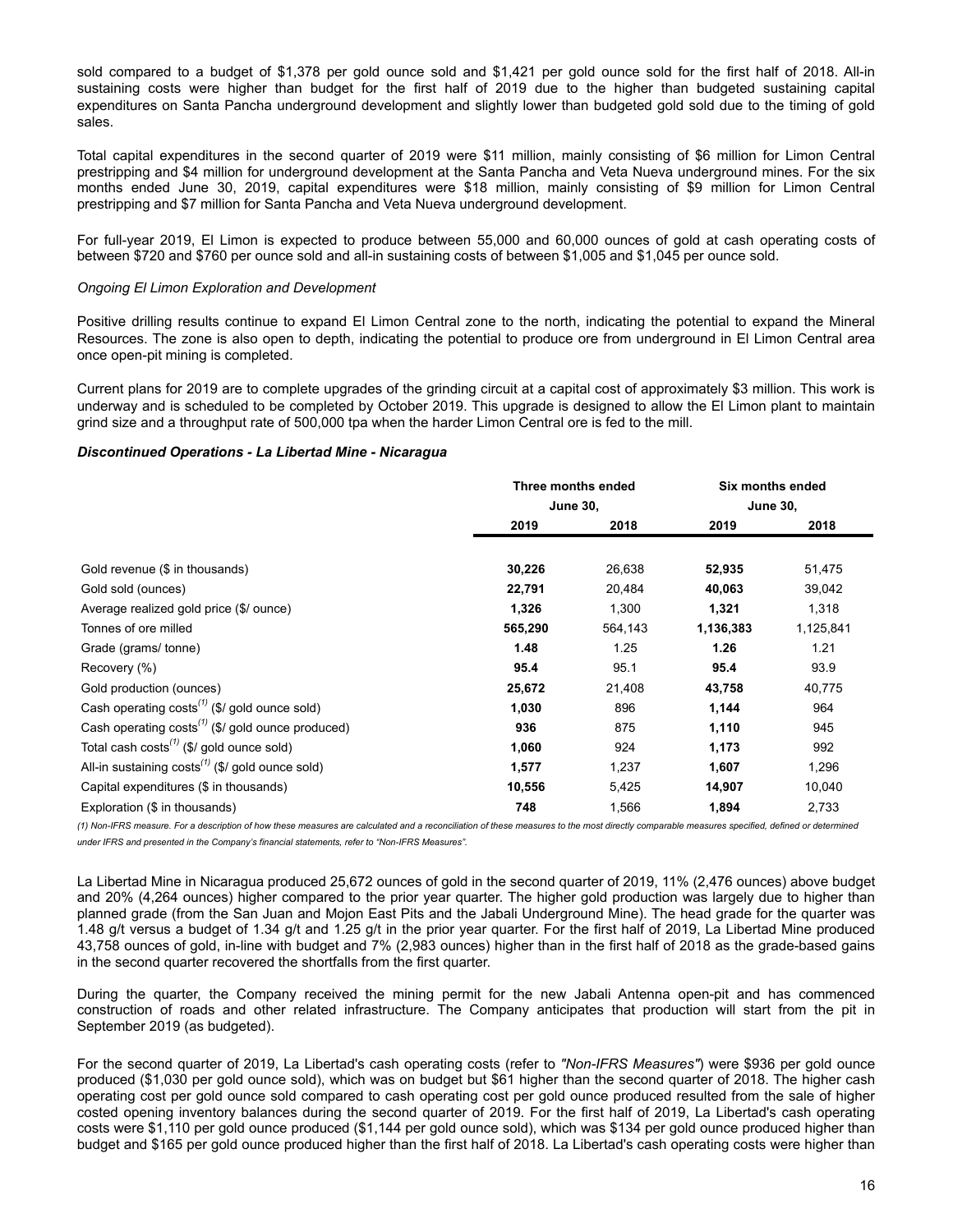sold compared to a budget of $1,378 per gold ounce sold and $1,421 per gold ounce sold for the first half of 2018. All-in sustaining costs were higher than budget for the first half of 2019 due to the higher than budgeted sustaining capital expenditures on Santa Pancha underground development and slightly lower than budgeted gold sold due to the timing of gold sales.

Total capital expenditures in the second quarter of 2019 were $11 million, mainly consisting of $6 million for Limon Central prestripping and $4 million for underground development at the Santa Pancha and Veta Nueva underground mines. For the six months ended June 30, 2019, capital expenditures were $18 million, mainly consisting of $9 million for Limon Central prestripping and $7 million for Santa Pancha and Veta Nueva underground development.

For full-year 2019, El Limon is expected to produce between 55,000 and 60,000 ounces of gold at cash operating costs of between $720 and $760 per ounce sold and all-in sustaining costs of between $1,005 and $1,045 per ounce sold.

*Ongoing El Limon Exploration and Development*

Positive drilling results continue to expand El Limon Central zone to the north, indicating the potential to expand the Mineral Resources. The zone is also open to depth, indicating the potential to produce ore from underground in El Limon Central area once open-pit mining is completed.

Current plans for 2019 are to complete upgrades of the grinding circuit at a capital cost of approximately $3 million. This work is underway and is scheduled to be completed by October 2019. This upgrade is designed to allow the El Limon plant to maintain grind size and a throughput rate of 500,000 tpa when the harder Limon Central ore is fed to the mill.

***Discontinued Operations - La Libertad Mine - Nicaragua***

| | Three months ended June 30, | | Six months ended June 30, | |
|---|---|---|---|---|
| | **2019** | **2018** | **2019** | **2018** |
| Gold revenue ($ in thousands) | **30,226** | 26,638 | **52,935** | 51,475 |
| Gold sold (ounces) | **22,791** | 20,484 | **40,063** | 39,042 |
| Average realized gold price ($/ ounce) | **1,326** | 1,300 | **1,321** | 1,318 |
| Tonnes of ore milled | **565,290** | 564,143 | **1,136,383** | 1,125,841 |
| Grade (grams/ tonne) | **1.48** | 1.25 | **1.26** | 1.21 |
| Recovery (%) | **95.4** | 95.1 | **95.4** | 93.9 |
| Gold production (ounces) | **25,672** | 21,408 | **43,758** | 40,775 |
| Cash operating costs[(1)] ($/ gold ounce sold) | **1,030** | 896 | **1,144** | 964 |
| Cash operating costs[(1)] ($/ gold ounce produced) | **936** | 875 | **1,110** | 945 |
| Total cash costs[(1)] ($/ gold ounce sold) | **1,060** | 924 | **1,173** | 992 |
| All-in sustaining costs[(1)] ($/ gold ounce sold) | **1,577** | 1,237 | **1,607** | 1,296 |
| Capital expenditures ($ in thousands) | **10,556** | 5,425 | **14,907** | 10,040 |
| Exploration ($ in thousands) | **748** | 1,566 | **1,894** | 2,733 |

*(1) Non-IFRS measure. For a description of how these measures are calculated and a reconciliation of these measures to the most directly comparable measures specified, defined or determined under IFRS and presented in the Company's financial statements, refer to "Non-IFRS Measures".*

La Libertad Mine in Nicaragua produced 25,672 ounces of gold in the second quarter of 2019, 11% (2,476 ounces) above budget and 20% (4,264 ounces) higher compared to the prior year quarter. The higher gold production was largely due to higher than planned grade (from the San Juan and Mojon East Pits and the Jabali Underground Mine). The head grade for the quarter was 1.48 g/t versus a budget of 1.34 g/t and 1.25 g/t in the prior year quarter. For the first half of 2019, La Libertad Mine produced 43,758 ounces of gold, in-line with budget and 7% (2,983 ounces) higher than in the first half of 2018 as the grade-based gains in the second quarter recovered the shortfalls from the first quarter.

During the quarter, the Company received the mining permit for the new Jabali Antenna open-pit and has commenced construction of roads and other related infrastructure. The Company anticipates that production will start from the pit in September 2019 (as budgeted).

For the second quarter of 2019, La Libertad's cash operating costs (refer to *"Non-IFRS Measures"*) were $936 per gold ounce produced ($1,030 per gold ounce sold), which was on budget but $61 higher than the second quarter of 2018. The higher cash operating cost per gold ounce sold compared to cash operating cost per gold ounce produced resulted from the sale of higher costed opening inventory balances during the second quarter of 2019. For the first half of 2019, La Libertad's cash operating costs were $1,110 per gold ounce produced ($1,144 per gold ounce sold), which was $134 per gold ounce produced higher than budget and $165 per gold ounce produced higher than the first half of 2018. La Libertad's cash operating costs were higher than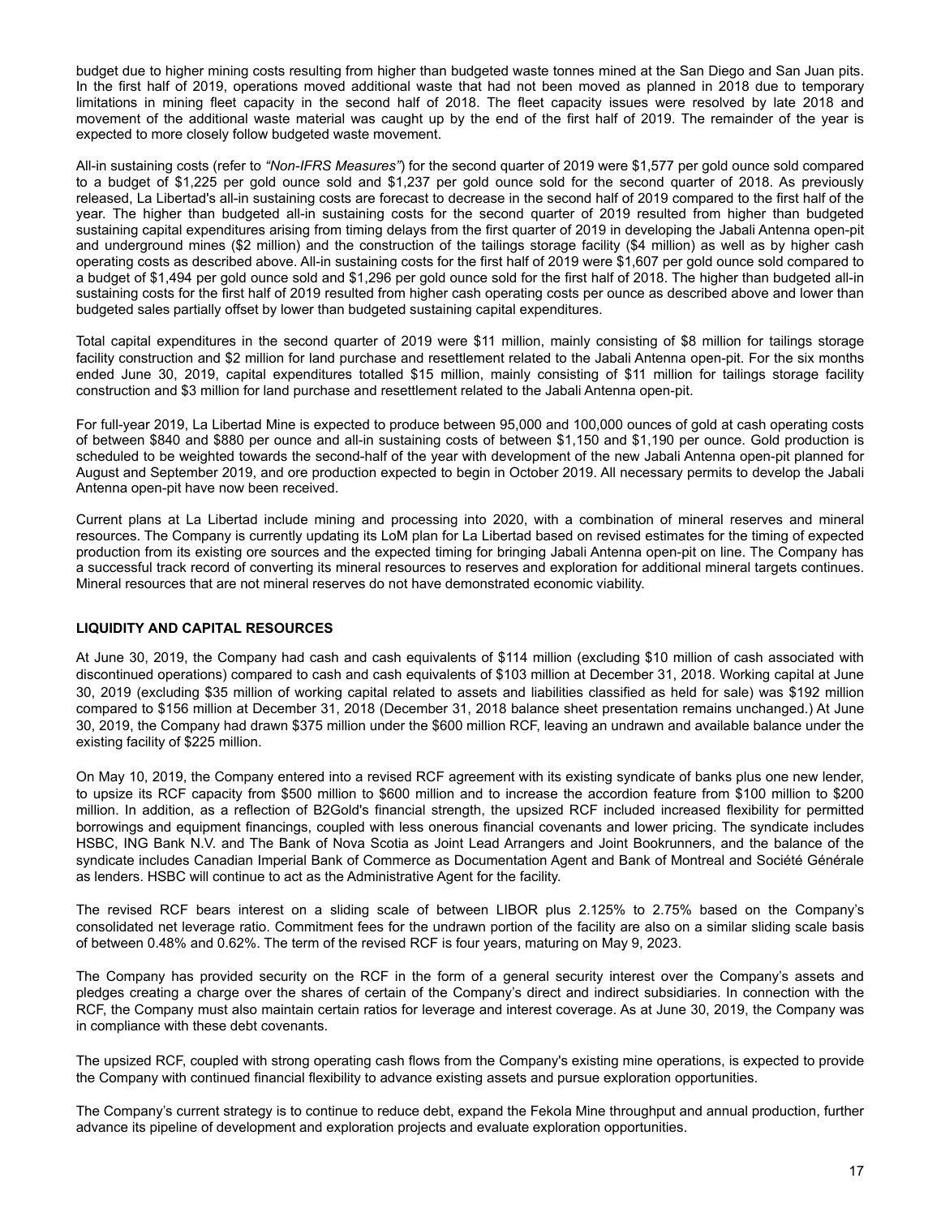budget due to higher mining costs resulting from higher than budgeted waste tonnes mined at the San Diego and San Juan pits. In the first half of 2019, operations moved additional waste that had not been moved as planned in 2018 due to temporary limitations in mining fleet capacity in the second half of 2018. The fleet capacity issues were resolved by late 2018 and movement of the additional waste material was caught up by the end of the first half of 2019. The remainder of the year is expected to more closely follow budgeted waste movement.

All-in sustaining costs (refer to *"Non-IFRS Measures"*) for the second quarter of 2019 were $1,577 per gold ounce sold compared to a budget of $1,225 per gold ounce sold and $1,237 per gold ounce sold for the second quarter of 2018. As previously released, La Libertad's all-in sustaining costs are forecast to decrease in the second half of 2019 compared to the first half of the year. The higher than budgeted all-in sustaining costs for the second quarter of 2019 resulted from higher than budgeted sustaining capital expenditures arising from timing delays from the first quarter of 2019 in developing the Jabali Antenna open-pit and underground mines ($2 million) and the construction of the tailings storage facility ($4 million) as well as by higher cash operating costs as described above. All-in sustaining costs for the first half of 2019 were $1,607 per gold ounce sold compared to a budget of $1,494 per gold ounce sold and $1,296 per gold ounce sold for the first half of 2018. The higher than budgeted all-in sustaining costs for the first half of 2019 resulted from higher cash operating costs per ounce as described above and lower than budgeted sales partially offset by lower than budgeted sustaining capital expenditures.

Total capital expenditures in the second quarter of 2019 were $11 million, mainly consisting of $8 million for tailings storage facility construction and $2 million for land purchase and resettlement related to the Jabali Antenna open-pit. For the six months ended June 30, 2019, capital expenditures totalled $15 million, mainly consisting of $11 million for tailings storage facility construction and $3 million for land purchase and resettlement related to the Jabali Antenna open-pit.

For full-year 2019, La Libertad Mine is expected to produce between 95,000 and 100,000 ounces of gold at cash operating costs of between $840 and $880 per ounce and all-in sustaining costs of between $1,150 and $1,190 per ounce. Gold production is scheduled to be weighted towards the second-half of the year with development of the new Jabali Antenna open-pit planned for August and September 2019, and ore production expected to begin in October 2019. All necessary permits to develop the Jabali Antenna open-pit have now been received.

Current plans at La Libertad include mining and processing into 2020, with a combination of mineral reserves and mineral resources. The Company is currently updating its LoM plan for La Libertad based on revised estimates for the timing of expected production from its existing ore sources and the expected timing for bringing Jabali Antenna open-pit on line. The Company has a successful track record of converting its mineral resources to reserves and exploration for additional mineral targets continues. Mineral resources that are not mineral reserves do not have demonstrated economic viability.

## LIQUIDITY AND CAPITAL RESOURCES

At June 30, 2019, the Company had cash and cash equivalents of $114 million (excluding $10 million of cash associated with discontinued operations) compared to cash and cash equivalents of $103 million at December 31, 2018. Working capital at June 30, 2019 (excluding $35 million of working capital related to assets and liabilities classified as held for sale) was $192 million compared to $156 million at December 31, 2018 (December 31, 2018 balance sheet presentation remains unchanged.) At June 30, 2019, the Company had drawn $375 million under the $600 million RCF, leaving an undrawn and available balance under the existing facility of $225 million.

On May 10, 2019, the Company entered into a revised RCF agreement with its existing syndicate of banks plus one new lender, to upsize its RCF capacity from $500 million to $600 million and to increase the accordion feature from $100 million to $200 million. In addition, as a reflection of B2Gold's financial strength, the upsized RCF included increased flexibility for permitted borrowings and equipment financings, coupled with less onerous financial covenants and lower pricing. The syndicate includes HSBC, ING Bank N.V. and The Bank of Nova Scotia as Joint Lead Arrangers and Joint Bookrunners, and the balance of the syndicate includes Canadian Imperial Bank of Commerce as Documentation Agent and Bank of Montreal and Société Générale as lenders. HSBC will continue to act as the Administrative Agent for the facility.

The revised RCF bears interest on a sliding scale of between LIBOR plus 2.125% to 2.75% based on the Company's consolidated net leverage ratio. Commitment fees for the undrawn portion of the facility are also on a similar sliding scale basis of between 0.48% and 0.62%. The term of the revised RCF is four years, maturing on May 9, 2023.

The Company has provided security on the RCF in the form of a general security interest over the Company's assets and pledges creating a charge over the shares of certain of the Company's direct and indirect subsidiaries. In connection with the RCF, the Company must also maintain certain ratios for leverage and interest coverage. As at June 30, 2019, the Company was in compliance with these debt covenants.

The upsized RCF, coupled with strong operating cash flows from the Company's existing mine operations, is expected to provide the Company with continued financial flexibility to advance existing assets and pursue exploration opportunities.

The Company's current strategy is to continue to reduce debt, expand the Fekola Mine throughput and annual production, further advance its pipeline of development and exploration projects and evaluate exploration opportunities.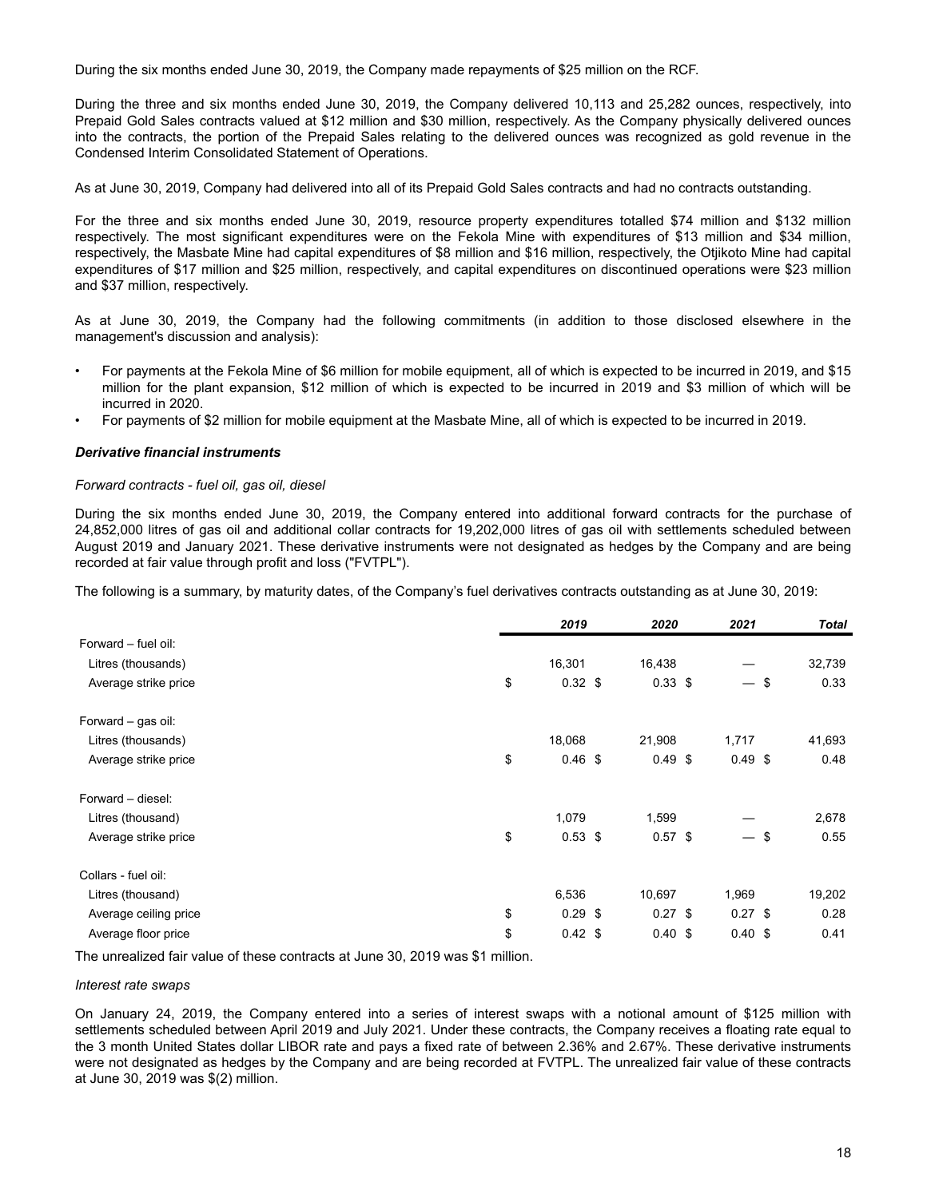During the six months ended June 30, 2019, the Company made repayments of $25 million on the RCF.

During the three and six months ended June 30, 2019, the Company delivered 10,113 and 25,282 ounces, respectively, into Prepaid Gold Sales contracts valued at $12 million and $30 million, respectively. As the Company physically delivered ounces into the contracts, the portion of the Prepaid Sales relating to the delivered ounces was recognized as gold revenue in the Condensed Interim Consolidated Statement of Operations.

As at June 30, 2019, Company had delivered into all of its Prepaid Gold Sales contracts and had no contracts outstanding.

For the three and six months ended June 30, 2019, resource property expenditures totalled $74 million and $132 million respectively. The most significant expenditures were on the Fekola Mine with expenditures of $13 million and $34 million, respectively, the Masbate Mine had capital expenditures of $8 million and $16 million, respectively, the Otjikoto Mine had capital expenditures of $17 million and $25 million, respectively, and capital expenditures on discontinued operations were $23 million and $37 million, respectively.

As at June 30, 2019, the Company had the following commitments (in addition to those disclosed elsewhere in the management's discussion and analysis):

- For payments at the Fekola Mine of $6 million for mobile equipment, all of which is expected to be incurred in 2019, and $15 million for the plant expansion, $12 million of which is expected to be incurred in 2019 and $3 million of which will be incurred in 2020.
- For payments of $2 million for mobile equipment at the Masbate Mine, all of which is expected to be incurred in 2019.

***Derivative financial instruments***

*Forward contracts - fuel oil, gas oil, diesel*

During the six months ended June 30, 2019, the Company entered into additional forward contracts for the purchase of 24,852,000 litres of gas oil and additional collar contracts for 19,202,000 litres of gas oil with settlements scheduled between August 2019 and January 2021. These derivative instruments were not designated as hedges by the Company and are being recorded at fair value through profit and loss ("FVTPL").

The following is a summary, by maturity dates, of the Company's fuel derivatives contracts outstanding as at June 30, 2019:

| | ***2019*** | ***2020*** | ***2021*** | ***Total*** |
|---|---|---|---|---|
| Forward – fuel oil: | | | | |
| Litres (thousands) | 16,301 | 16,438 | — | 32,739 |
| Average strike price | $ 0.32 | $ 0.33 | $ — | $ 0.33 |
| Forward – gas oil: | | | | |
| Litres (thousands) | 18,068 | 21,908 | 1,717 | 41,693 |
| Average strike price | $ 0.46 | $ 0.49 | $ 0.49 | $ 0.48 |
| Forward – diesel: | | | | |
| Litres (thousand) | 1,079 | 1,599 | — | 2,678 |
| Average strike price | $ 0.53 | $ 0.57 | $ — | $ 0.55 |
| Collars - fuel oil: | | | | |
| Litres (thousand) | 6,536 | 10,697 | 1,969 | 19,202 |
| Average ceiling price | $ 0.29 | $ 0.27 | $ 0.27 | $ 0.28 |
| Average floor price | $ 0.42 | $ 0.40 | $ 0.40 | $ 0.41 |

The unrealized fair value of these contracts at June 30, 2019 was $1 million.

*Interest rate swaps*

On January 24, 2019, the Company entered into a series of interest swaps with a notional amount of $125 million with settlements scheduled between April 2019 and July 2021. Under these contracts, the Company receives a floating rate equal to the 3 month United States dollar LIBOR rate and pays a fixed rate of between 2.36% and 2.67%. These derivative instruments were not designated as hedges by the Company and are being recorded at FVTPL. The unrealized fair value of these contracts at June 30, 2019 was $(2) million.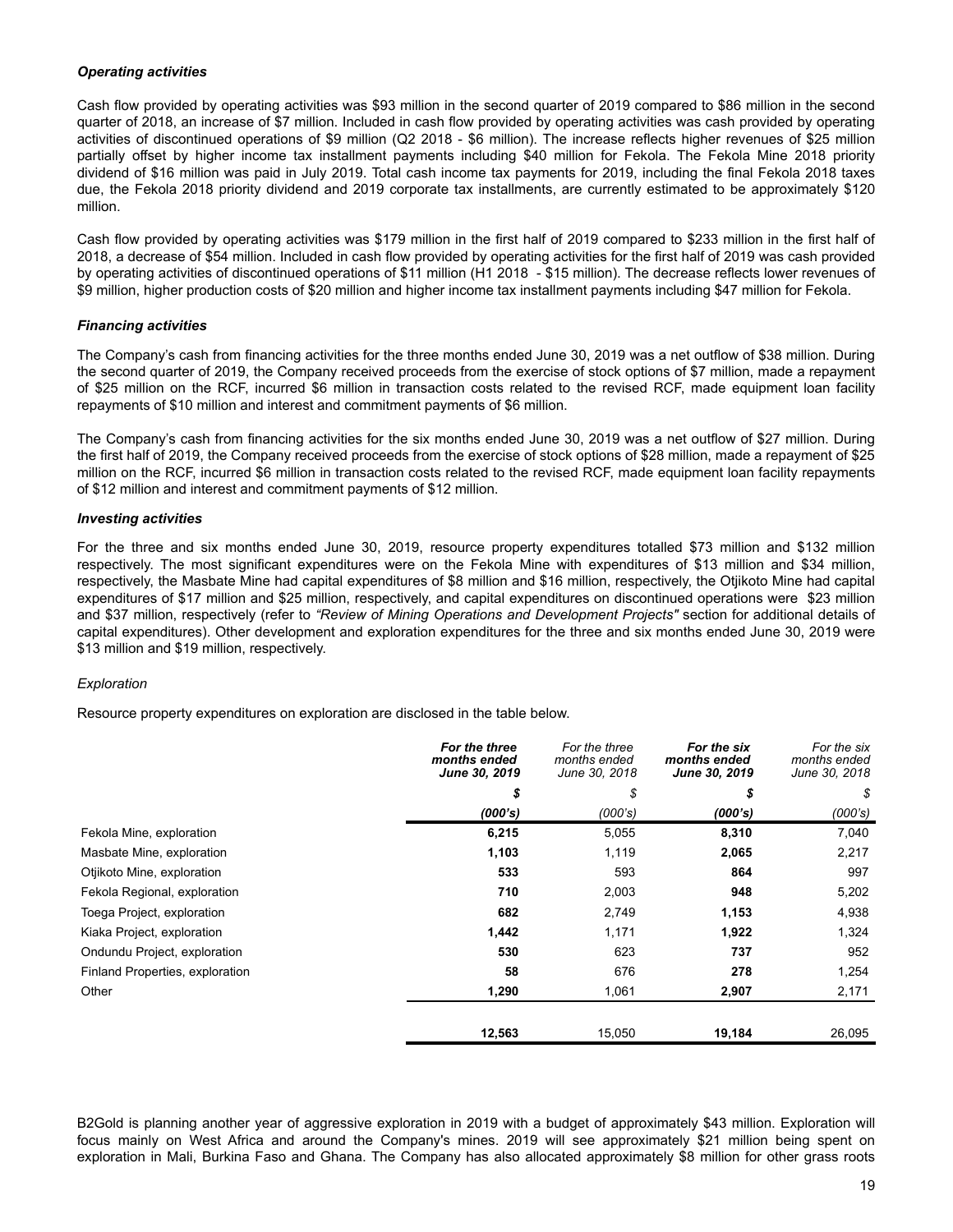***Operating activities***

Cash flow provided by operating activities was $93 million in the second quarter of 2019 compared to $86 million in the second quarter of 2018, an increase of $7 million. Included in cash flow provided by operating activities was cash provided by operating activities of discontinued operations of $9 million (Q2 2018 - $6 million). The increase reflects higher revenues of $25 million partially offset by higher income tax installment payments including $40 million for Fekola. The Fekola Mine 2018 priority dividend of $16 million was paid in July 2019. Total cash income tax payments for 2019, including the final Fekola 2018 taxes due, the Fekola 2018 priority dividend and 2019 corporate tax installments, are currently estimated to be approximately $120 million.

Cash flow provided by operating activities was $179 million in the first half of 2019 compared to $233 million in the first half of 2018, a decrease of $54 million. Included in cash flow provided by operating activities for the first half of 2019 was cash provided by operating activities of discontinued operations of $11 million (H1 2018 - $15 million). The decrease reflects lower revenues of $9 million, higher production costs of $20 million and higher income tax installment payments including $47 million for Fekola.

***Financing activities***

The Company's cash from financing activities for the three months ended June 30, 2019 was a net outflow of $38 million. During the second quarter of 2019, the Company received proceeds from the exercise of stock options of $7 million, made a repayment of $25 million on the RCF, incurred $6 million in transaction costs related to the revised RCF, made equipment loan facility repayments of $10 million and interest and commitment payments of $6 million.

The Company's cash from financing activities for the six months ended June 30, 2019 was a net outflow of $27 million. During the first half of 2019, the Company received proceeds from the exercise of stock options of $28 million, made a repayment of $25 million on the RCF, incurred $6 million in transaction costs related to the revised RCF, made equipment loan facility repayments of $12 million and interest and commitment payments of $12 million.

***Investing activities***

For the three and six months ended June 30, 2019, resource property expenditures totalled $73 million and $132 million respectively. The most significant expenditures were on the Fekola Mine with expenditures of $13 million and $34 million, respectively, the Masbate Mine had capital expenditures of $8 million and $16 million, respectively, the Otjikoto Mine had capital expenditures of $17 million and $25 million, respectively, and capital expenditures on discontinued operations were $23 million and $37 million, respectively (refer to *"Review of Mining Operations and Development Projects"* section for additional details of capital expenditures). Other development and exploration expenditures for the three and six months ended June 30, 2019 were $13 million and $19 million, respectively.

*Exploration*

Resource property expenditures on exploration are disclosed in the table below.

| | ***For the three months ended June 30, 2019*** | *For the three months ended June 30, 2018* | ***For the six months ended June 30, 2019*** | *For the six months ended June 30, 2018* |
|---|---|---|---|---|
| | ***$*** | *$* | ***$*** | *$* |
| | ***(000's)*** | *(000's)* | ***(000's)*** | *(000's)* |
| Fekola Mine, exploration | **6,215** | 5,055 | **8,310** | 7,040 |
| Masbate Mine, exploration | **1,103** | 1,119 | **2,065** | 2,217 |
| Otjikoto Mine, exploration | **533** | 593 | **864** | 997 |
| Fekola Regional, exploration | **710** | 2,003 | **948** | 5,202 |
| Toega Project, exploration | **682** | 2,749 | **1,153** | 4,938 |
| Kiaka Project, exploration | **1,442** | 1,171 | **1,922** | 1,324 |
| Ondundu Project, exploration | **530** | 623 | **737** | 952 |
| Finland Properties, exploration | **58** | 676 | **278** | 1,254 |
| Other | **1,290** | 1,061 | **2,907** | 2,171 |
| | **12,563** | 15,050 | **19,184** | 26,095 |

B2Gold is planning another year of aggressive exploration in 2019 with a budget of approximately $43 million. Exploration will focus mainly on West Africa and around the Company's mines. 2019 will see approximately $21 million being spent on exploration in Mali, Burkina Faso and Ghana. The Company has also allocated approximately $8 million for other grass roots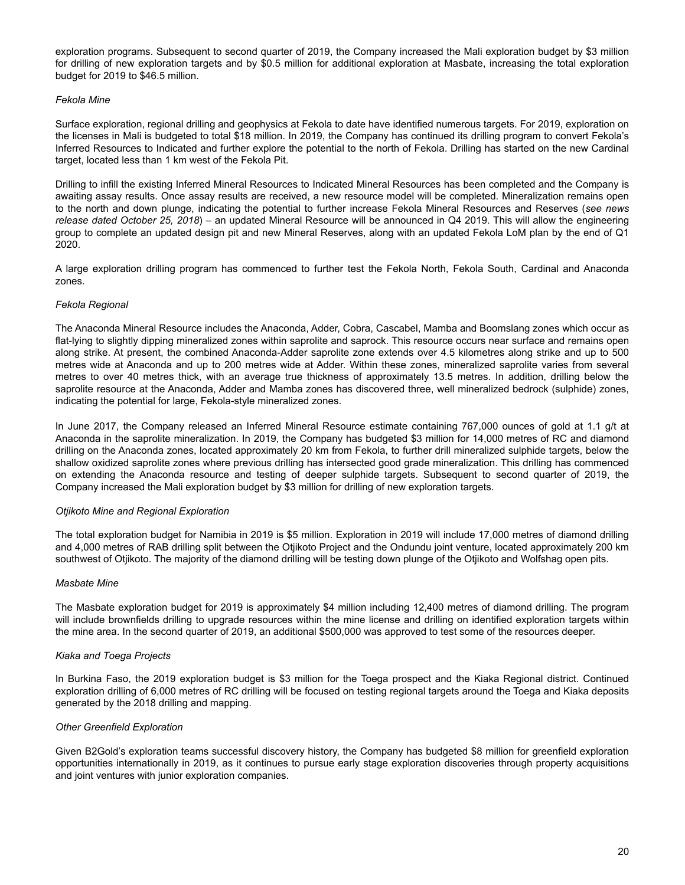exploration programs. Subsequent to second quarter of 2019, the Company increased the Mali exploration budget by $3 million for drilling of new exploration targets and by $0.5 million for additional exploration at Masbate, increasing the total exploration budget for 2019 to $46.5 million.

*Fekola Mine*

Surface exploration, regional drilling and geophysics at Fekola to date have identified numerous targets. For 2019, exploration on the licenses in Mali is budgeted to total $18 million. In 2019, the Company has continued its drilling program to convert Fekola's Inferred Resources to Indicated and further explore the potential to the north of Fekola. Drilling has started on the new Cardinal target, located less than 1 km west of the Fekola Pit.

Drilling to infill the existing Inferred Mineral Resources to Indicated Mineral Resources has been completed and the Company is awaiting assay results. Once assay results are received, a new resource model will be completed. Mineralization remains open to the north and down plunge, indicating the potential to further increase Fekola Mineral Resources and Reserves (*see news release dated October 25, 2018*) – an updated Mineral Resource will be announced in Q4 2019. This will allow the engineering group to complete an updated design pit and new Mineral Reserves, along with an updated Fekola LoM plan by the end of Q1 2020.

A large exploration drilling program has commenced to further test the Fekola North, Fekola South, Cardinal and Anaconda zones.

*Fekola Regional*

The Anaconda Mineral Resource includes the Anaconda, Adder, Cobra, Cascabel, Mamba and Boomslang zones which occur as flat-lying to slightly dipping mineralized zones within saprolite and saprock. This resource occurs near surface and remains open along strike. At present, the combined Anaconda-Adder saprolite zone extends over 4.5 kilometres along strike and up to 500 metres wide at Anaconda and up to 200 metres wide at Adder. Within these zones, mineralized saprolite varies from several metres to over 40 metres thick, with an average true thickness of approximately 13.5 metres. In addition, drilling below the saprolite resource at the Anaconda, Adder and Mamba zones has discovered three, well mineralized bedrock (sulphide) zones, indicating the potential for large, Fekola-style mineralized zones.

In June 2017, the Company released an Inferred Mineral Resource estimate containing 767,000 ounces of gold at 1.1 g/t at Anaconda in the saprolite mineralization. In 2019, the Company has budgeted $3 million for 14,000 metres of RC and diamond drilling on the Anaconda zones, located approximately 20 km from Fekola, to further drill mineralized sulphide targets, below the shallow oxidized saprolite zones where previous drilling has intersected good grade mineralization. This drilling has commenced on extending the Anaconda resource and testing of deeper sulphide targets. Subsequent to second quarter of 2019, the Company increased the Mali exploration budget by $3 million for drilling of new exploration targets.

*Otjikoto Mine and Regional Exploration*

The total exploration budget for Namibia in 2019 is $5 million. Exploration in 2019 will include 17,000 metres of diamond drilling and 4,000 metres of RAB drilling split between the Otjikoto Project and the Ondundu joint venture, located approximately 200 km southwest of Otjikoto. The majority of the diamond drilling will be testing down plunge of the Otjikoto and Wolfshag open pits.

*Masbate Mine*

The Masbate exploration budget for 2019 is approximately $4 million including 12,400 metres of diamond drilling. The program will include brownfields drilling to upgrade resources within the mine license and drilling on identified exploration targets within the mine area. In the second quarter of 2019, an additional $500,000 was approved to test some of the resources deeper.

*Kiaka and Toega Projects*

In Burkina Faso, the 2019 exploration budget is $3 million for the Toega prospect and the Kiaka Regional district. Continued exploration drilling of 6,000 metres of RC drilling will be focused on testing regional targets around the Toega and Kiaka deposits generated by the 2018 drilling and mapping.

*Other Greenfield Exploration*

Given B2Gold's exploration teams successful discovery history, the Company has budgeted $8 million for greenfield exploration opportunities internationally in 2019, as it continues to pursue early stage exploration discoveries through property acquisitions and joint ventures with junior exploration companies.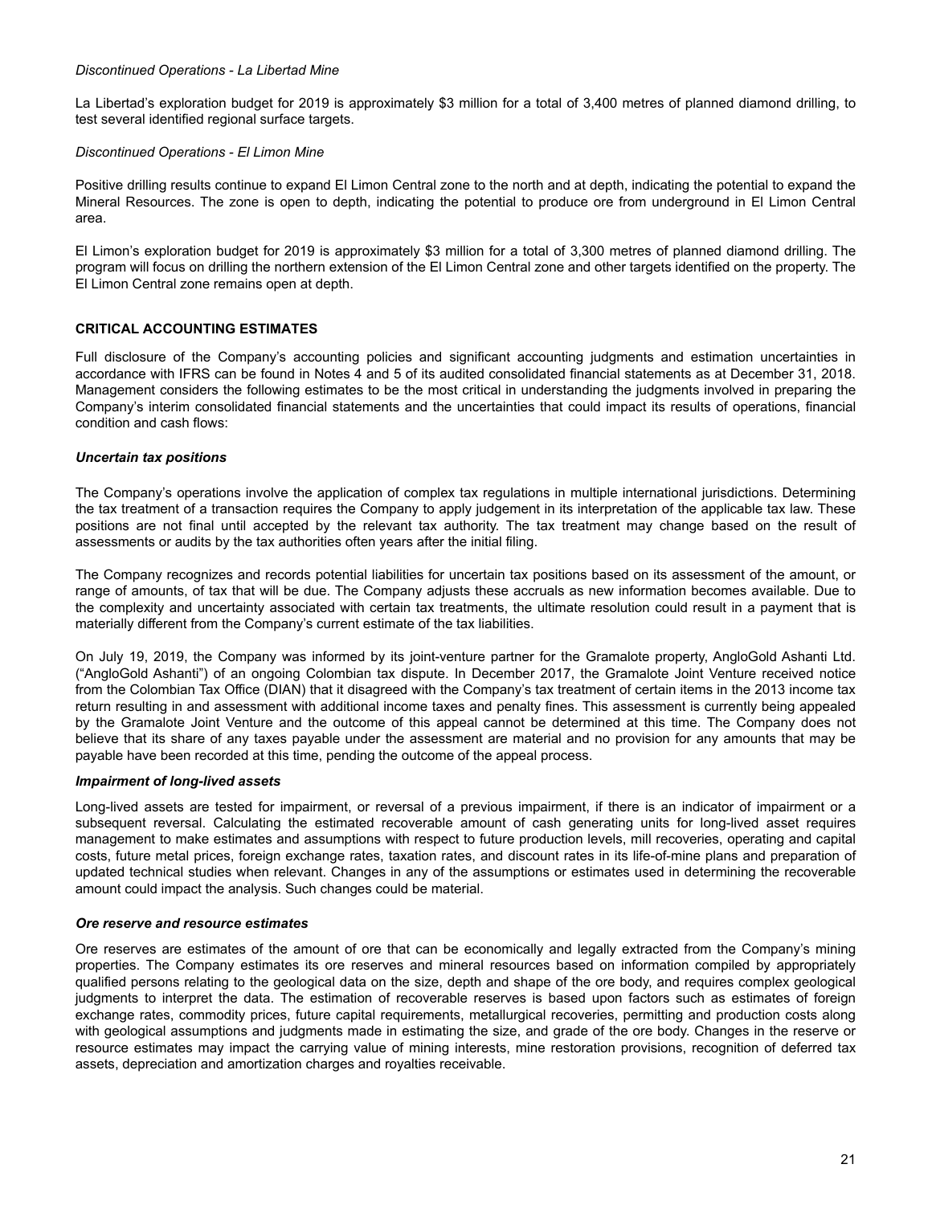*Discontinued Operations - La Libertad Mine*

La Libertad's exploration budget for 2019 is approximately $3 million for a total of 3,400 metres of planned diamond drilling, to test several identified regional surface targets.

*Discontinued Operations - El Limon Mine*

Positive drilling results continue to expand El Limon Central zone to the north and at depth, indicating the potential to expand the Mineral Resources. The zone is open to depth, indicating the potential to produce ore from underground in El Limon Central area.

El Limon's exploration budget for 2019 is approximately $3 million for a total of 3,300 metres of planned diamond drilling. The program will focus on drilling the northern extension of the El Limon Central zone and other targets identified on the property. The El Limon Central zone remains open at depth.

## CRITICAL ACCOUNTING ESTIMATES

Full disclosure of the Company's accounting policies and significant accounting judgments and estimation uncertainties in accordance with IFRS can be found in Notes 4 and 5 of its audited consolidated financial statements as at December 31, 2018. Management considers the following estimates to be the most critical in understanding the judgments involved in preparing the Company's interim consolidated financial statements and the uncertainties that could impact its results of operations, financial condition and cash flows:

### *Uncertain tax positions*

The Company's operations involve the application of complex tax regulations in multiple international jurisdictions. Determining the tax treatment of a transaction requires the Company to apply judgement in its interpretation of the applicable tax law. These positions are not final until accepted by the relevant tax authority. The tax treatment may change based on the result of assessments or audits by the tax authorities often years after the initial filing.

The Company recognizes and records potential liabilities for uncertain tax positions based on its assessment of the amount, or range of amounts, of tax that will be due. The Company adjusts these accruals as new information becomes available. Due to the complexity and uncertainty associated with certain tax treatments, the ultimate resolution could result in a payment that is materially different from the Company's current estimate of the tax liabilities.

On July 19, 2019, the Company was informed by its joint-venture partner for the Gramalote property, AngloGold Ashanti Ltd. ("AngloGold Ashanti") of an ongoing Colombian tax dispute. In December 2017, the Gramalote Joint Venture received notice from the Colombian Tax Office (DIAN) that it disagreed with the Company's tax treatment of certain items in the 2013 income tax return resulting in and assessment with additional income taxes and penalty fines. This assessment is currently being appealed by the Gramalote Joint Venture and the outcome of this appeal cannot be determined at this time. The Company does not believe that its share of any taxes payable under the assessment are material and no provision for any amounts that may be payable have been recorded at this time, pending the outcome of the appeal process.

### *Impairment of long-lived assets*

Long-lived assets are tested for impairment, or reversal of a previous impairment, if there is an indicator of impairment or a subsequent reversal. Calculating the estimated recoverable amount of cash generating units for long-lived asset requires management to make estimates and assumptions with respect to future production levels, mill recoveries, operating and capital costs, future metal prices, foreign exchange rates, taxation rates, and discount rates in its life-of-mine plans and preparation of updated technical studies when relevant. Changes in any of the assumptions or estimates used in determining the recoverable amount could impact the analysis. Such changes could be material.

### *Ore reserve and resource estimates*

Ore reserves are estimates of the amount of ore that can be economically and legally extracted from the Company's mining properties. The Company estimates its ore reserves and mineral resources based on information compiled by appropriately qualified persons relating to the geological data on the size, depth and shape of the ore body, and requires complex geological judgments to interpret the data. The estimation of recoverable reserves is based upon factors such as estimates of foreign exchange rates, commodity prices, future capital requirements, metallurgical recoveries, permitting and production costs along with geological assumptions and judgments made in estimating the size, and grade of the ore body. Changes in the reserve or resource estimates may impact the carrying value of mining interests, mine restoration provisions, recognition of deferred tax assets, depreciation and amortization charges and royalties receivable.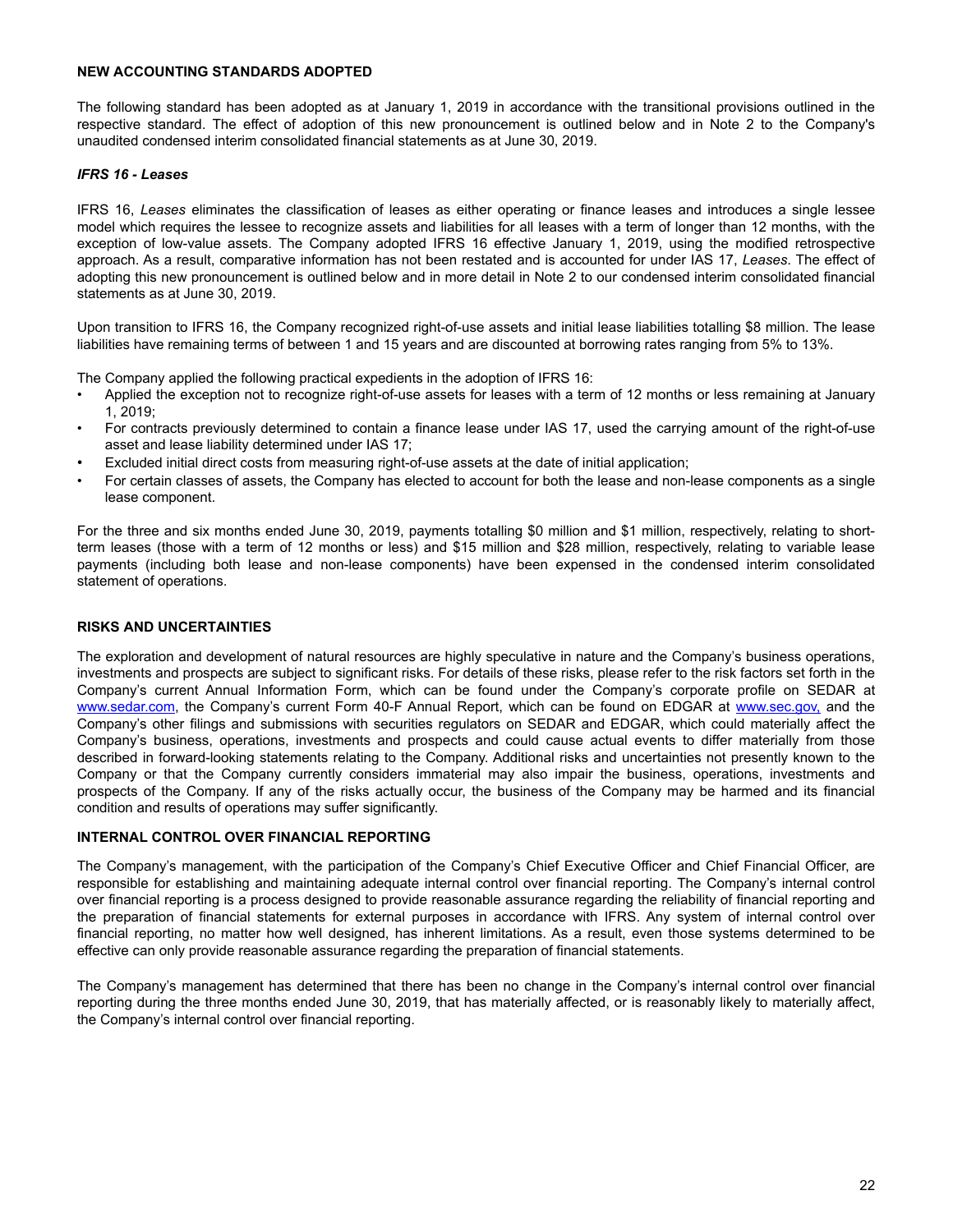## NEW ACCOUNTING STANDARDS ADOPTED

The following standard has been adopted as at January 1, 2019 in accordance with the transitional provisions outlined in the respective standard. The effect of adoption of this new pronouncement is outlined below and in Note 2 to the Company's unaudited condensed interim consolidated financial statements as at June 30, 2019.

### *IFRS 16 - Leases*

IFRS 16, *Leases* eliminates the classification of leases as either operating or finance leases and introduces a single lessee model which requires the lessee to recognize assets and liabilities for all leases with a term of longer than 12 months, with the exception of low-value assets. The Company adopted IFRS 16 effective January 1, 2019, using the modified retrospective approach. As a result, comparative information has not been restated and is accounted for under IAS 17, *Leases*. The effect of adopting this new pronouncement is outlined below and in more detail in Note 2 to our condensed interim consolidated financial statements as at June 30, 2019.

Upon transition to IFRS 16, the Company recognized right-of-use assets and initial lease liabilities totalling $8 million. The lease liabilities have remaining terms of between 1 and 15 years and are discounted at borrowing rates ranging from 5% to 13%.

The Company applied the following practical expedients in the adoption of IFRS 16:

- Applied the exception not to recognize right-of-use assets for leases with a term of 12 months or less remaining at January 1, 2019;
- For contracts previously determined to contain a finance lease under IAS 17, used the carrying amount of the right-of-use asset and lease liability determined under IAS 17;
- Excluded initial direct costs from measuring right-of-use assets at the date of initial application;
- For certain classes of assets, the Company has elected to account for both the lease and non-lease components as a single lease component.

For the three and six months ended June 30, 2019, payments totalling $0 million and $1 million, respectively, relating to short-term leases (those with a term of 12 months or less) and $15 million and $28 million, respectively, relating to variable lease payments (including both lease and non-lease components) have been expensed in the condensed interim consolidated statement of operations.

## RISKS AND UNCERTAINTIES

The exploration and development of natural resources are highly speculative in nature and the Company's business operations, investments and prospects are subject to significant risks. For details of these risks, please refer to the risk factors set forth in the Company's current Annual Information Form, which can be found under the Company's corporate profile on SEDAR at www.sedar.com, the Company's current Form 40-F Annual Report, which can be found on EDGAR at www.sec.gov, and the Company's other filings and submissions with securities regulators on SEDAR and EDGAR, which could materially affect the Company's business, operations, investments and prospects and could cause actual events to differ materially from those described in forward-looking statements relating to the Company. Additional risks and uncertainties not presently known to the Company or that the Company currently considers immaterial may also impair the business, operations, investments and prospects of the Company. If any of the risks actually occur, the business of the Company may be harmed and its financial condition and results of operations may suffer significantly.

## INTERNAL CONTROL OVER FINANCIAL REPORTING

The Company's management, with the participation of the Company's Chief Executive Officer and Chief Financial Officer, are responsible for establishing and maintaining adequate internal control over financial reporting. The Company's internal control over financial reporting is a process designed to provide reasonable assurance regarding the reliability of financial reporting and the preparation of financial statements for external purposes in accordance with IFRS. Any system of internal control over financial reporting, no matter how well designed, has inherent limitations. As a result, even those systems determined to be effective can only provide reasonable assurance regarding the preparation of financial statements.

The Company's management has determined that there has been no change in the Company's internal control over financial reporting during the three months ended June 30, 2019, that has materially affected, or is reasonably likely to materially affect, the Company's internal control over financial reporting.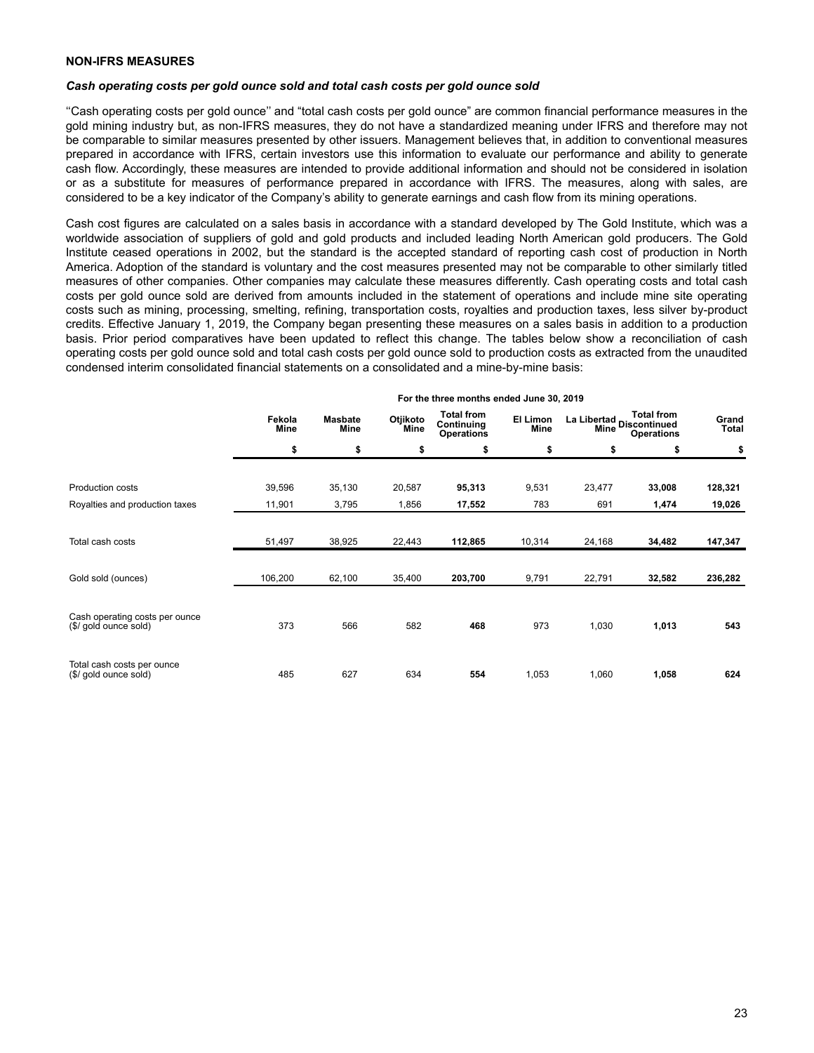**NON-IFRS MEASURES**

***Cash operating costs per gold ounce sold and total cash costs per gold ounce sold***

''Cash operating costs per gold ounce'' and "total cash costs per gold ounce" are common financial performance measures in the gold mining industry but, as non-IFRS measures, they do not have a standardized meaning under IFRS and therefore may not be comparable to similar measures presented by other issuers. Management believes that, in addition to conventional measures prepared in accordance with IFRS, certain investors use this information to evaluate our performance and ability to generate cash flow. Accordingly, these measures are intended to provide additional information and should not be considered in isolation or as a substitute for measures of performance prepared in accordance with IFRS. The measures, along with sales, are considered to be a key indicator of the Company's ability to generate earnings and cash flow from its mining operations.

Cash cost figures are calculated on a sales basis in accordance with a standard developed by The Gold Institute, which was a worldwide association of suppliers of gold and gold products and included leading North American gold producers. The Gold Institute ceased operations in 2002, but the standard is the accepted standard of reporting cash cost of production in North America. Adoption of the standard is voluntary and the cost measures presented may not be comparable to other similarly titled measures of other companies. Other companies may calculate these measures differently. Cash operating costs and total cash costs per gold ounce sold are derived from amounts included in the statement of operations and include mine site operating costs such as mining, processing, smelting, refining, transportation costs, royalties and production taxes, less silver by-product credits. Effective January 1, 2019, the Company began presenting these measures on a sales basis in addition to a production basis. Prior period comparatives have been updated to reflect this change. The tables below show a reconciliation of cash operating costs per gold ounce sold and total cash costs per gold ounce sold to production costs as extracted from the unaudited condensed interim consolidated financial statements on a consolidated and a mine-by-mine basis:

| | For the three months ended June 30, 2019 | | | | | | | |
|---|---|---|---|---|---|---|---|---|
| | Fekola Mine | Masbate Mine | Otjikoto Mine | Total from Continuing Operations | El Limon Mine | La Libertad Mine | Total from Discontinued Operations | Grand Total |
| | $ | $ | $ | $ | $ | $ | $ | $ |
| Production costs | 39,596 | 35,130 | 20,587 | **95,313** | 9,531 | 23,477 | **33,008** | **128,321** |
| Royalties and production taxes | 11,901 | 3,795 | 1,856 | **17,552** | 783 | 691 | **1,474** | **19,026** |
| Total cash costs | 51,497 | 38,925 | 22,443 | **112,865** | 10,314 | 24,168 | **34,482** | **147,347** |
| Gold sold (ounces) | 106,200 | 62,100 | 35,400 | **203,700** | 9,791 | 22,791 | **32,582** | **236,282** |
| Cash operating costs per ounce ($/ gold ounce sold) | 373 | 566 | 582 | **468** | 973 | 1,030 | **1,013** | **543** |
| Total cash costs per ounce ($/ gold ounce sold) | 485 | 627 | 634 | **554** | 1,053 | 1,060 | **1,058** | **624** |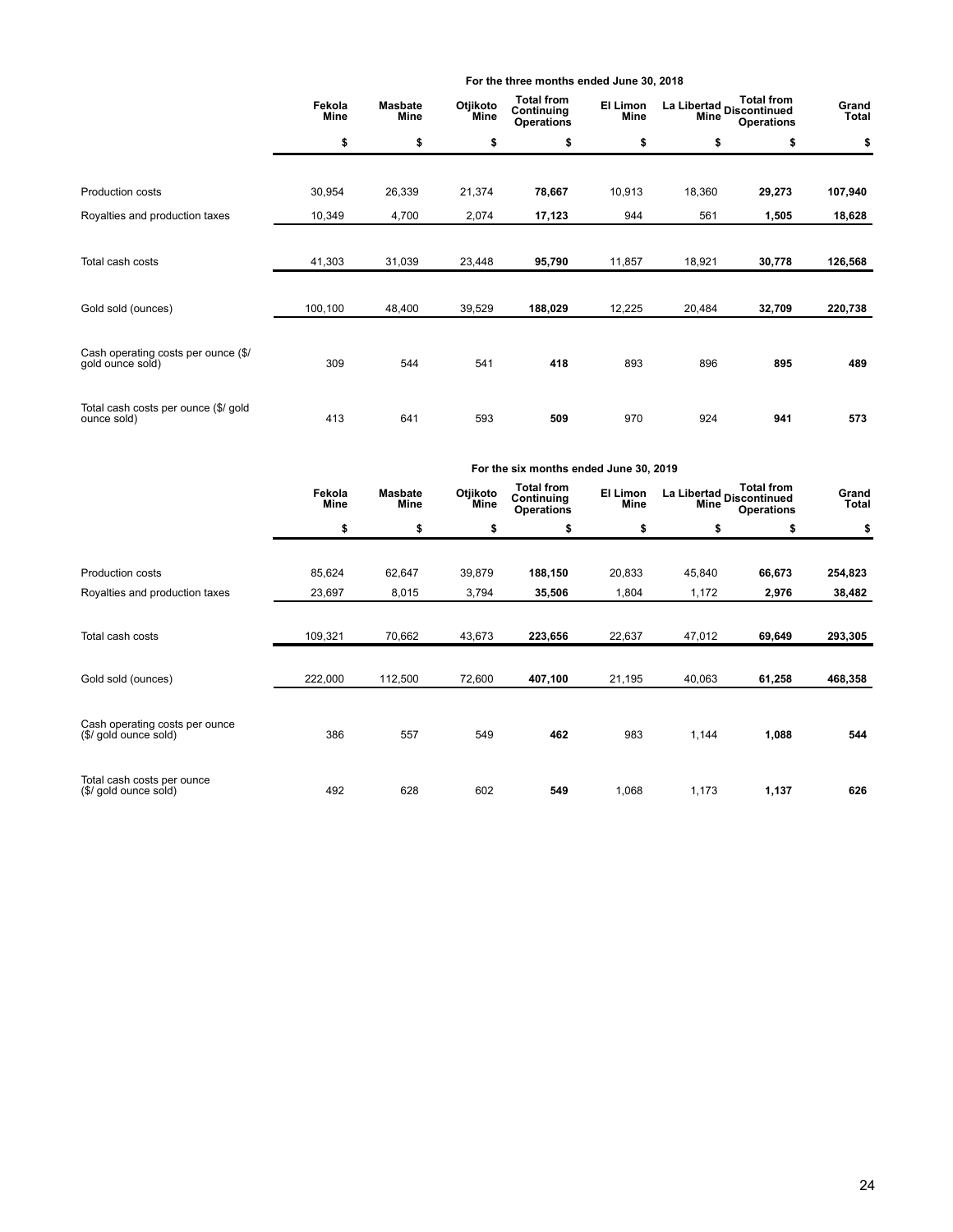| | For the three months ended June 30, 2018 | | | | | | | |
|---|---|---|---|---|---|---|---|---|
| | Fekola Mine | Masbate Mine | Otjikoto Mine | Total from Continuing Operations | El Limon Mine | La Libertad Mine | Total from Discontinued Operations | Grand Total |
| | $ | $ | $ | $ | $ | $ | $ | $ |
| Production costs | 30,954 | 26,339 | 21,374 | **78,667** | 10,913 | 18,360 | **29,273** | **107,940** |
| Royalties and production taxes | 10,349 | 4,700 | 2,074 | **17,123** | 944 | 561 | **1,505** | **18,628** |
| Total cash costs | 41,303 | 31,039 | 23,448 | **95,790** | 11,857 | 18,921 | **30,778** | **126,568** |
| Gold sold (ounces) | 100,100 | 48,400 | 39,529 | **188,029** | 12,225 | 20,484 | **32,709** | **220,738** |
| Cash operating costs per ounce ($/ gold ounce sold) | 309 | 544 | 541 | **418** | 893 | 896 | **895** | **489** |
| Total cash costs per ounce ($/ gold ounce sold) | 413 | 641 | 593 | **509** | 970 | 924 | **941** | **573** |

| | For the six months ended June 30, 2019 | | | | | | | |
|---|---|---|---|---|---|---|---|---|
| | Fekola Mine | Masbate Mine | Otjikoto Mine | Total from Continuing Operations | El Limon Mine | La Libertad Mine | Total from Discontinued Operations | Grand Total |
| | $ | $ | $ | $ | $ | $ | $ | $ |
| Production costs | 85,624 | 62,647 | 39,879 | **188,150** | 20,833 | 45,840 | **66,673** | **254,823** |
| Royalties and production taxes | 23,697 | 8,015 | 3,794 | **35,506** | 1,804 | 1,172 | **2,976** | **38,482** |
| Total cash costs | 109,321 | 70,662 | 43,673 | **223,656** | 22,637 | 47,012 | **69,649** | **293,305** |
| Gold sold (ounces) | 222,000 | 112,500 | 72,600 | **407,100** | 21,195 | 40,063 | **61,258** | **468,358** |
| Cash operating costs per ounce ($/ gold ounce sold) | 386 | 557 | 549 | **462** | 983 | 1,144 | **1,088** | **544** |
| Total cash costs per ounce ($/ gold ounce sold) | 492 | 628 | 602 | **549** | 1,068 | 1,173 | **1,137** | **626** |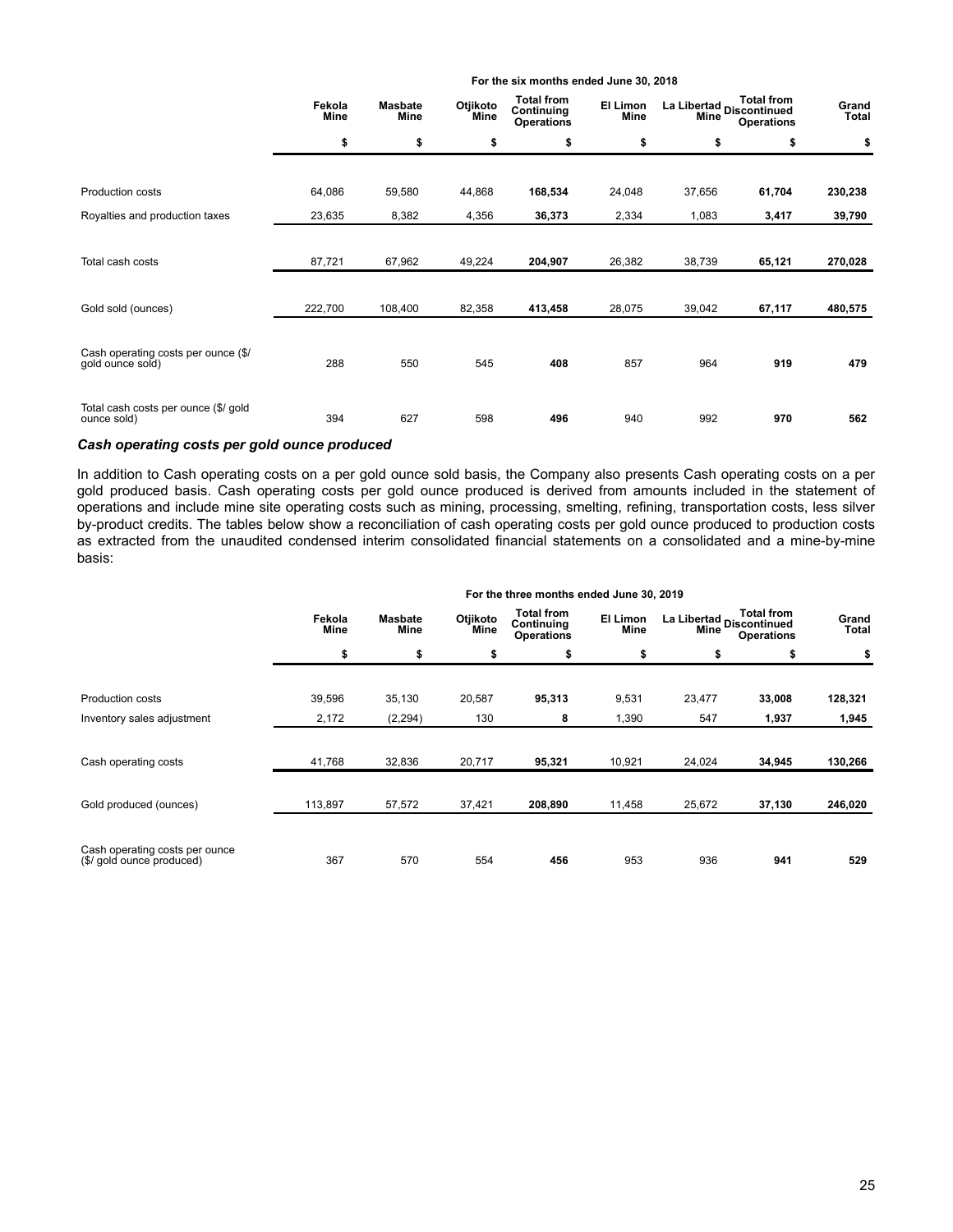| | For the six months ended June 30, 2018 | | | | | | | |
|---|---|---|---|---|---|---|---|---|
| | Fekola Mine | Masbate Mine | Otjikoto Mine | Total from Continuing Operations | El Limon Mine | La Libertad Mine | Total from Discontinued Operations | Grand Total |
| | $ | $ | $ | $ | $ | $ | $ | $ |
| Production costs | 64,086 | 59,580 | 44,868 | **168,534** | 24,048 | 37,656 | **61,704** | **230,238** |
| Royalties and production taxes | 23,635 | 8,382 | 4,356 | **36,373** | 2,334 | 1,083 | **3,417** | **39,790** |
| Total cash costs | 87,721 | 67,962 | 49,224 | **204,907** | 26,382 | 38,739 | **65,121** | **270,028** |
| Gold sold (ounces) | 222,700 | 108,400 | 82,358 | **413,458** | 28,075 | 39,042 | **67,117** | **480,575** |
| Cash operating costs per ounce ($/ gold ounce sold) | 288 | 550 | 545 | **408** | 857 | 964 | **919** | **479** |
| Total cash costs per ounce ($/ gold ounce sold) | 394 | 627 | 598 | **496** | 940 | 992 | **970** | **562** |

### *Cash operating costs per gold ounce produced*

In addition to Cash operating costs on a per gold ounce sold basis, the Company also presents Cash operating costs on a per gold produced basis. Cash operating costs per gold ounce produced is derived from amounts included in the statement of operations and include mine site operating costs such as mining, processing, smelting, refining, transportation costs, less silver by-product credits. The tables below show a reconciliation of cash operating costs per gold ounce produced to production costs as extracted from the unaudited condensed interim consolidated financial statements on a consolidated and a mine-by-mine basis:

| | For the three months ended June 30, 2019 | | | | | | | |
|---|---|---|---|---|---|---|---|---|
| | Fekola Mine | Masbate Mine | Otjikoto Mine | Total from Continuing Operations | El Limon Mine | La Libertad Mine | Total from Discontinued Operations | Grand Total |
| | $ | $ | $ | $ | $ | $ | $ | $ |
| Production costs | 39,596 | 35,130 | 20,587 | **95,313** | 9,531 | 23,477 | **33,008** | **128,321** |
| Inventory sales adjustment | 2,172 | (2,294) | 130 | **8** | 1,390 | 547 | **1,937** | **1,945** |
| Cash operating costs | 41,768 | 32,836 | 20,717 | **95,321** | 10,921 | 24,024 | **34,945** | **130,266** |
| Gold produced (ounces) | 113,897 | 57,572 | 37,421 | **208,890** | 11,458 | 25,672 | **37,130** | **246,020** |
| Cash operating costs per ounce ($/ gold ounce produced) | 367 | 570 | 554 | **456** | 953 | 936 | **941** | **529** |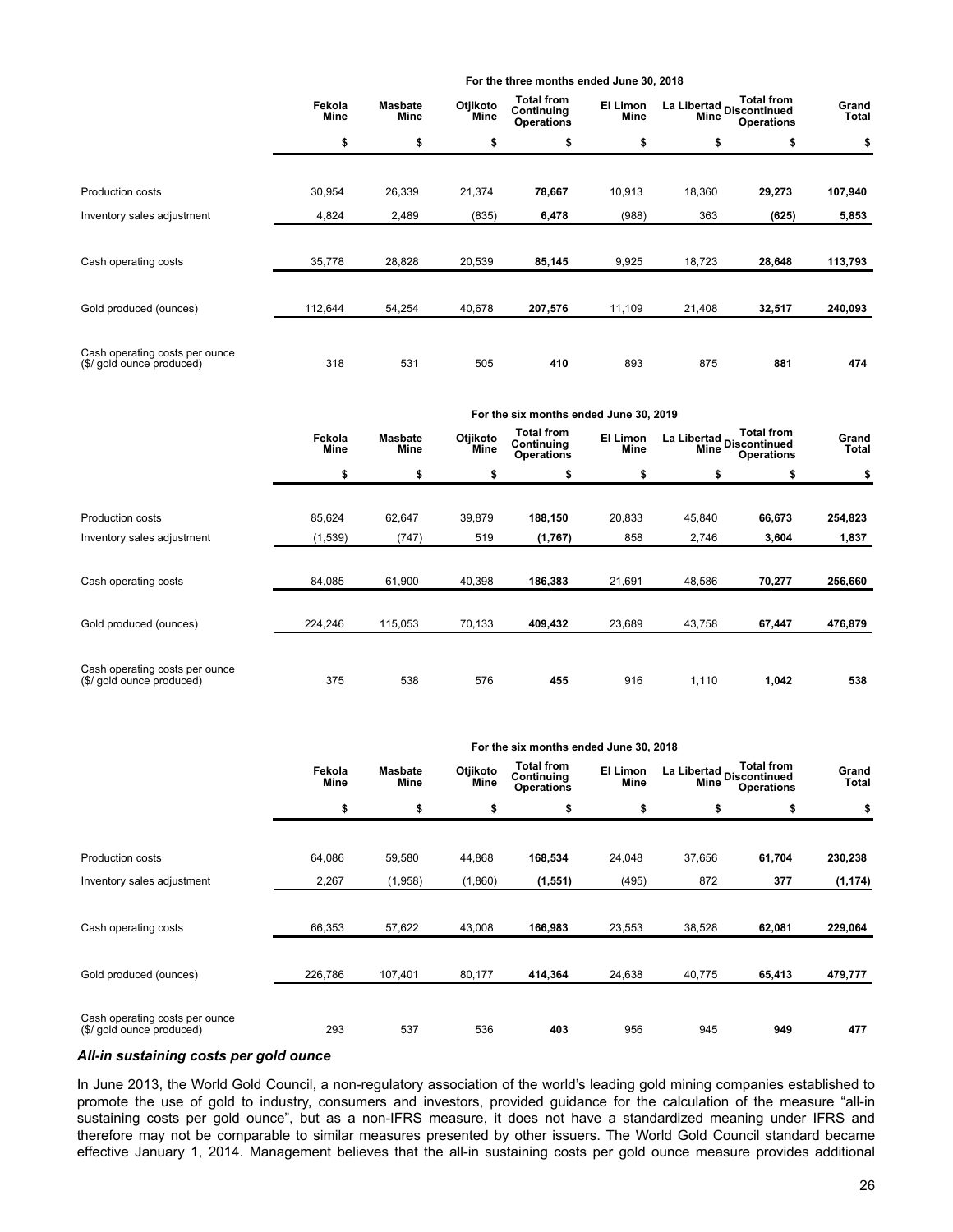| | For the three months ended June 30, 2018 | | | | | | | |
|---|---|---|---|---|---|---|---|---|
| | Fekola Mine | Masbate Mine | Otjikoto Mine | Total from Continuing Operations | El Limon Mine | La Libertad Mine | Total from Discontinued Operations | Grand Total |
| | $ | $ | $ | $ | $ | $ | $ | $ |
| Production costs | 30,954 | 26,339 | 21,374 | **78,667** | 10,913 | 18,360 | **29,273** | **107,940** |
| Inventory sales adjustment | 4,824 | 2,489 | (835) | **6,478** | (988) | 363 | **(625)** | **5,853** |
| Cash operating costs | 35,778 | 28,828 | 20,539 | **85,145** | 9,925 | 18,723 | **28,648** | **113,793** |
| Gold produced (ounces) | 112,644 | 54,254 | 40,678 | **207,576** | 11,109 | 21,408 | **32,517** | **240,093** |
| Cash operating costs per ounce ($/ gold ounce produced) | 318 | 531 | 505 | **410** | 893 | 875 | **881** | **474** |

| | For the six months ended June 30, 2019 | | | | | | | |
|---|---|---|---|---|---|---|---|---|
| | Fekola Mine | Masbate Mine | Otjikoto Mine | Total from Continuing Operations | El Limon Mine | La Libertad Mine | Total from Discontinued Operations | Grand Total |
| | $ | $ | $ | $ | $ | $ | $ | $ |
| Production costs | 85,624 | 62,647 | 39,879 | **188,150** | 20,833 | 45,840 | **66,673** | **254,823** |
| Inventory sales adjustment | (1,539) | (747) | 519 | **(1,767)** | 858 | 2,746 | **3,604** | **1,837** |
| Cash operating costs | 84,085 | 61,900 | 40,398 | **186,383** | 21,691 | 48,586 | **70,277** | **256,660** |
| Gold produced (ounces) | 224,246 | 115,053 | 70,133 | **409,432** | 23,689 | 43,758 | **67,447** | **476,879** |
| Cash operating costs per ounce ($/ gold ounce produced) | 375 | 538 | 576 | **455** | 916 | 1,110 | **1,042** | **538** |

| | For the six months ended June 30, 2018 | | | | | | | |
|---|---|---|---|---|---|---|---|---|
| | Fekola Mine | Masbate Mine | Otjikoto Mine | Total from Continuing Operations | El Limon Mine | La Libertad Mine | Total from Discontinued Operations | Grand Total |
| | $ | $ | $ | $ | $ | $ | $ | $ |
| Production costs | 64,086 | 59,580 | 44,868 | **168,534** | 24,048 | 37,656 | **61,704** | **230,238** |
| Inventory sales adjustment | 2,267 | (1,958) | (1,860) | **(1,551)** | (495) | 872 | **377** | **(1,174)** |
| Cash operating costs | 66,353 | 57,622 | 43,008 | **166,983** | 23,553 | 38,528 | **62,081** | **229,064** |
| Gold produced (ounces) | 226,786 | 107,401 | 80,177 | **414,364** | 24,638 | 40,775 | **65,413** | **479,777** |
| Cash operating costs per ounce ($/ gold ounce produced) | 293 | 537 | 536 | **403** | 956 | 945 | **949** | **477** |

***All-in sustaining costs per gold ounce***

In June 2013, the World Gold Council, a non-regulatory association of the world's leading gold mining companies established to promote the use of gold to industry, consumers and investors, provided guidance for the calculation of the measure "all-in sustaining costs per gold ounce", but as a non-IFRS measure, it does not have a standardized meaning under IFRS and therefore may not be comparable to similar measures presented by other issuers. The World Gold Council standard became effective January 1, 2014. Management believes that the all-in sustaining costs per gold ounce measure provides additional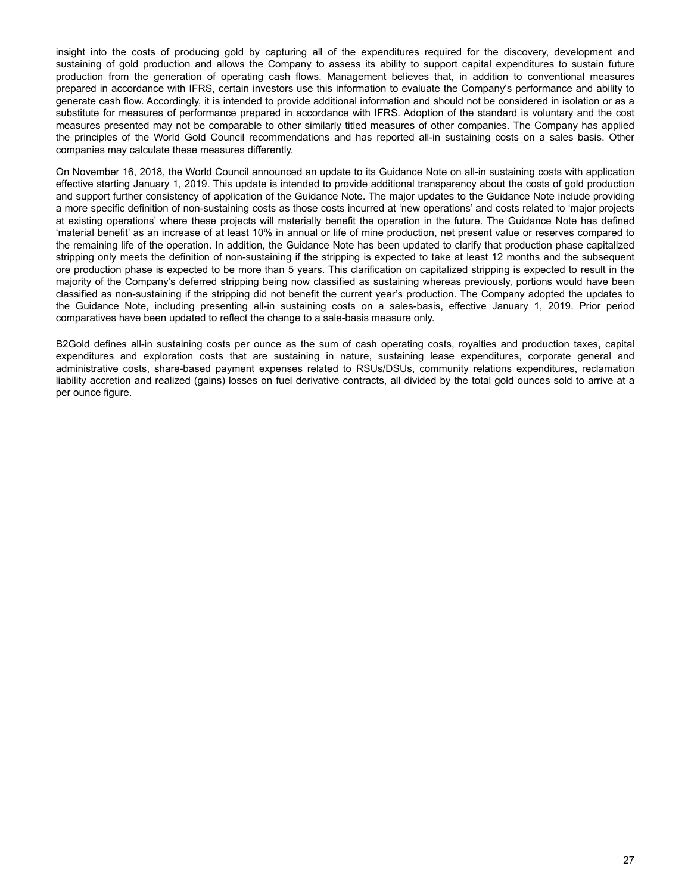insight into the costs of producing gold by capturing all of the expenditures required for the discovery, development and sustaining of gold production and allows the Company to assess its ability to support capital expenditures to sustain future production from the generation of operating cash flows. Management believes that, in addition to conventional measures prepared in accordance with IFRS, certain investors use this information to evaluate the Company's performance and ability to generate cash flow. Accordingly, it is intended to provide additional information and should not be considered in isolation or as a substitute for measures of performance prepared in accordance with IFRS. Adoption of the standard is voluntary and the cost measures presented may not be comparable to other similarly titled measures of other companies. The Company has applied the principles of the World Gold Council recommendations and has reported all-in sustaining costs on a sales basis. Other companies may calculate these measures differently.

On November 16, 2018, the World Council announced an update to its Guidance Note on all-in sustaining costs with application effective starting January 1, 2019. This update is intended to provide additional transparency about the costs of gold production and support further consistency of application of the Guidance Note. The major updates to the Guidance Note include providing a more specific definition of non-sustaining costs as those costs incurred at 'new operations' and costs related to 'major projects at existing operations' where these projects will materially benefit the operation in the future. The Guidance Note has defined 'material benefit' as an increase of at least 10% in annual or life of mine production, net present value or reserves compared to the remaining life of the operation. In addition, the Guidance Note has been updated to clarify that production phase capitalized stripping only meets the definition of non-sustaining if the stripping is expected to take at least 12 months and the subsequent ore production phase is expected to be more than 5 years. This clarification on capitalized stripping is expected to result in the majority of the Company's deferred stripping being now classified as sustaining whereas previously, portions would have been classified as non-sustaining if the stripping did not benefit the current year's production. The Company adopted the updates to the Guidance Note, including presenting all-in sustaining costs on a sales-basis, effective January 1, 2019. Prior period comparatives have been updated to reflect the change to a sale-basis measure only.

B2Gold defines all-in sustaining costs per ounce as the sum of cash operating costs, royalties and production taxes, capital expenditures and exploration costs that are sustaining in nature, sustaining lease expenditures, corporate general and administrative costs, share-based payment expenses related to RSUs/DSUs, community relations expenditures, reclamation liability accretion and realized (gains) losses on fuel derivative contracts, all divided by the total gold ounces sold to arrive at a per ounce figure.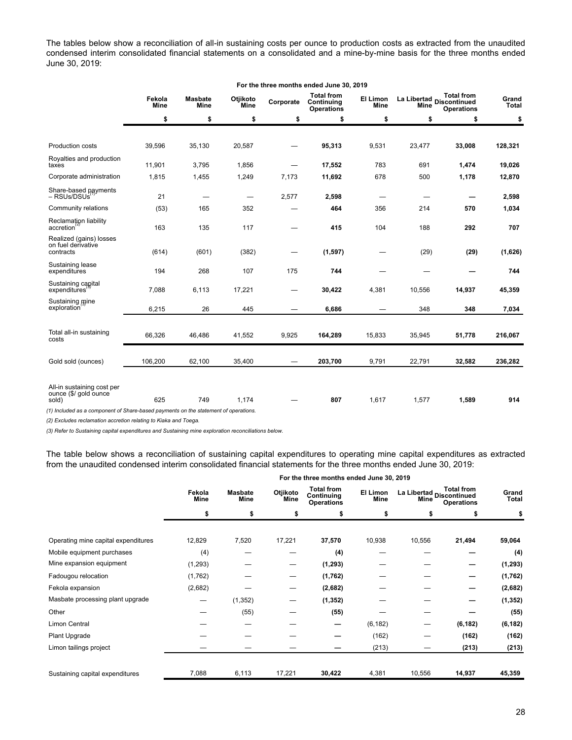The tables below show a reconciliation of all-in sustaining costs per ounce to production costs as extracted from the unaudited condensed interim consolidated financial statements on a consolidated and a mine-by-mine basis for the three months ended June 30, 2019:

| | For the three months ended June 30, 2019 | | | | | | | | |
|---|---|---|---|---|---|---|---|---|---|
| | Fekola Mine | Masbate Mine | Otjikoto Mine | Corporate | Total from Continuing Operations | El Limon Mine | La Libertad Mine | Total from Discontinued Operations | Grand Total |
| | $ | $ | $ | $ | $ | $ | $ | $ | $ |
| Production costs | 39,596 | 35,130 | 20,587 | — | **95,313** | 9,531 | 23,477 | **33,008** | **128,321** |
| Royalties and production taxes | 11,901 | 3,795 | 1,856 | — | **17,552** | 783 | 691 | **1,474** | **19,026** |
| Corporate administration | 1,815 | 1,455 | 1,249 | 7,173 | **11,692** | 678 | 500 | **1,178** | **12,870** |
| Share-based payments – RSUs/DSUs[(1)] | 21 | — | — | 2,577 | **2,598** | — | — | **—** | **2,598** |
| Community relations | (53) | 165 | 352 | — | **464** | 356 | 214 | **570** | **1,034** |
| Reclamation liability accretion[(2)] | 163 | 135 | 117 | — | **415** | 104 | 188 | **292** | **707** |
| Realized (gains) losses on fuel derivative contracts | (614) | (601) | (382) | — | **(1,597)** | — | (29) | **(29)** | **(1,626)** |
| Sustaining lease expenditures | 194 | 268 | 107 | 175 | **744** | — | — | **—** | **744** |
| Sustaining capital expenditures[(3)] | 7,088 | 6,113 | 17,221 | — | **30,422** | 4,381 | 10,556 | **14,937** | **45,359** |
| Sustaining mine exploration[(3)] | 6,215 | 26 | 445 | — | **6,686** | — | 348 | **348** | **7,034** |
| Total all-in sustaining costs | 66,326 | 46,486 | 41,552 | 9,925 | **164,289** | 15,833 | 35,945 | **51,778** | **216,067** |
| Gold sold (ounces) | 106,200 | 62,100 | 35,400 | — | **203,700** | 9,791 | 22,791 | **32,582** | **236,282** |
| All-in sustaining cost per ounce ($/ gold ounce sold) | 625 | 749 | 1,174 | — | **807** | 1,617 | 1,577 | **1,589** | **914** |

*(1) Included as a component of Share-based payments on the statement of operations.*

*(2) Excludes reclamation accretion relating to Kiaka and Toega.*

*(3) Refer to Sustaining capital expenditures and Sustaining mine exploration reconciliations below.*

The table below shows a reconciliation of sustaining capital expenditures to operating mine capital expenditures as extracted from the unaudited condensed interim consolidated financial statements for the three months ended June 30, 2019:

| | For the three months ended June 30, 2019 | | | | | | | |
|---|---|---|---|---|---|---|---|---|
| | Fekola Mine | Masbate Mine | Otjikoto Mine | Total from Continuing Operations | El Limon Mine | La Libertad Mine | Total from Discontinued Operations | Grand Total |
| | $ | $ | $ | $ | $ | $ | $ | $ |
| Operating mine capital expenditures | 12,829 | 7,520 | 17,221 | **37,570** | 10,938 | 10,556 | **21,494** | **59,064** |
| Mobile equipment purchases | (4) | — | — | **(4)** | — | — | **—** | **(4)** |
| Mine expansion equipment | (1,293) | — | — | **(1,293)** | — | — | **—** | **(1,293)** |
| Fadougou relocation | (1,762) | — | — | **(1,762)** | — | — | **—** | **(1,762)** |
| Fekola expansion | (2,682) | — | — | **(2,682)** | — | — | **—** | **(2,682)** |
| Masbate processing plant upgrade | — | (1,352) | — | **(1,352)** | — | — | **—** | **(1,352)** |
| Other | — | (55) | — | **(55)** | — | — | **—** | **(55)** |
| Limon Central | — | — | — | **—** | (6,182) | — | **(6,182)** | **(6,182)** |
| Plant Upgrade | — | — | — | **—** | (162) | — | **(162)** | **(162)** |
| Limon tailings project | — | — | — | **—** | (213) | — | **(213)** | **(213)** |
| Sustaining capital expenditures | 7,088 | 6,113 | 17,221 | **30,422** | 4,381 | 10,556 | **14,937** | **45,359** |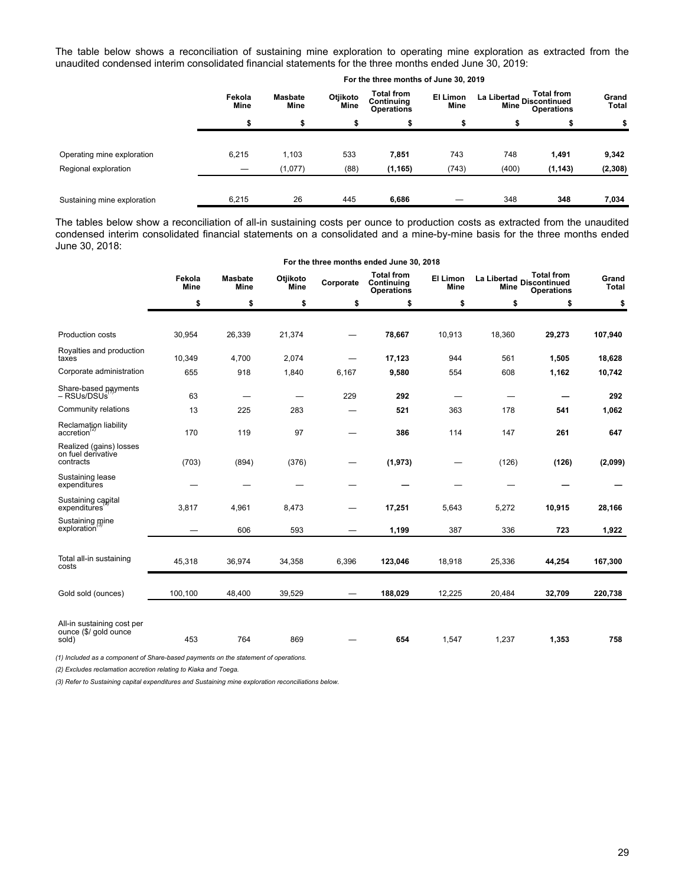The table below shows a reconciliation of sustaining mine exploration to operating mine exploration as extracted from the unaudited condensed interim consolidated financial statements for the three months ended June 30, 2019:

| | For the three months of June 30, 2019 | | | | | | | |
|---|---|---|---|---|---|---|---|---|
| | Fekola Mine | Masbate Mine | Otjikoto Mine | Total from Continuing Operations | El Limon Mine | La Libertad Mine | Total from Discontinued Operations | Grand Total |
| | $ | $ | $ | $ | $ | $ | $ | $ |
| Operating mine exploration | 6,215 | 1,103 | 533 | **7,851** | 743 | 748 | **1,491** | **9,342** |
| Regional exploration | — | (1,077) | (88) | **(1,165)** | (743) | (400) | **(1,143)** | **(2,308)** |
| Sustaining mine exploration | 6,215 | 26 | 445 | **6,686** | — | 348 | **348** | **7,034** |

The tables below show a reconciliation of all-in sustaining costs per ounce to production costs as extracted from the unaudited condensed interim consolidated financial statements on a consolidated and a mine-by-mine basis for the three months ended June 30, 2018:

| | For the three months ended June 30, 2018 | | | | | | | | |
|---|---|---|---|---|---|---|---|---|---|
| | Fekola Mine | Masbate Mine | Otjikoto Mine | Corporate | Total from Continuing Operations | El Limon Mine | La Libertad Mine | Total from Discontinued Operations | Grand Total |
| | $ | $ | $ | $ | $ | $ | $ | $ | $ |
| Production costs | 30,954 | 26,339 | 21,374 | — | **78,667** | 10,913 | 18,360 | **29,273** | **107,940** |
| Royalties and production taxes | 10,349 | 4,700 | 2,074 | — | **17,123** | 944 | 561 | **1,505** | **18,628** |
| Corporate administration | 655 | 918 | 1,840 | 6,167 | **9,580** | 554 | 608 | **1,162** | **10,742** |
| Share-based payments – RSUs/DSUs[(1)] | 63 | — | — | 229 | **292** | — | — | **—** | **292** |
| Community relations | 13 | 225 | 283 | — | **521** | 363 | 178 | **541** | **1,062** |
| Reclamation liability accretion[(2)] | 170 | 119 | 97 | — | **386** | 114 | 147 | **261** | **647** |
| Realized (gains) losses on fuel derivative contracts | (703) | (894) | (376) | — | **(1,973)** | — | (126) | **(126)** | **(2,099)** |
| Sustaining lease expenditures | — | — | — | — | **—** | — | — | **—** | **—** |
| Sustaining capital expenditures[(3)] | 3,817 | 4,961 | 8,473 | — | **17,251** | 5,643 | 5,272 | **10,915** | **28,166** |
| Sustaining mine exploration[(3)] | — | 606 | 593 | — | **1,199** | 387 | 336 | **723** | **1,922** |
| Total all-in sustaining costs | 45,318 | 36,974 | 34,358 | 6,396 | **123,046** | 18,918 | 25,336 | **44,254** | **167,300** |
| Gold sold (ounces) | 100,100 | 48,400 | 39,529 | — | **188,029** | 12,225 | 20,484 | **32,709** | **220,738** |
| All-in sustaining cost per ounce ($/ gold ounce sold) | 453 | 764 | 869 | — | **654** | 1,547 | 1,237 | **1,353** | **758** |

*(1) Included as a component of Share-based payments on the statement of operations.*

*(2) Excludes reclamation accretion relating to Kiaka and Toega.*

*(3) Refer to Sustaining capital expenditures and Sustaining mine exploration reconciliations below.*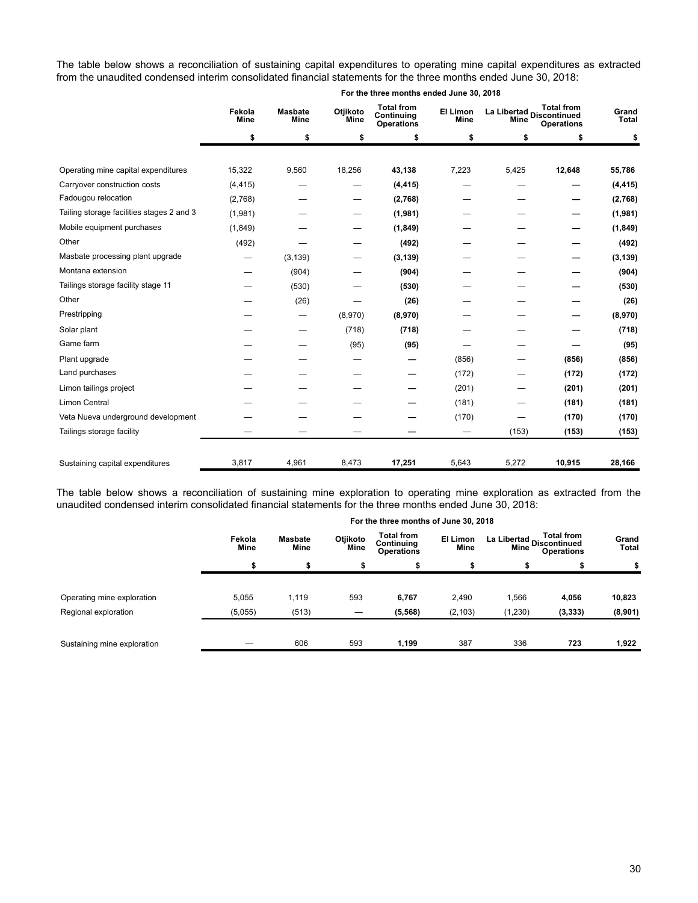The table below shows a reconciliation of sustaining capital expenditures to operating mine capital expenditures as extracted from the unaudited condensed interim consolidated financial statements for the three months ended June 30, 2018:

| | For the three months ended June 30, 2018 | | | | | | | |
|---|---|---|---|---|---|---|---|---|
| | Fekola Mine | Masbate Mine | Otjikoto Mine | Total from Continuing Operations | El Limon Mine | La Libertad Mine | Total from Discontinued Operations | Grand Total |
| | $ | $ | $ | $ | $ | $ | $ | $ |
| Operating mine capital expenditures | 15,322 | 9,560 | 18,256 | **43,138** | 7,223 | 5,425 | **12,648** | **55,786** |
| Carryover construction costs | (4,415) | — | — | **(4,415)** | — | — | **—** | **(4,415)** |
| Fadougou relocation | (2,768) | — | — | **(2,768)** | — | — | **—** | **(2,768)** |
| Tailing storage facilities stages 2 and 3 | (1,981) | — | — | **(1,981)** | — | — | **—** | **(1,981)** |
| Mobile equipment purchases | (1,849) | — | — | **(1,849)** | — | — | **—** | **(1,849)** |
| Other | (492) | — | — | **(492)** | — | — | **—** | **(492)** |
| Masbate processing plant upgrade | — | (3,139) | — | **(3,139)** | — | — | **—** | **(3,139)** |
| Montana extension | — | (904) | — | **(904)** | — | — | **—** | **(904)** |
| Tailings storage facility stage 11 | — | (530) | — | **(530)** | — | — | **—** | **(530)** |
| Other | — | (26) | — | **(26)** | — | — | **—** | **(26)** |
| Prestripping | — | — | (8,970) | **(8,970)** | — | — | **—** | **(8,970)** |
| Solar plant | — | — | (718) | **(718)** | — | — | **—** | **(718)** |
| Game farm | — | — | (95) | **(95)** | — | — | **—** | **(95)** |
| Plant upgrade | — | — | — | **—** | (856) | — | **(856)** | **(856)** |
| Land purchases | — | — | — | **—** | (172) | — | **(172)** | **(172)** |
| Limon tailings project | — | — | — | **—** | (201) | — | **(201)** | **(201)** |
| Limon Central | — | — | — | **—** | (181) | — | **(181)** | **(181)** |
| Veta Nueva underground development | — | — | — | **—** | (170) | — | **(170)** | **(170)** |
| Tailings storage facility | — | — | — | **—** | — | (153) | **(153)** | **(153)** |
| Sustaining capital expenditures | 3,817 | 4,961 | 8,473 | **17,251** | 5,643 | 5,272 | **10,915** | **28,166** |

The table below shows a reconciliation of sustaining mine exploration to operating mine exploration as extracted from the unaudited condensed interim consolidated financial statements for the three months ended June 30, 2018:

| | For the three months of June 30, 2018 | | | | | | | |
|---|---|---|---|---|---|---|---|---|
| | Fekola Mine | Masbate Mine | Otjikoto Mine | Total from Continuing Operations | El Limon Mine | La Libertad Mine | Total from Discontinued Operations | Grand Total |
| | $ | $ | $ | $ | $ | $ | $ | $ |
| Operating mine exploration | 5,055 | 1,119 | 593 | **6,767** | 2,490 | 1,566 | **4,056** | **10,823** |
| Regional exploration | (5,055) | (513) | — | **(5,568)** | (2,103) | (1,230) | **(3,333)** | **(8,901)** |
| Sustaining mine exploration | — | 606 | 593 | **1,199** | 387 | 336 | **723** | **1,922** |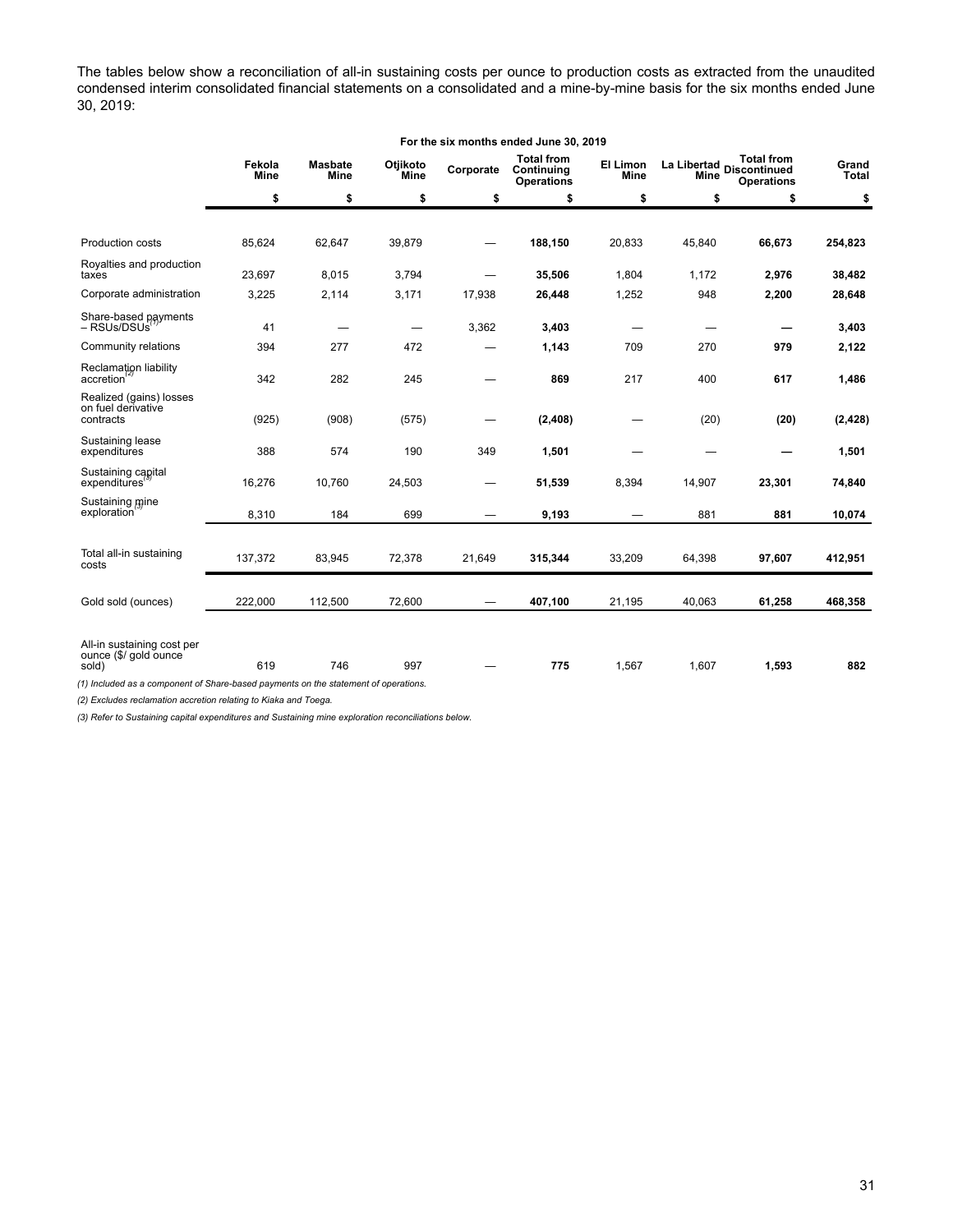The tables below show a reconciliation of all-in sustaining costs per ounce to production costs as extracted from the unaudited condensed interim consolidated financial statements on a consolidated and a mine-by-mine basis for the six months ended June 30, 2019:

| | For the six months ended June 30, 2019 | | | | | | | | |
|---|---|---|---|---|---|---|---|---|---|
| | Fekola Mine | Masbate Mine | Otjikoto Mine | Corporate | **Total from Continuing Operations** | El Limon Mine | La Libertad Mine | **Total from Discontinued Operations** | **Grand Total** |
| | $ | $ | $ | $ | $ | $ | $ | $ | $ |
| Production costs | 85,624 | 62,647 | 39,879 | — | **188,150** | 20,833 | 45,840 | **66,673** | **254,823** |
| Royalties and production taxes | 23,697 | 8,015 | 3,794 | — | **35,506** | 1,804 | 1,172 | **2,976** | **38,482** |
| Corporate administration | 3,225 | 2,114 | 3,171 | 17,938 | **26,448** | 1,252 | 948 | **2,200** | **28,648** |
| Share-based payments – RSUs/DSUs(1) | 41 | — | — | 3,362 | **3,403** | — | — | **—** | **3,403** |
| Community relations | 394 | 277 | 472 | — | **1,143** | 709 | 270 | **979** | **2,122** |
| Reclamation liability accretion(2) | 342 | 282 | 245 | — | **869** | 217 | 400 | **617** | **1,486** |
| Realized (gains) losses on fuel derivative contracts | (925) | (908) | (575) | — | **(2,408)** | — | (20) | **(20)** | **(2,428)** |
| Sustaining lease expenditures | 388 | 574 | 190 | 349 | **1,501** | — | — | **—** | **1,501** |
| Sustaining capital expenditures(3) | 16,276 | 10,760 | 24,503 | — | **51,539** | 8,394 | 14,907 | **23,301** | **74,840** |
| Sustaining mine exploration(3) | 8,310 | 184 | 699 | — | **9,193** | — | 881 | **881** | **10,074** |
| Total all-in sustaining costs | 137,372 | 83,945 | 72,378 | 21,649 | **315,344** | 33,209 | 64,398 | **97,607** | **412,951** |
| Gold sold (ounces) | 222,000 | 112,500 | 72,600 | — | **407,100** | 21,195 | 40,063 | **61,258** | **468,358** |
| All-in sustaining cost per ounce ($/ gold ounce sold) | 619 | 746 | 997 | — | **775** | 1,567 | 1,607 | **1,593** | **882** |

*(1) Included as a component of Share-based payments on the statement of operations.*

*(2) Excludes reclamation accretion relating to Kiaka and Toega.*

*(3) Refer to Sustaining capital expenditures and Sustaining mine exploration reconciliations below.*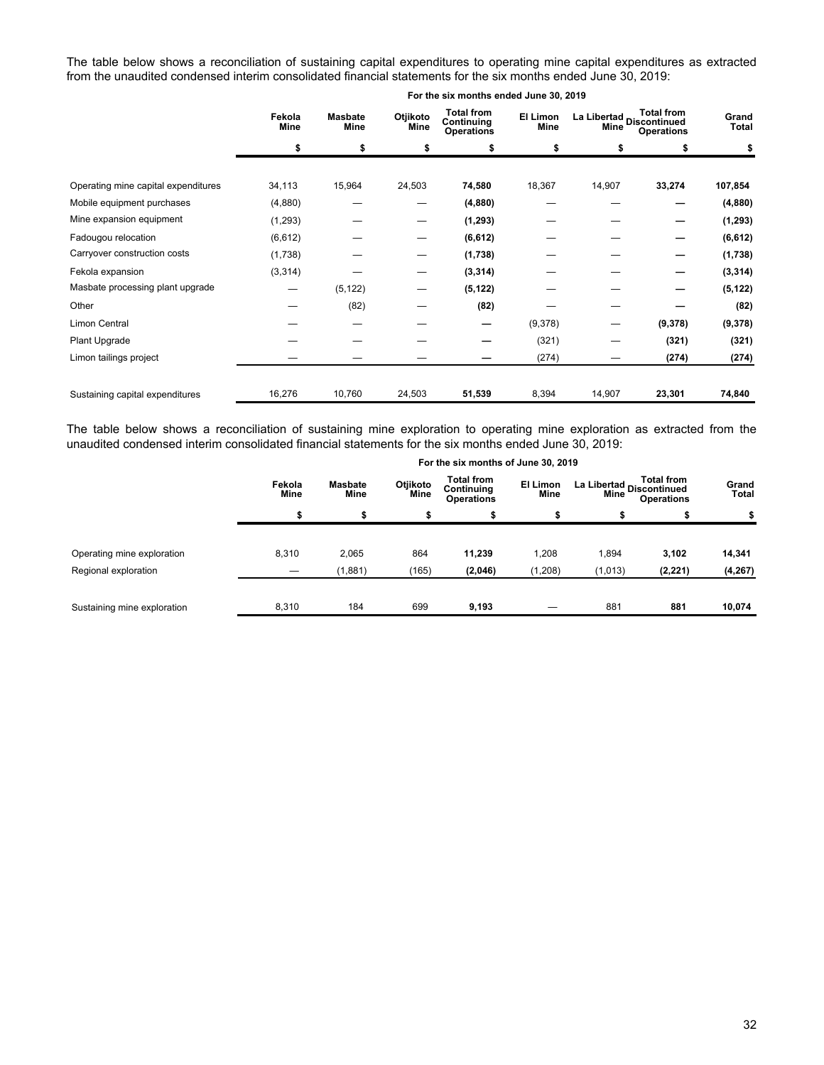The table below shows a reconciliation of sustaining capital expenditures to operating mine capital expenditures as extracted from the unaudited condensed interim consolidated financial statements for the six months ended June 30, 2019:

| | For the six months ended June 30, 2019 | | | | | | | |
|---|---|---|---|---|---|---|---|---|
| | Fekola Mine | Masbate Mine | Otjikoto Mine | Total from Continuing Operations | El Limon Mine | La Libertad Mine | Total from Discontinued Operations | Grand Total |
| | $ | $ | $ | $ | $ | $ | $ | $ |
| Operating mine capital expenditures | 34,113 | 15,964 | 24,503 | **74,580** | 18,367 | 14,907 | **33,274** | **107,854** |
| Mobile equipment purchases | (4,880) | — | — | **(4,880)** | — | — | **—** | **(4,880)** |
| Mine expansion equipment | (1,293) | — | — | **(1,293)** | — | — | **—** | **(1,293)** |
| Fadougou relocation | (6,612) | — | — | **(6,612)** | — | — | **—** | **(6,612)** |
| Carryover construction costs | (1,738) | — | — | **(1,738)** | — | — | **—** | **(1,738)** |
| Fekola expansion | (3,314) | — | — | **(3,314)** | — | — | **—** | **(3,314)** |
| Masbate processing plant upgrade | — | (5,122) | — | **(5,122)** | — | — | **—** | **(5,122)** |
| Other | — | (82) | — | **(82)** | — | — | **—** | **(82)** |
| Limon Central | — | — | — | **—** | (9,378) | — | **(9,378)** | **(9,378)** |
| Plant Upgrade | — | — | — | **—** | (321) | — | **(321)** | **(321)** |
| Limon tailings project | — | — | — | **—** | (274) | — | **(274)** | **(274)** |
| Sustaining capital expenditures | 16,276 | 10,760 | 24,503 | **51,539** | 8,394 | 14,907 | **23,301** | **74,840** |

The table below shows a reconciliation of sustaining mine exploration to operating mine exploration as extracted from the unaudited condensed interim consolidated financial statements for the six months ended June 30, 2019:

| | For the six months of June 30, 2019 | | | | | | | |
|---|---|---|---|---|---|---|---|---|
| | Fekola Mine | Masbate Mine | Otjikoto Mine | Total from Continuing Operations | El Limon Mine | La Libertad Mine | Total from Discontinued Operations | Grand Total |
| | $ | $ | $ | $ | $ | $ | $ | $ |
| Operating mine exploration | 8,310 | 2,065 | 864 | **11,239** | 1,208 | 1,894 | **3,102** | **14,341** |
| Regional exploration | — | (1,881) | (165) | **(2,046)** | (1,208) | (1,013) | **(2,221)** | **(4,267)** |
| Sustaining mine exploration | 8,310 | 184 | 699 | **9,193** | — | 881 | **881** | **10,074** |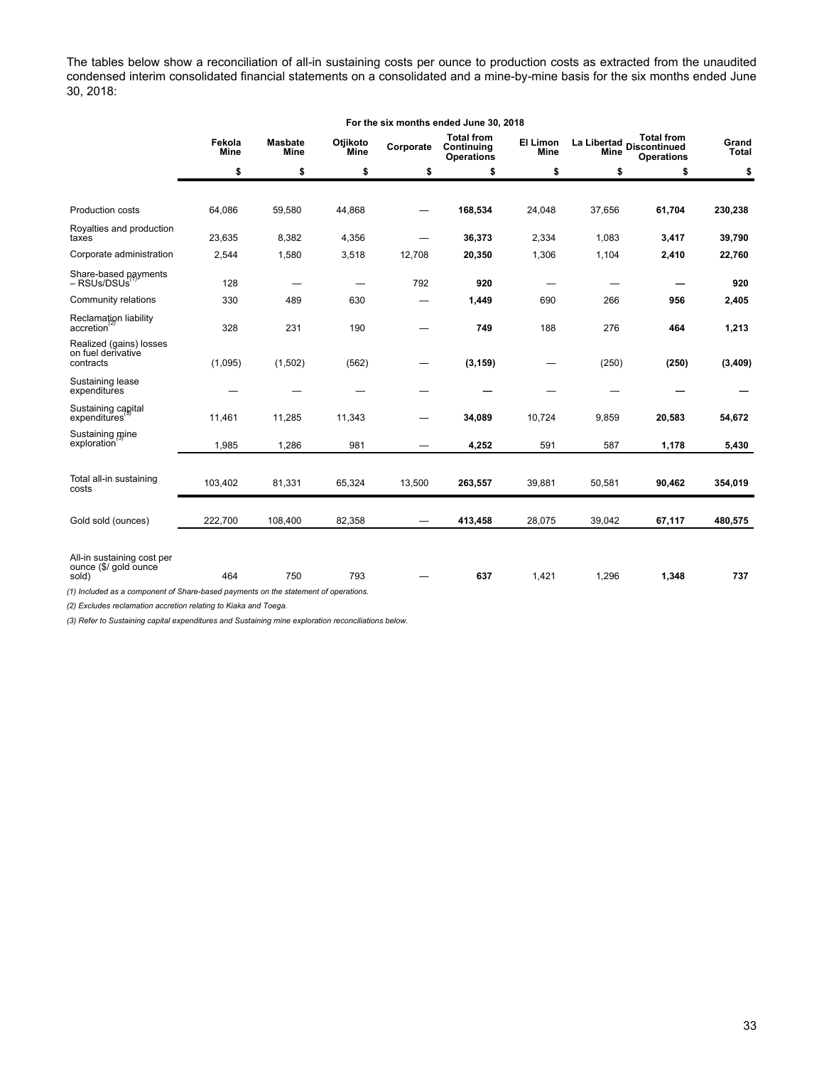The tables below show a reconciliation of all-in sustaining costs per ounce to production costs as extracted from the unaudited condensed interim consolidated financial statements on a consolidated and a mine-by-mine basis for the six months ended June 30, 2018:

| | For the six months ended June 30, 2018 | | | | | | | | |
|---|---|---|---|---|---|---|---|---|---|
| | Fekola Mine | Masbate Mine | Otjikoto Mine | Corporate | Total from Continuing Operations | El Limon Mine | La Libertad Mine | Total from Discontinued Operations | Grand Total |
| | $ | $ | $ | $ | $ | $ | $ | $ | $ |
| Production costs | 64,086 | 59,580 | 44,868 | — | **168,534** | 24,048 | 37,656 | **61,704** | **230,238** |
| Royalties and production taxes | 23,635 | 8,382 | 4,356 | — | **36,373** | 2,334 | 1,083 | **3,417** | **39,790** |
| Corporate administration | 2,544 | 1,580 | 3,518 | 12,708 | **20,350** | 1,306 | 1,104 | **2,410** | **22,760** |
| Share-based payments – RSUs/DSUs[(1)] | 128 | — | — | 792 | **920** | — | — | **—** | **920** |
| Community relations | 330 | 489 | 630 | — | **1,449** | 690 | 266 | **956** | **2,405** |
| Reclamation liability accretion[(2)] | 328 | 231 | 190 | — | **749** | 188 | 276 | **464** | **1,213** |
| Realized (gains) losses on fuel derivative contracts | (1,095) | (1,502) | (562) | — | **(3,159)** | — | (250) | **(250)** | **(3,409)** |
| Sustaining lease expenditures | — | — | — | — | **—** | — | — | **—** | **—** |
| Sustaining capital expenditures[(3)] | 11,461 | 11,285 | 11,343 | — | **34,089** | 10,724 | 9,859 | **20,583** | **54,672** |
| Sustaining mine exploration[(3)] | 1,985 | 1,286 | 981 | — | **4,252** | 591 | 587 | **1,178** | **5,430** |
| Total all-in sustaining costs | 103,402 | 81,331 | 65,324 | 13,500 | **263,557** | 39,881 | 50,581 | **90,462** | **354,019** |
| Gold sold (ounces) | 222,700 | 108,400 | 82,358 | — | **413,458** | 28,075 | 39,042 | **67,117** | **480,575** |
| All-in sustaining cost per ounce ($/ gold ounce sold) | 464 | 750 | 793 | — | **637** | 1,421 | 1,296 | **1,348** | **737** |

*(1) Included as a component of Share-based payments on the statement of operations.*

*(2) Excludes reclamation accretion relating to Kiaka and Toega.*

*(3) Refer to Sustaining capital expenditures and Sustaining mine exploration reconciliations below.*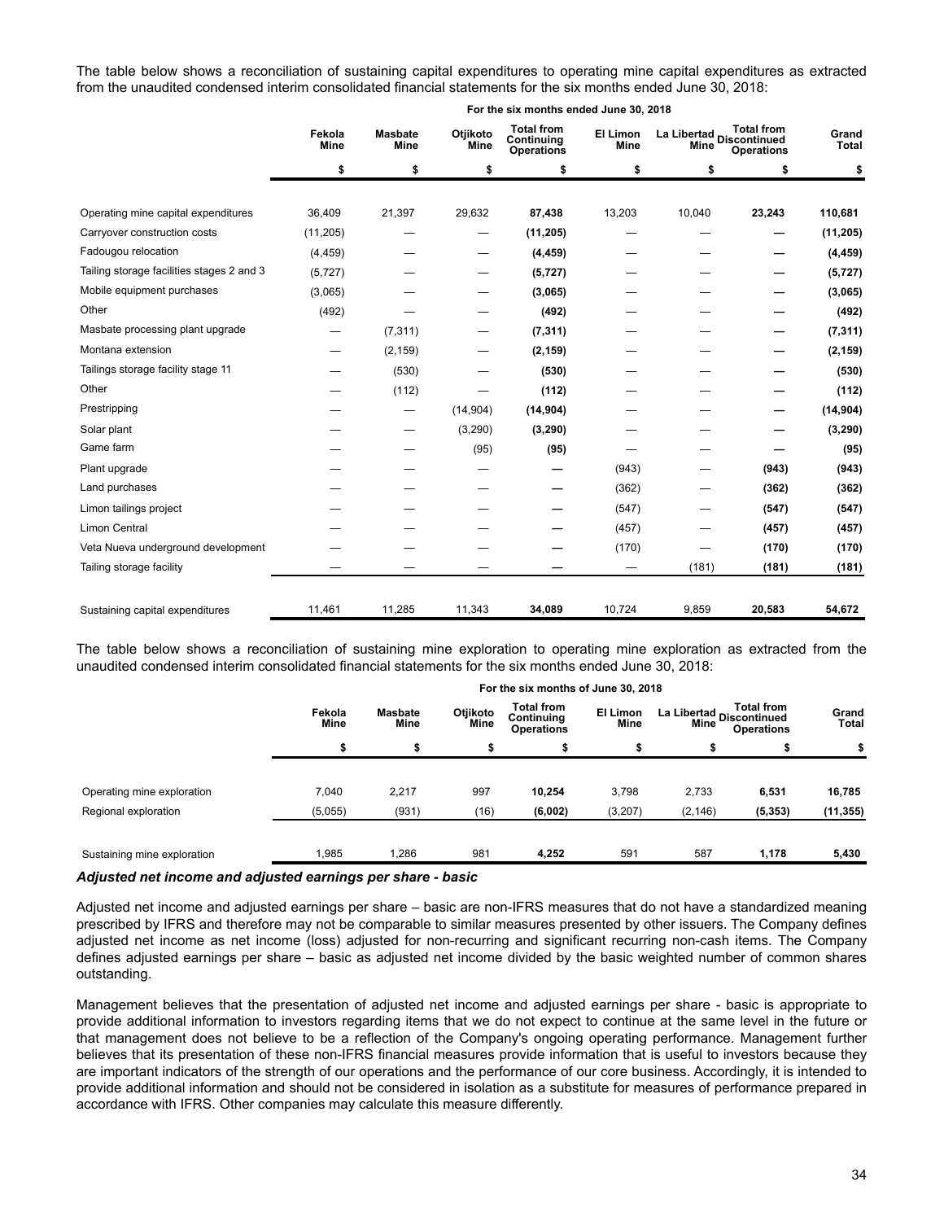The table below shows a reconciliation of sustaining capital expenditures to operating mine capital expenditures as extracted from the unaudited condensed interim consolidated financial statements for the six months ended June 30, 2018:

| | For the six months ended June 30, 2018 | | | | | | | |
|---|---|---|---|---|---|---|---|---|
| | Fekola Mine | Masbate Mine | Otjikoto Mine | Total from Continuing Operations | El Limon Mine | La Libertad Mine | Total from Discontinued Operations | Grand Total |
| | $ | $ | $ | $ | $ | $ | $ | $ |
| Operating mine capital expenditures | 36,409 | 21,397 | 29,632 | **87,438** | 13,203 | 10,040 | **23,243** | **110,681** |
| Carryover construction costs | (11,205) | — | — | **(11,205)** | — | — | **—** | **(11,205)** |
| Fadougou relocation | (4,459) | — | — | **(4,459)** | — | — | **—** | **(4,459)** |
| Tailing storage facilities stages 2 and 3 | (5,727) | — | — | **(5,727)** | — | — | **—** | **(5,727)** |
| Mobile equipment purchases | (3,065) | — | — | **(3,065)** | — | — | **—** | **(3,065)** |
| Other | (492) | — | — | **(492)** | — | — | **—** | **(492)** |
| Masbate processing plant upgrade | — | (7,311) | — | **(7,311)** | — | — | **—** | **(7,311)** |
| Montana extension | — | (2,159) | — | **(2,159)** | — | — | **—** | **(2,159)** |
| Tailings storage facility stage 11 | — | (530) | — | **(530)** | — | — | **—** | **(530)** |
| Other | — | (112) | — | **(112)** | — | — | **—** | **(112)** |
| Prestripping | — | — | (14,904) | **(14,904)** | — | — | **—** | **(14,904)** |
| Solar plant | — | — | (3,290) | **(3,290)** | — | — | **—** | **(3,290)** |
| Game farm | — | — | (95) | **(95)** | — | — | **—** | **(95)** |
| Plant upgrade | — | — | — | **—** | (943) | — | **(943)** | **(943)** |
| Land purchases | — | — | — | **—** | (362) | — | **(362)** | **(362)** |
| Limon tailings project | — | — | — | **—** | (547) | — | **(547)** | **(547)** |
| Limon Central | — | — | — | **—** | (457) | — | **(457)** | **(457)** |
| Veta Nueva underground development | — | — | — | **—** | (170) | — | **(170)** | **(170)** |
| Tailing storage facility | — | — | — | **—** | — | (181) | **(181)** | **(181)** |
| Sustaining capital expenditures | 11,461 | 11,285 | 11,343 | **34,089** | 10,724 | 9,859 | **20,583** | **54,672** |

The table below shows a reconciliation of sustaining mine exploration to operating mine exploration as extracted from the unaudited condensed interim consolidated financial statements for the six months ended June 30, 2018:

| | For the six months of June 30, 2018 | | | | | | | |
|---|---|---|---|---|---|---|---|---|
| | Fekola Mine | Masbate Mine | Otjikoto Mine | Total from Continuing Operations | El Limon Mine | La Libertad Mine | Total from Discontinued Operations | Grand Total |
| | $ | $ | $ | $ | $ | $ | $ | $ |
| Operating mine exploration | 7,040 | 2,217 | 997 | **10,254** | 3,798 | 2,733 | **6,531** | **16,785** |
| Regional exploration | (5,055) | (931) | (16) | **(6,002)** | (3,207) | (2,146) | **(5,353)** | **(11,355)** |
| Sustaining mine exploration | 1,985 | 1,286 | 981 | **4,252** | 591 | 587 | **1,178** | **5,430** |

***Adjusted net income and adjusted earnings per share - basic***

Adjusted net income and adjusted earnings per share – basic are non-IFRS measures that do not have a standardized meaning prescribed by IFRS and therefore may not be comparable to similar measures presented by other issuers. The Company defines adjusted net income as net income (loss) adjusted for non-recurring and significant recurring non-cash items. The Company defines adjusted earnings per share – basic as adjusted net income divided by the basic weighted number of common shares outstanding.

Management believes that the presentation of adjusted net income and adjusted earnings per share - basic is appropriate to provide additional information to investors regarding items that we do not expect to continue at the same level in the future or that management does not believe to be a reflection of the Company's ongoing operating performance. Management further believes that its presentation of these non-IFRS financial measures provide information that is useful to investors because they are important indicators of the strength of our operations and the performance of our core business. Accordingly, it is intended to provide additional information and should not be considered in isolation as a substitute for measures of performance prepared in accordance with IFRS. Other companies may calculate this measure differently.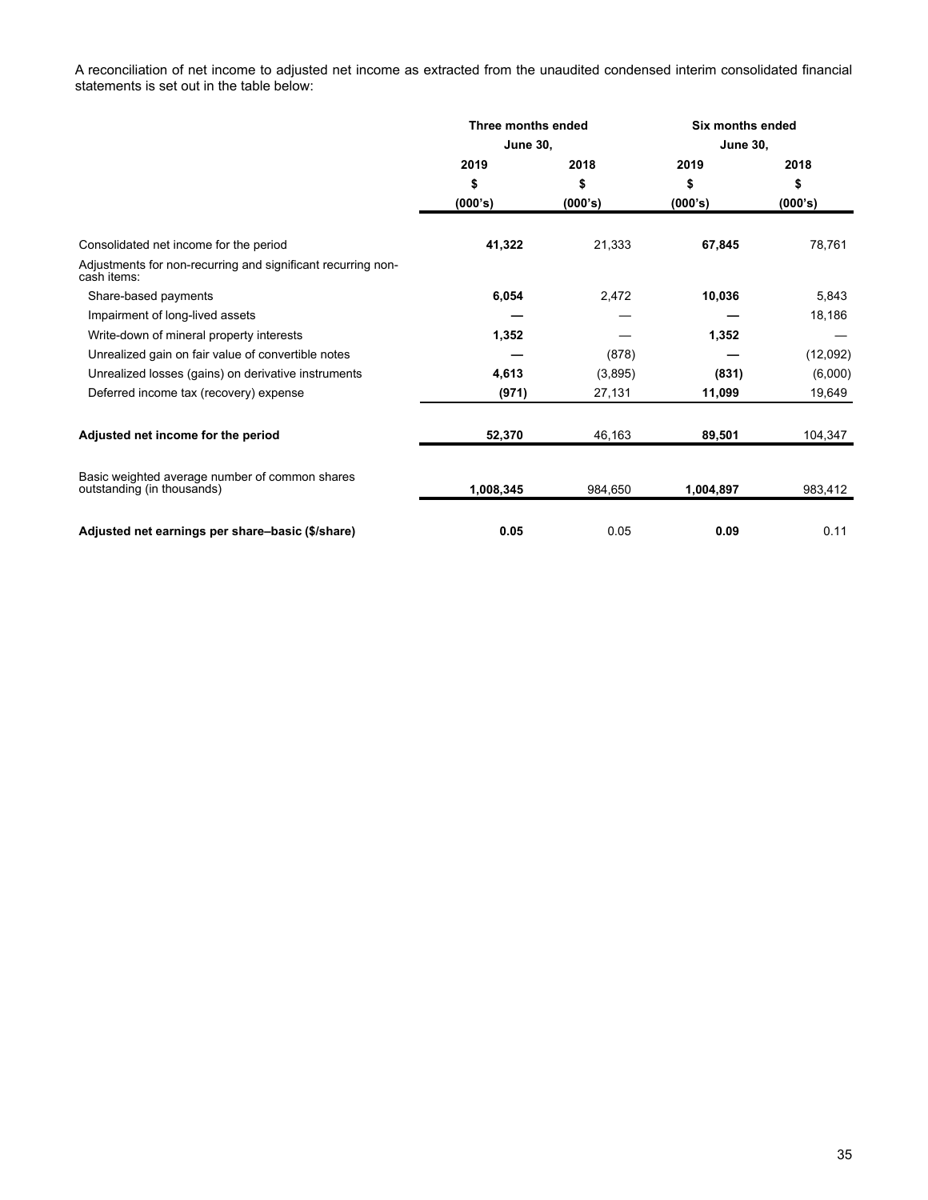A reconciliation of net income to adjusted net income as extracted from the unaudited condensed interim consolidated financial statements is set out in the table below:

| | Three months ended June 30, | | Six months ended June 30, | |
|---|---|---|---|---|
| | 2019 | 2018 | 2019 | 2018 |
| | $ | $ | $ | $ |
| | (000's) | (000's) | (000's) | (000's) |
| Consolidated net income for the period | **41,322** | 21,333 | **67,845** | 78,761 |
| Adjustments for non-recurring and significant recurring non-cash items: | | | | |
| Share-based payments | **6,054** | 2,472 | **10,036** | 5,843 |
| Impairment of long-lived assets | **—** | — | **—** | 18,186 |
| Write-down of mineral property interests | **1,352** | — | **1,352** | — |
| Unrealized gain on fair value of convertible notes | **—** | (878) | **—** | (12,092) |
| Unrealized losses (gains) on derivative instruments | **4,613** | (3,895) | **(831)** | (6,000) |
| Deferred income tax (recovery) expense | **(971)** | 27,131 | **11,099** | 19,649 |
| **Adjusted net income for the period** | **52,370** | 46,163 | **89,501** | 104,347 |
| Basic weighted average number of common shares outstanding (in thousands) | **1,008,345** | 984,650 | **1,004,897** | 983,412 |
| **Adjusted net earnings per share–basic ($/share)** | **0.05** | 0.05 | **0.09** | 0.11 |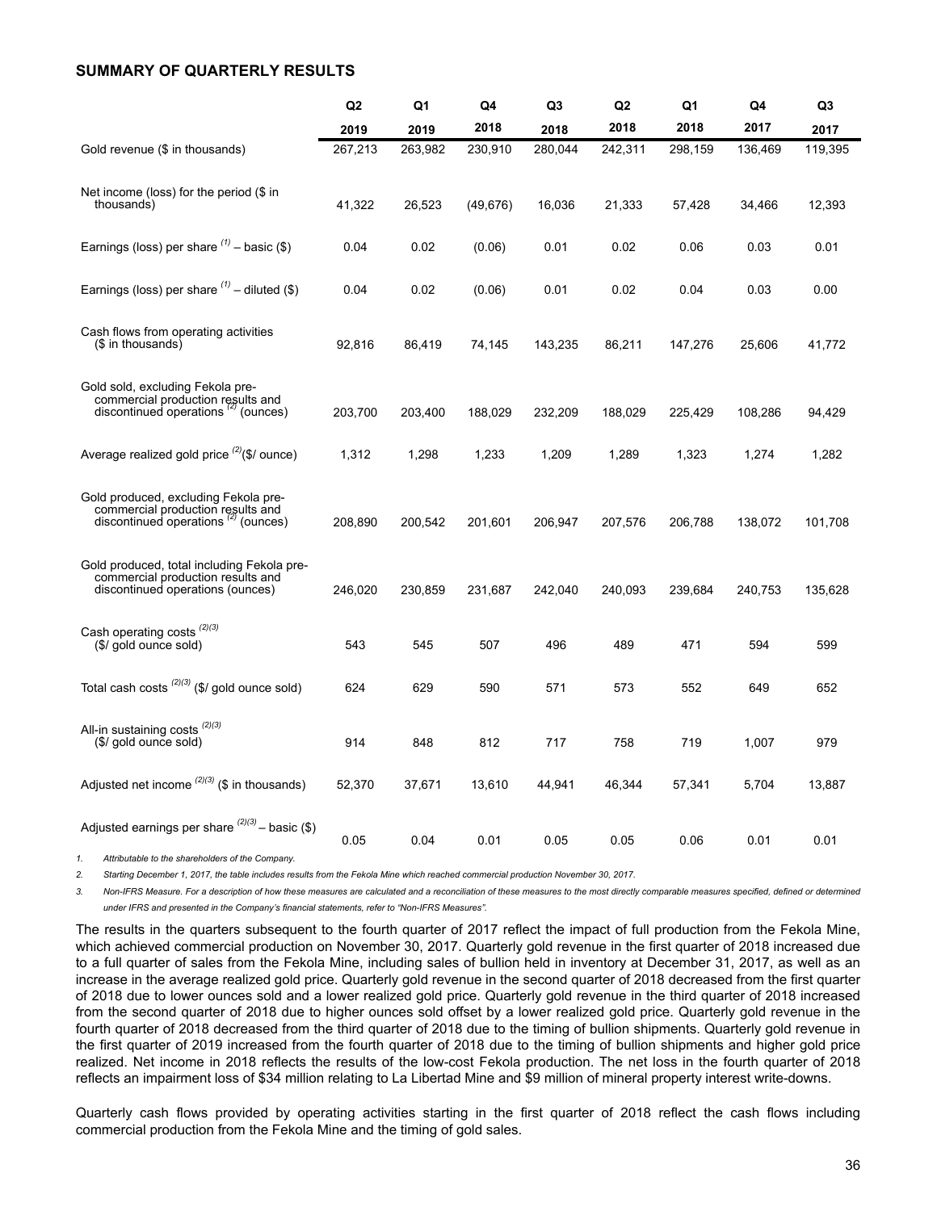## SUMMARY OF QUARTERLY RESULTS

| | Q2 2019 | Q1 2019 | Q4 2018 | Q3 2018 | Q2 2018 | Q1 2018 | Q4 2017 | Q3 2017 |
|---|---|---|---|---|---|---|---|---|
| Gold revenue ($ in thousands) | 267,213 | 263,982 | 230,910 | 280,044 | 242,311 | 298,159 | 136,469 | 119,395 |
| Net income (loss) for the period ($ in thousands) | 41,322 | 26,523 | (49,676) | 16,036 | 21,333 | 57,428 | 34,466 | 12,393 |
| Earnings (loss) per share [(1)] – basic ($) | 0.04 | 0.02 | (0.06) | 0.01 | 0.02 | 0.06 | 0.03 | 0.01 |
| Earnings (loss) per share [(1)] – diluted ($) | 0.04 | 0.02 | (0.06) | 0.01 | 0.02 | 0.04 | 0.03 | 0.00 |
| Cash flows from operating activities ($ in thousands) | 92,816 | 86,419 | 74,145 | 143,235 | 86,211 | 147,276 | 25,606 | 41,772 |
| Gold sold, excluding Fekola pre-commercial production results and discontinued operations [(2)] (ounces) | 203,700 | 203,400 | 188,029 | 232,209 | 188,029 | 225,429 | 108,286 | 94,429 |
| Average realized gold price [(2)] ($/ ounce) | 1,312 | 1,298 | 1,233 | 1,209 | 1,289 | 1,323 | 1,274 | 1,282 |
| Gold produced, excluding Fekola pre-commercial production results and discontinued operations [(2)] (ounces) | 208,890 | 200,542 | 201,601 | 206,947 | 207,576 | 206,788 | 138,072 | 101,708 |
| Gold produced, total including Fekola pre-commercial production results and discontinued operations (ounces) | 246,020 | 230,859 | 231,687 | 242,040 | 240,093 | 239,684 | 240,753 | 135,628 |
| Cash operating costs [(2)(3)] ($/ gold ounce sold) | 543 | 545 | 507 | 496 | 489 | 471 | 594 | 599 |
| Total cash costs [(2)(3)] ($/ gold ounce sold) | 624 | 629 | 590 | 571 | 573 | 552 | 649 | 652 |
| All-in sustaining costs [(2)(3)] ($/ gold ounce sold) | 914 | 848 | 812 | 717 | 758 | 719 | 1,007 | 979 |
| Adjusted net income [(2)(3)] ($ in thousands) | 52,370 | 37,671 | 13,610 | 44,941 | 46,344 | 57,341 | 5,704 | 13,887 |
| Adjusted earnings per share [(2)(3)] – basic ($) | 0.05 | 0.04 | 0.01 | 0.05 | 0.05 | 0.06 | 0.01 | 0.01 |

1. *Attributable to the shareholders of the Company.*
2. *Starting December 1, 2017, the table includes results from the Fekola Mine which reached commercial production November 30, 2017.*
3. *Non-IFRS Measure. For a description of how these measures are calculated and a reconciliation of these measures to the most directly comparable measures specified, defined or determined under IFRS and presented in the Company's financial statements, refer to "Non-IFRS Measures".*

The results in the quarters subsequent to the fourth quarter of 2017 reflect the impact of full production from the Fekola Mine, which achieved commercial production on November 30, 2017. Quarterly gold revenue in the first quarter of 2018 increased due to a full quarter of sales from the Fekola Mine, including sales of bullion held in inventory at December 31, 2017, as well as an increase in the average realized gold price. Quarterly gold revenue in the second quarter of 2018 decreased from the first quarter of 2018 due to lower ounces sold and a lower realized gold price. Quarterly gold revenue in the third quarter of 2018 increased from the second quarter of 2018 due to higher ounces sold offset by a lower realized gold price. Quarterly gold revenue in the fourth quarter of 2018 decreased from the third quarter of 2018 due to the timing of bullion shipments. Quarterly gold revenue in the first quarter of 2019 increased from the fourth quarter of 2018 due to the timing of bullion shipments and higher gold price realized. Net income in 2018 reflects the results of the low-cost Fekola production. The net loss in the fourth quarter of 2018 reflects an impairment loss of $34 million relating to La Libertad Mine and $9 million of mineral property interest write-downs.

Quarterly cash flows provided by operating activities starting in the first quarter of 2018 reflect the cash flows including commercial production from the Fekola Mine and the timing of gold sales.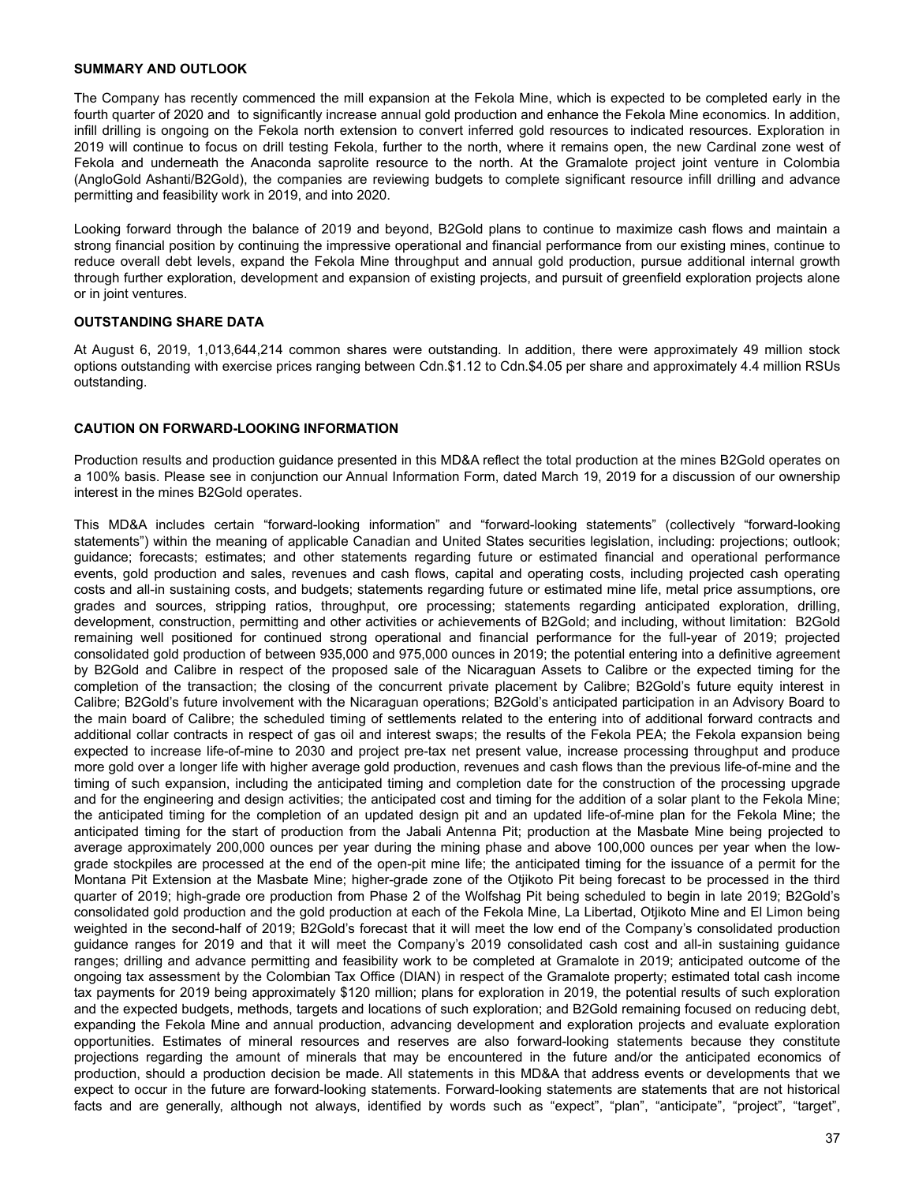## SUMMARY AND OUTLOOK

The Company has recently commenced the mill expansion at the Fekola Mine, which is expected to be completed early in the fourth quarter of 2020 and to significantly increase annual gold production and enhance the Fekola Mine economics. In addition, infill drilling is ongoing on the Fekola north extension to convert inferred gold resources to indicated resources. Exploration in 2019 will continue to focus on drill testing Fekola, further to the north, where it remains open, the new Cardinal zone west of Fekola and underneath the Anaconda saprolite resource to the north. At the Gramalote project joint venture in Colombia (AngloGold Ashanti/B2Gold), the companies are reviewing budgets to complete significant resource infill drilling and advance permitting and feasibility work in 2019, and into 2020.

Looking forward through the balance of 2019 and beyond, B2Gold plans to continue to maximize cash flows and maintain a strong financial position by continuing the impressive operational and financial performance from our existing mines, continue to reduce overall debt levels, expand the Fekola Mine throughput and annual gold production, pursue additional internal growth through further exploration, development and expansion of existing projects, and pursuit of greenfield exploration projects alone or in joint ventures.

## OUTSTANDING SHARE DATA

At August 6, 2019, 1,013,644,214 common shares were outstanding. In addition, there were approximately 49 million stock options outstanding with exercise prices ranging between Cdn.$1.12 to Cdn.$4.05 per share and approximately 4.4 million RSUs outstanding.

## CAUTION ON FORWARD-LOOKING INFORMATION

Production results and production guidance presented in this MD&A reflect the total production at the mines B2Gold operates on a 100% basis. Please see in conjunction our Annual Information Form, dated March 19, 2019 for a discussion of our ownership interest in the mines B2Gold operates.

This MD&A includes certain "forward-looking information" and "forward-looking statements" (collectively "forward-looking statements") within the meaning of applicable Canadian and United States securities legislation, including: projections; outlook; guidance; forecasts; estimates; and other statements regarding future or estimated financial and operational performance events, gold production and sales, revenues and cash flows, capital and operating costs, including projected cash operating costs and all-in sustaining costs, and budgets; statements regarding future or estimated mine life, metal price assumptions, ore grades and sources, stripping ratios, throughput, ore processing; statements regarding anticipated exploration, drilling, development, construction, permitting and other activities or achievements of B2Gold; and including, without limitation: B2Gold remaining well positioned for continued strong operational and financial performance for the full-year of 2019; projected consolidated gold production of between 935,000 and 975,000 ounces in 2019; the potential entering into a definitive agreement by B2Gold and Calibre in respect of the proposed sale of the Nicaraguan Assets to Calibre or the expected timing for the completion of the transaction; the closing of the concurrent private placement by Calibre; B2Gold's future equity interest in Calibre; B2Gold's future involvement with the Nicaraguan operations; B2Gold's anticipated participation in an Advisory Board to the main board of Calibre; the scheduled timing of settlements related to the entering into of additional forward contracts and additional collar contracts in respect of gas oil and interest swaps; the results of the Fekola PEA; the Fekola expansion being expected to increase life-of-mine to 2030 and project pre-tax net present value, increase processing throughput and produce more gold over a longer life with higher average gold production, revenues and cash flows than the previous life-of-mine and the timing of such expansion, including the anticipated timing and completion date for the construction of the processing upgrade and for the engineering and design activities; the anticipated cost and timing for the addition of a solar plant to the Fekola Mine; the anticipated timing for the completion of an updated design pit and an updated life-of-mine plan for the Fekola Mine; the anticipated timing for the start of production from the Jabali Antenna Pit; production at the Masbate Mine being projected to average approximately 200,000 ounces per year during the mining phase and above 100,000 ounces per year when the low-grade stockpiles are processed at the end of the open-pit mine life; the anticipated timing for the issuance of a permit for the Montana Pit Extension at the Masbate Mine; higher-grade zone of the Otjikoto Pit being forecast to be processed in the third quarter of 2019; high-grade ore production from Phase 2 of the Wolfshag Pit being scheduled to begin in late 2019; B2Gold's consolidated gold production and the gold production at each of the Fekola Mine, La Libertad, Otjikoto Mine and El Limon being weighted in the second-half of 2019; B2Gold's forecast that it will meet the low end of the Company's consolidated production guidance ranges for 2019 and that it will meet the Company's 2019 consolidated cash cost and all-in sustaining guidance ranges; drilling and advance permitting and feasibility work to be completed at Gramalote in 2019; anticipated outcome of the ongoing tax assessment by the Colombian Tax Office (DIAN) in respect of the Gramalote property; estimated total cash income tax payments for 2019 being approximately $120 million; plans for exploration in 2019, the potential results of such exploration and the expected budgets, methods, targets and locations of such exploration; and B2Gold remaining focused on reducing debt, expanding the Fekola Mine and annual production, advancing development and exploration projects and evaluate exploration opportunities. Estimates of mineral resources and reserves are also forward-looking statements because they constitute projections regarding the amount of minerals that may be encountered in the future and/or the anticipated economics of production, should a production decision be made. All statements in this MD&A that address events or developments that we expect to occur in the future are forward-looking statements. Forward-looking statements are statements that are not historical facts and are generally, although not always, identified by words such as "expect", "plan", "anticipate", "project", "target",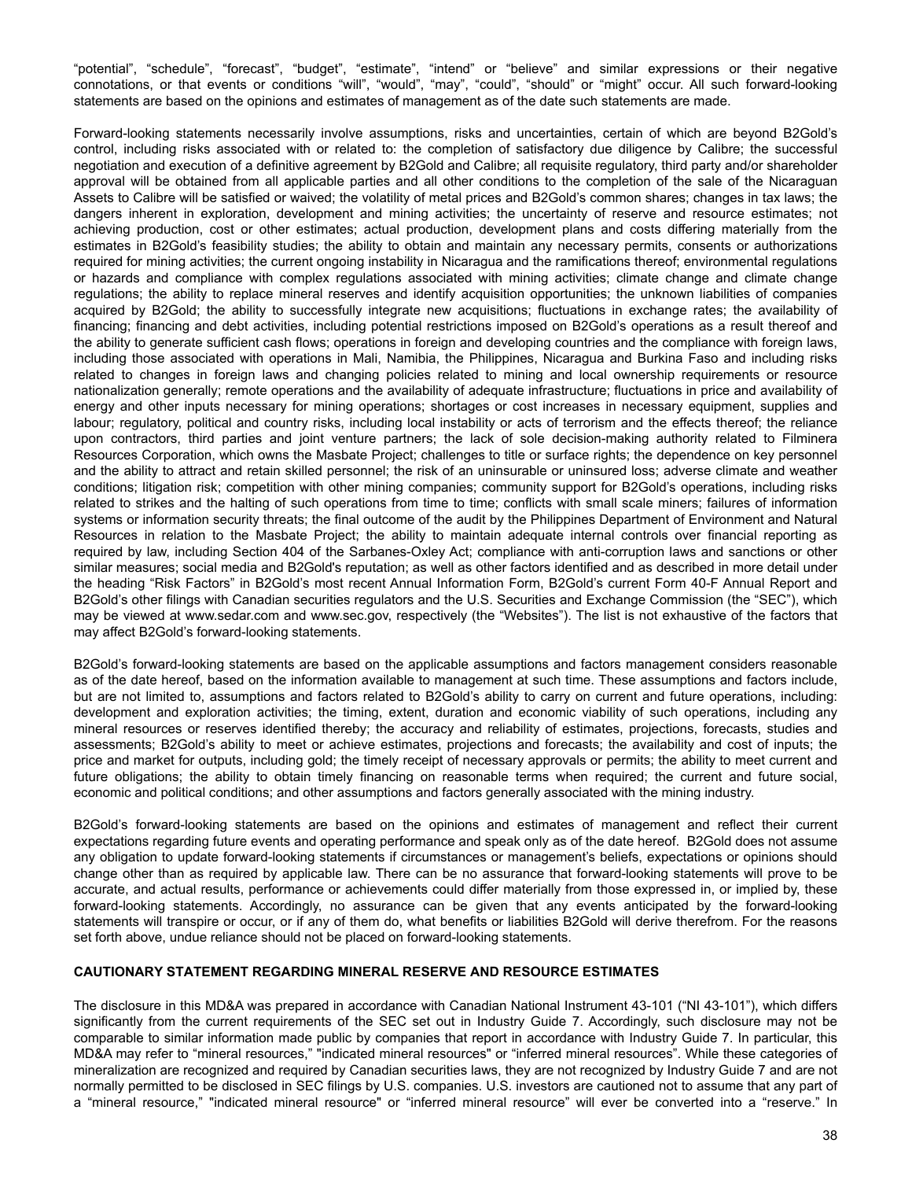"potential", "schedule", "forecast", "budget", "estimate", "intend" or "believe" and similar expressions or their negative connotations, or that events or conditions "will", "would", "may", "could", "should" or "might" occur. All such forward-looking statements are based on the opinions and estimates of management as of the date such statements are made.

Forward-looking statements necessarily involve assumptions, risks and uncertainties, certain of which are beyond B2Gold's control, including risks associated with or related to: the completion of satisfactory due diligence by Calibre; the successful negotiation and execution of a definitive agreement by B2Gold and Calibre; all requisite regulatory, third party and/or shareholder approval will be obtained from all applicable parties and all other conditions to the completion of the sale of the Nicaraguan Assets to Calibre will be satisfied or waived; the volatility of metal prices and B2Gold's common shares; changes in tax laws; the dangers inherent in exploration, development and mining activities; the uncertainty of reserve and resource estimates; not achieving production, cost or other estimates; actual production, development plans and costs differing materially from the estimates in B2Gold's feasibility studies; the ability to obtain and maintain any necessary permits, consents or authorizations required for mining activities; the current ongoing instability in Nicaragua and the ramifications thereof; environmental regulations or hazards and compliance with complex regulations associated with mining activities; climate change and climate change regulations; the ability to replace mineral reserves and identify acquisition opportunities; the unknown liabilities of companies acquired by B2Gold; the ability to successfully integrate new acquisitions; fluctuations in exchange rates; the availability of financing; financing and debt activities, including potential restrictions imposed on B2Gold's operations as a result thereof and the ability to generate sufficient cash flows; operations in foreign and developing countries and the compliance with foreign laws, including those associated with operations in Mali, Namibia, the Philippines, Nicaragua and Burkina Faso and including risks related to changes in foreign laws and changing policies related to mining and local ownership requirements or resource nationalization generally; remote operations and the availability of adequate infrastructure; fluctuations in price and availability of energy and other inputs necessary for mining operations; shortages or cost increases in necessary equipment, supplies and labour; regulatory, political and country risks, including local instability or acts of terrorism and the effects thereof; the reliance upon contractors, third parties and joint venture partners; the lack of sole decision-making authority related to Filminera Resources Corporation, which owns the Masbate Project; challenges to title or surface rights; the dependence on key personnel and the ability to attract and retain skilled personnel; the risk of an uninsurable or uninsured loss; adverse climate and weather conditions; litigation risk; competition with other mining companies; community support for B2Gold's operations, including risks related to strikes and the halting of such operations from time to time; conflicts with small scale miners; failures of information systems or information security threats; the final outcome of the audit by the Philippines Department of Environment and Natural Resources in relation to the Masbate Project; the ability to maintain adequate internal controls over financial reporting as required by law, including Section 404 of the Sarbanes-Oxley Act; compliance with anti-corruption laws and sanctions or other similar measures; social media and B2Gold's reputation; as well as other factors identified and as described in more detail under the heading "Risk Factors" in B2Gold's most recent Annual Information Form, B2Gold's current Form 40-F Annual Report and B2Gold's other filings with Canadian securities regulators and the U.S. Securities and Exchange Commission (the "SEC"), which may be viewed at www.sedar.com and www.sec.gov, respectively (the "Websites"). The list is not exhaustive of the factors that may affect B2Gold's forward-looking statements.

B2Gold's forward-looking statements are based on the applicable assumptions and factors management considers reasonable as of the date hereof, based on the information available to management at such time. These assumptions and factors include, but are not limited to, assumptions and factors related to B2Gold's ability to carry on current and future operations, including: development and exploration activities; the timing, extent, duration and economic viability of such operations, including any mineral resources or reserves identified thereby; the accuracy and reliability of estimates, projections, forecasts, studies and assessments; B2Gold's ability to meet or achieve estimates, projections and forecasts; the availability and cost of inputs; the price and market for outputs, including gold; the timely receipt of necessary approvals or permits; the ability to meet current and future obligations; the ability to obtain timely financing on reasonable terms when required; the current and future social, economic and political conditions; and other assumptions and factors generally associated with the mining industry.

B2Gold's forward-looking statements are based on the opinions and estimates of management and reflect their current expectations regarding future events and operating performance and speak only as of the date hereof. B2Gold does not assume any obligation to update forward-looking statements if circumstances or management's beliefs, expectations or opinions should change other than as required by applicable law. There can be no assurance that forward-looking statements will prove to be accurate, and actual results, performance or achievements could differ materially from those expressed in, or implied by, these forward-looking statements. Accordingly, no assurance can be given that any events anticipated by the forward-looking statements will transpire or occur, or if any of them do, what benefits or liabilities B2Gold will derive therefrom. For the reasons set forth above, undue reliance should not be placed on forward-looking statements.

## CAUTIONARY STATEMENT REGARDING MINERAL RESERVE AND RESOURCE ESTIMATES

The disclosure in this MD&A was prepared in accordance with Canadian National Instrument 43-101 ("NI 43-101"), which differs significantly from the current requirements of the SEC set out in Industry Guide 7. Accordingly, such disclosure may not be comparable to similar information made public by companies that report in accordance with Industry Guide 7. In particular, this MD&A may refer to "mineral resources," "indicated mineral resources" or "inferred mineral resources". While these categories of mineralization are recognized and required by Canadian securities laws, they are not recognized by Industry Guide 7 and are not normally permitted to be disclosed in SEC filings by U.S. companies. U.S. investors are cautioned not to assume that any part of a "mineral resource," "indicated mineral resource" or "inferred mineral resource" will ever be converted into a "reserve." In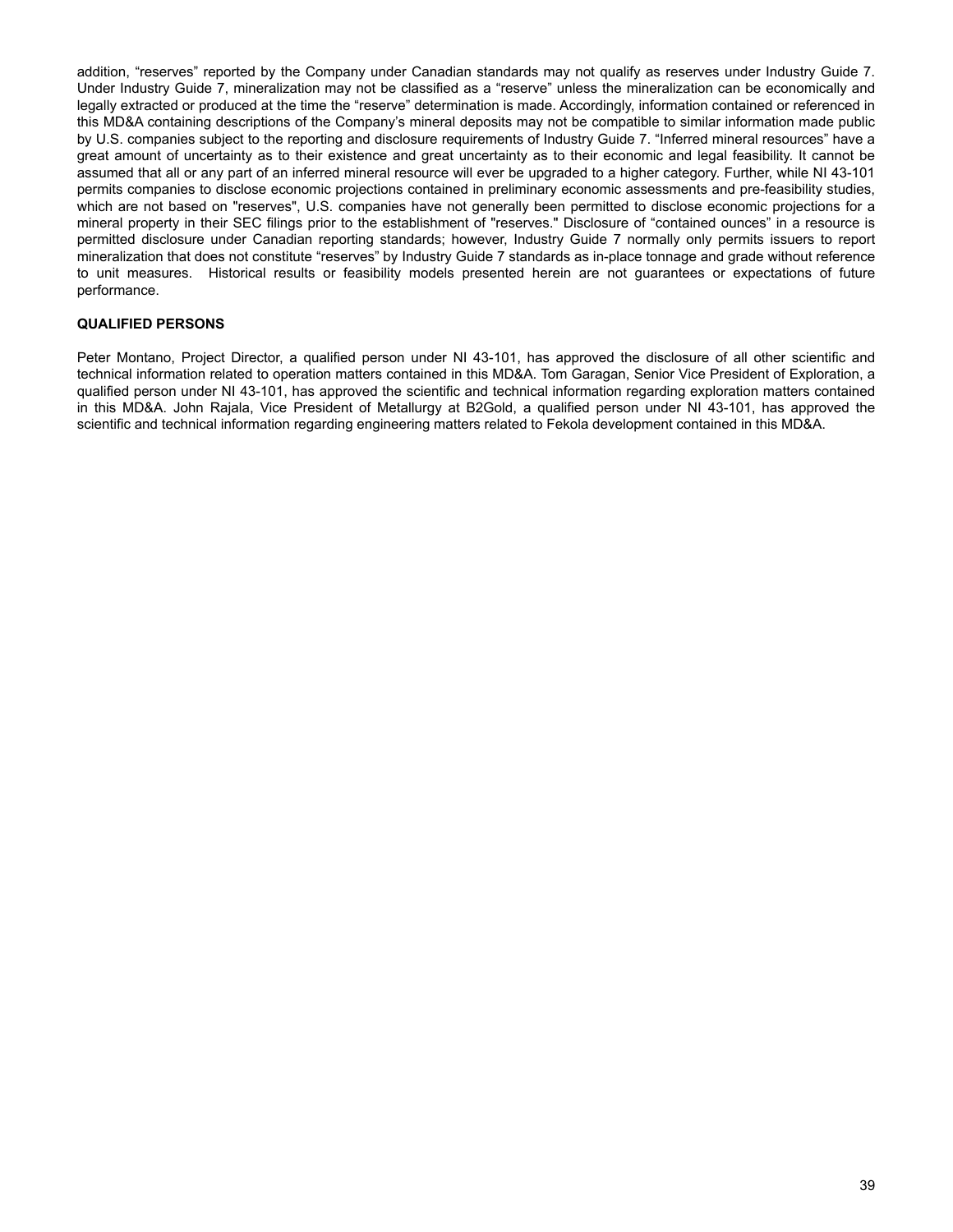addition, "reserves" reported by the Company under Canadian standards may not qualify as reserves under Industry Guide 7. Under Industry Guide 7, mineralization may not be classified as a "reserve" unless the mineralization can be economically and legally extracted or produced at the time the "reserve" determination is made. Accordingly, information contained or referenced in this MD&A containing descriptions of the Company's mineral deposits may not be compatible to similar information made public by U.S. companies subject to the reporting and disclosure requirements of Industry Guide 7. "Inferred mineral resources" have a great amount of uncertainty as to their existence and great uncertainty as to their economic and legal feasibility. It cannot be assumed that all or any part of an inferred mineral resource will ever be upgraded to a higher category. Further, while NI 43-101 permits companies to disclose economic projections contained in preliminary economic assessments and pre-feasibility studies, which are not based on "reserves", U.S. companies have not generally been permitted to disclose economic projections for a mineral property in their SEC filings prior to the establishment of "reserves." Disclosure of "contained ounces" in a resource is permitted disclosure under Canadian reporting standards; however, Industry Guide 7 normally only permits issuers to report mineralization that does not constitute "reserves" by Industry Guide 7 standards as in-place tonnage and grade without reference to unit measures. Historical results or feasibility models presented herein are not guarantees or expectations of future performance.

**QUALIFIED PERSONS**

Peter Montano, Project Director, a qualified person under NI 43-101, has approved the disclosure of all other scientific and technical information related to operation matters contained in this MD&A. Tom Garagan, Senior Vice President of Exploration, a qualified person under NI 43-101, has approved the scientific and technical information regarding exploration matters contained in this MD&A. John Rajala, Vice President of Metallurgy at B2Gold, a qualified person under NI 43-101, has approved the scientific and technical information regarding engineering matters related to Fekola development contained in this MD&A.